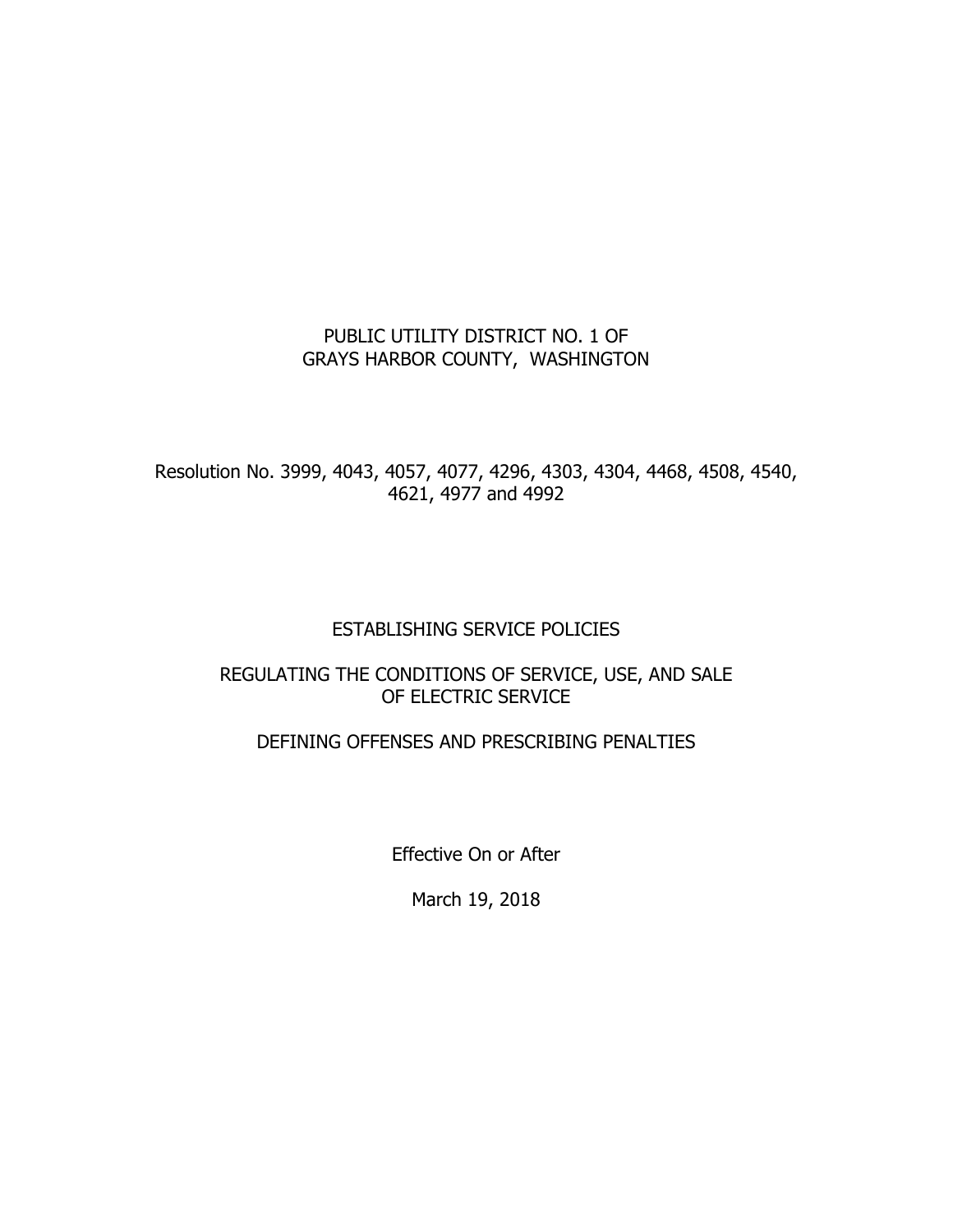# PUBLIC UTILITY DISTRICT NO. 1 OF GRAYS HARBOR COUNTY, WASHINGTON

Resolution No. 3999, 4043, 4057, 4077, 4296, 4303, 4304, 4468, 4508, 4540, 4621, 4977 and 4992

## ESTABLISHING SERVICE POLICIES

## REGULATING THE CONDITIONS OF SERVICE, USE, AND SALE OF ELECTRIC SERVICE

## DEFINING OFFENSES AND PRESCRIBING PENALTIES

Effective On or After

March 19, 2018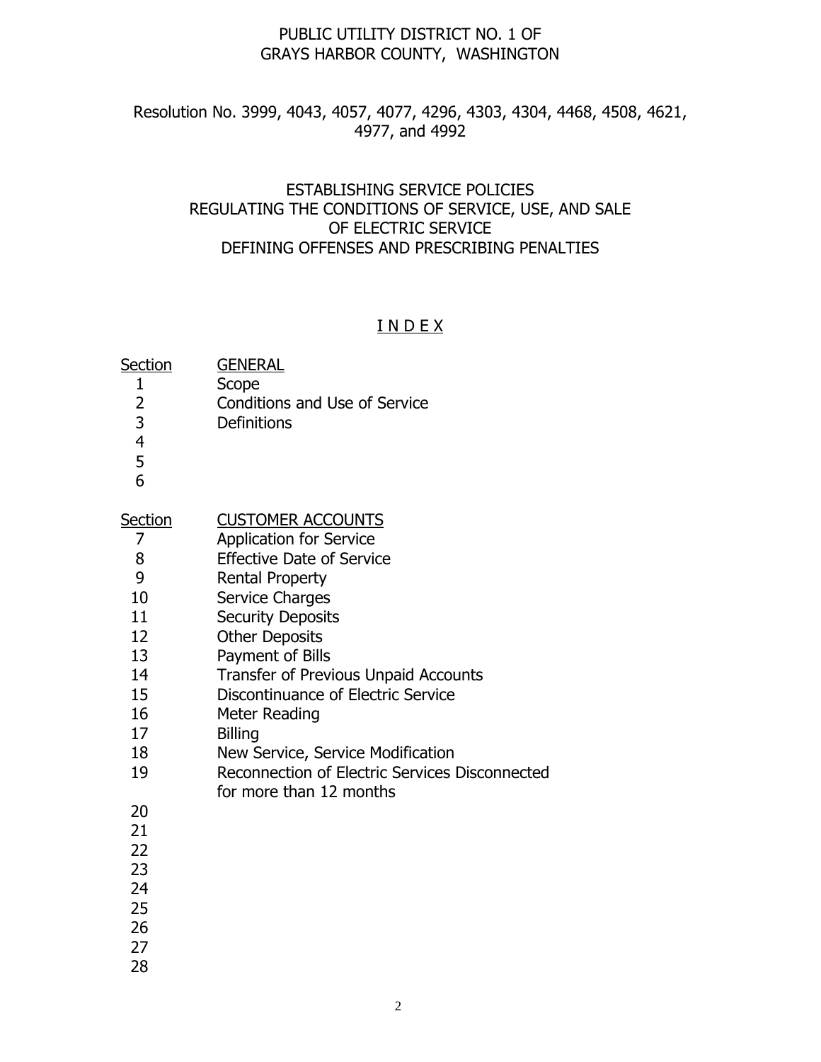PUBLIC UTILITY DISTRICT NO. 1 OF
GRAYS HARBOR COUNTY, WASHINGTON

Resolution No. 3999, 4043, 4057, 4077, 4296, 4303, 4304, 4468, 4508, 4621, 4977, and 4992

ESTABLISHING SERVICE POLICIES
REGULATING THE CONDITIONS OF SERVICE, USE, AND SALE
OF ELECTRIC SERVICE
DEFINING OFFENSES AND PRESCRIBING PENALTIES

## I N D E X

| Section | GENERAL |
|---|---|
| 1 | Scope |
| 2 | Conditions and Use of Service |
| 3 | Definitions |
| 4 | |
| 5 | |
| 6 | |

| Section | CUSTOMER ACCOUNTS |
|---|---|
| 7 | Application for Service |
| 8 | Effective Date of Service |
| 9 | Rental Property |
| 10 | Service Charges |
| 11 | Security Deposits |
| 12 | Other Deposits |
| 13 | Payment of Bills |
| 14 | Transfer of Previous Unpaid Accounts |
| 15 | Discontinuance of Electric Service |
| 16 | Meter Reading |
| 17 | Billing |
| 18 | New Service, Service Modification |
| 19 | Reconnection of Electric Services Disconnected for more than 12 months |
| 20 | |
| 21 | |
| 22 | |
| 23 | |
| 24 | |
| 25 | |
| 26 | |
| 27 | |
| 28 | |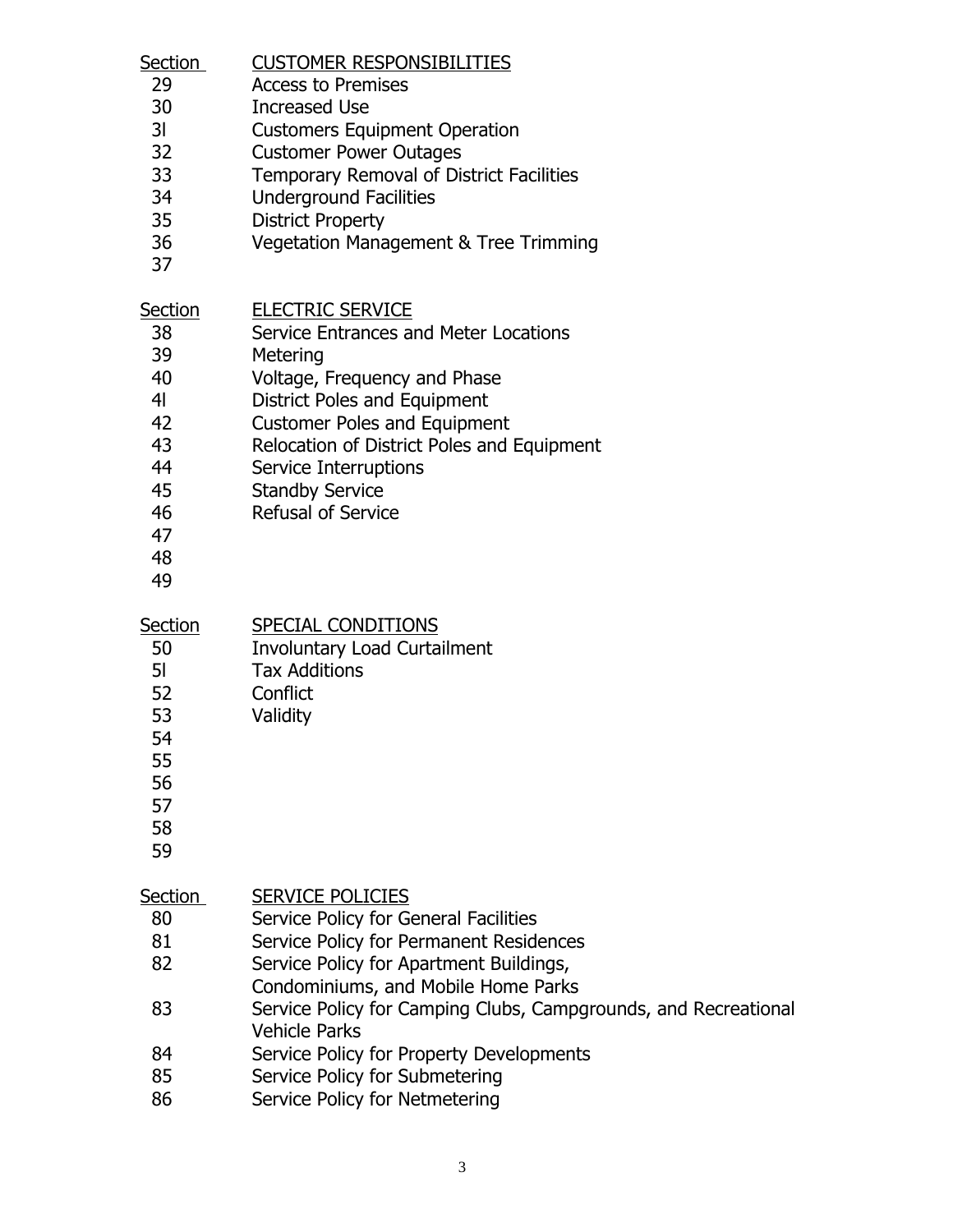| Section | CUSTOMER RESPONSIBILITIES |
|---|---|
| 29 | Access to Premises |
| 30 | Increased Use |
| 3l | Customers Equipment Operation |
| 32 | Customer Power Outages |
| 33 | Temporary Removal of District Facilities |
| 34 | Underground Facilities |
| 35 | District Property |
| 36 | Vegetation Management & Tree Trimming |
| 37 | |

| Section | ELECTRIC SERVICE |
|---|---|
| 38 | Service Entrances and Meter Locations |
| 39 | Metering |
| 40 | Voltage, Frequency and Phase |
| 4l | District Poles and Equipment |
| 42 | Customer Poles and Equipment |
| 43 | Relocation of District Poles and Equipment |
| 44 | Service Interruptions |
| 45 | Standby Service |
| 46 | Refusal of Service |
| 47 | |
| 48 | |
| 49 | |

| Section | SPECIAL CONDITIONS |
|---|---|
| 50 | Involuntary Load Curtailment |
| 5l | Tax Additions |
| 52 | Conflict |
| 53 | Validity |
| 54 | |
| 55 | |
| 56 | |
| 57 | |
| 58 | |
| 59 | |

| Section | SERVICE POLICIES |
|---|---|
| 80 | Service Policy for General Facilities |
| 81 | Service Policy for Permanent Residences |
| 82 | Service Policy for Apartment Buildings, Condominiums, and Mobile Home Parks |
| 83 | Service Policy for Camping Clubs, Campgrounds, and Recreational Vehicle Parks |
| 84 | Service Policy for Property Developments |
| 85 | Service Policy for Submetering |
| 86 | Service Policy for Netmetering |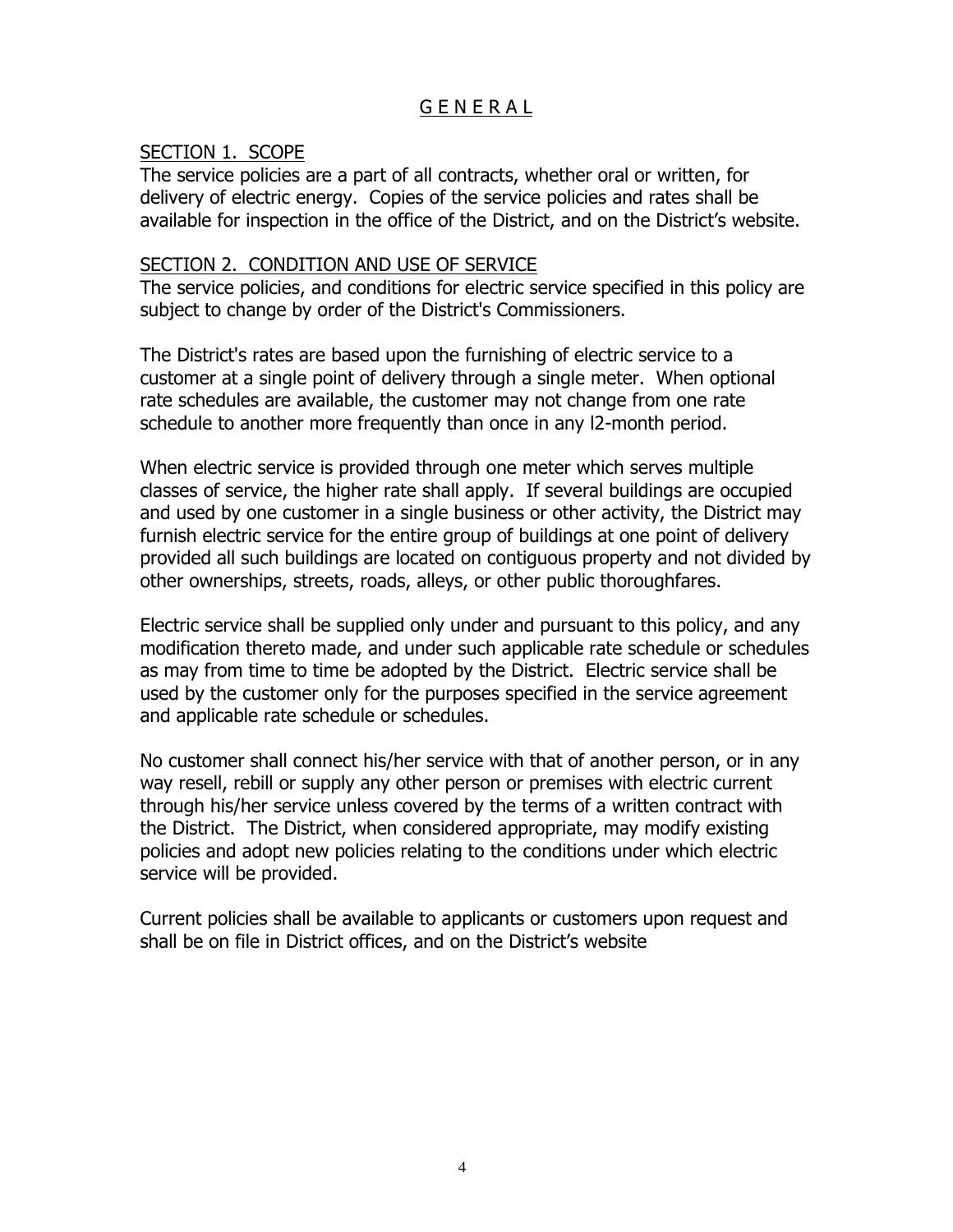# GENERAL

## SECTION 1. SCOPE

The service policies are a part of all contracts, whether oral or written, for delivery of electric energy. Copies of the service policies and rates shall be available for inspection in the office of the District, and on the District's website.

## SECTION 2. CONDITION AND USE OF SERVICE

The service policies, and conditions for electric service specified in this policy are subject to change by order of the District's Commissioners.

The District's rates are based upon the furnishing of electric service to a customer at a single point of delivery through a single meter. When optional rate schedules are available, the customer may not change from one rate schedule to another more frequently than once in any l2-month period.

When electric service is provided through one meter which serves multiple classes of service, the higher rate shall apply. If several buildings are occupied and used by one customer in a single business or other activity, the District may furnish electric service for the entire group of buildings at one point of delivery provided all such buildings are located on contiguous property and not divided by other ownerships, streets, roads, alleys, or other public thoroughfares.

Electric service shall be supplied only under and pursuant to this policy, and any modification thereto made, and under such applicable rate schedule or schedules as may from time to time be adopted by the District. Electric service shall be used by the customer only for the purposes specified in the service agreement and applicable rate schedule or schedules.

No customer shall connect his/her service with that of another person, or in any way resell, rebill or supply any other person or premises with electric current through his/her service unless covered by the terms of a written contract with the District. The District, when considered appropriate, may modify existing policies and adopt new policies relating to the conditions under which electric service will be provided.

Current policies shall be available to applicants or customers upon request and shall be on file in District offices, and on the District's website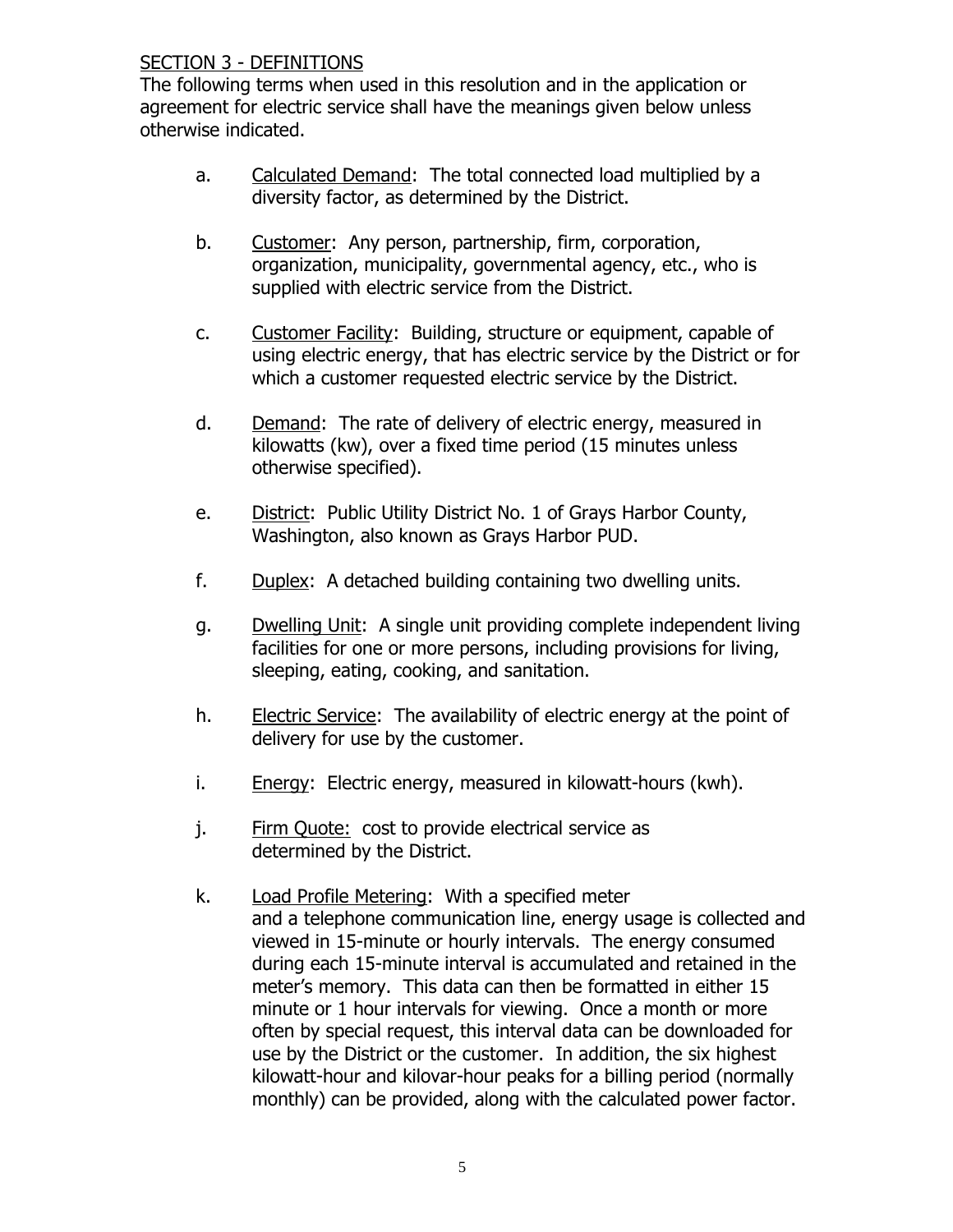## SECTION 3 - DEFINITIONS

The following terms when used in this resolution and in the application or agreement for electric service shall have the meanings given below unless otherwise indicated.

a. Calculated Demand: The total connected load multiplied by a diversity factor, as determined by the District.

b. Customer: Any person, partnership, firm, corporation, organization, municipality, governmental agency, etc., who is supplied with electric service from the District.

c. Customer Facility: Building, structure or equipment, capable of using electric energy, that has electric service by the District or for which a customer requested electric service by the District.

d. Demand: The rate of delivery of electric energy, measured in kilowatts (kw), over a fixed time period (15 minutes unless otherwise specified).

e. District: Public Utility District No. 1 of Grays Harbor County, Washington, also known as Grays Harbor PUD.

f. Duplex: A detached building containing two dwelling units.

g. Dwelling Unit: A single unit providing complete independent living facilities for one or more persons, including provisions for living, sleeping, eating, cooking, and sanitation.

h. Electric Service: The availability of electric energy at the point of delivery for use by the customer.

i. Energy: Electric energy, measured in kilowatt-hours (kwh).

j. Firm Quote: cost to provide electrical service as determined by the District.

k. Load Profile Metering: With a specified meter and a telephone communication line, energy usage is collected and viewed in 15-minute or hourly intervals. The energy consumed during each 15-minute interval is accumulated and retained in the meter's memory. This data can then be formatted in either 15 minute or 1 hour intervals for viewing. Once a month or more often by special request, this interval data can be downloaded for use by the District or the customer. In addition, the six highest kilowatt-hour and kilovar-hour peaks for a billing period (normally monthly) can be provided, along with the calculated power factor.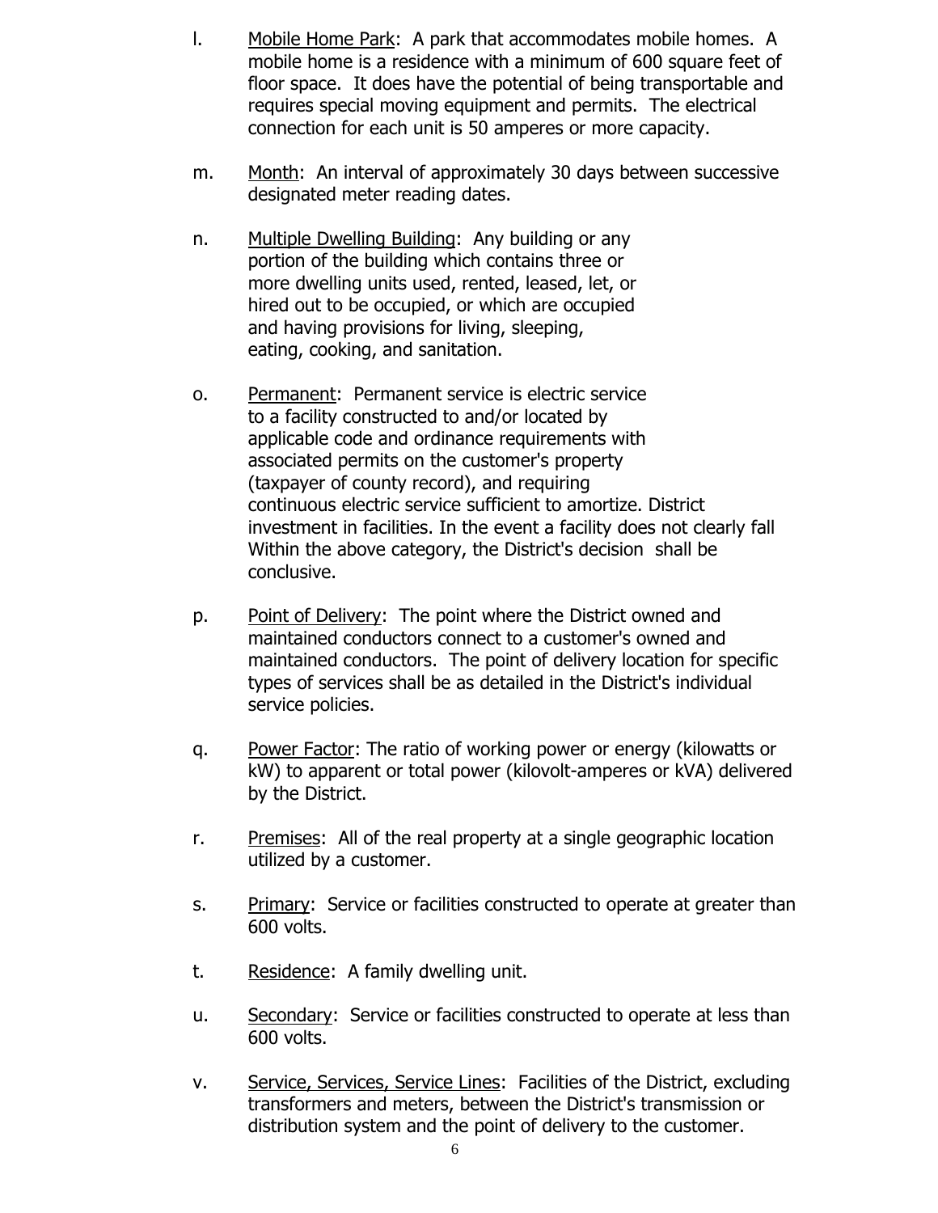l. <u>Mobile Home Park</u>: A park that accommodates mobile homes. A mobile home is a residence with a minimum of 600 square feet of floor space. It does have the potential of being transportable and requires special moving equipment and permits. The electrical connection for each unit is 50 amperes or more capacity.

m. <u>Month</u>: An interval of approximately 30 days between successive designated meter reading dates.

n. <u>Multiple Dwelling Building</u>: Any building or any portion of the building which contains three or more dwelling units used, rented, leased, let, or hired out to be occupied, or which are occupied and having provisions for living, sleeping, eating, cooking, and sanitation.

o. <u>Permanent</u>: Permanent service is electric service to a facility constructed to and/or located by applicable code and ordinance requirements with associated permits on the customer's property (taxpayer of county record), and requiring continuous electric service sufficient to amortize. District investment in facilities. In the event a facility does not clearly fall Within the above category, the District's decision shall be conclusive.

p. <u>Point of Delivery</u>: The point where the District owned and maintained conductors connect to a customer's owned and maintained conductors. The point of delivery location for specific types of services shall be as detailed in the District's individual service policies.

q. <u>Power Factor</u>: The ratio of working power or energy (kilowatts or kW) to apparent or total power (kilovolt-amperes or kVA) delivered by the District.

r. <u>Premises</u>: All of the real property at a single geographic location utilized by a customer.

s. <u>Primary</u>: Service or facilities constructed to operate at greater than 600 volts.

t. <u>Residence</u>: A family dwelling unit.

u. <u>Secondary</u>: Service or facilities constructed to operate at less than 600 volts.

v. <u>Service, Services, Service Lines</u>: Facilities of the District, excluding transformers and meters, between the District's transmission or distribution system and the point of delivery to the customer.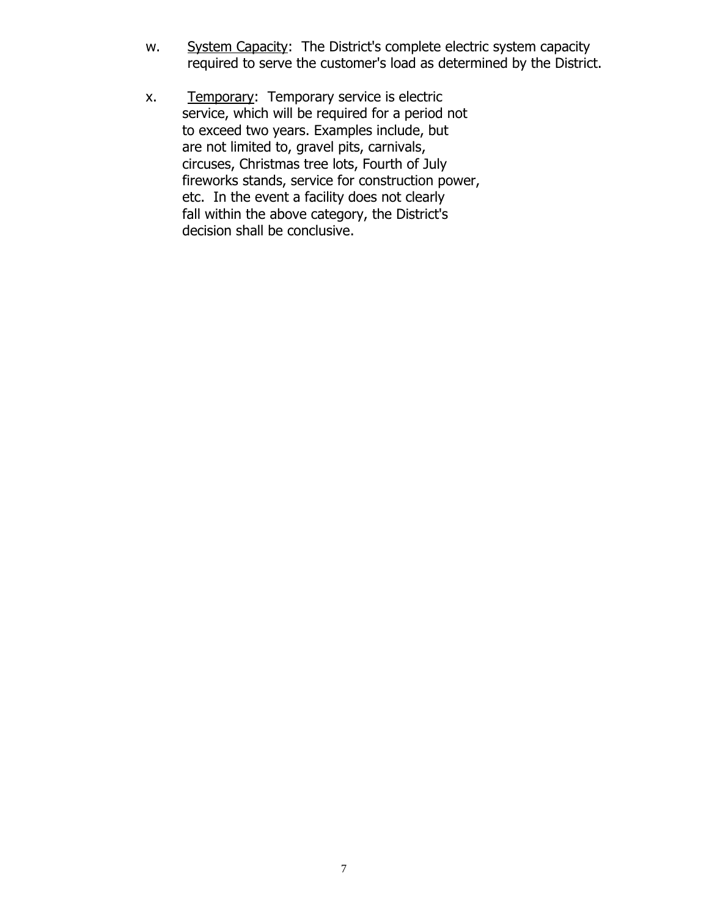w. <u>System Capacity</u>: The District's complete electric system capacity required to serve the customer's load as determined by the District.

x. <u>Temporary</u>: Temporary service is electric service, which will be required for a period not to exceed two years. Examples include, but are not limited to, gravel pits, carnivals, circuses, Christmas tree lots, Fourth of July fireworks stands, service for construction power, etc. In the event a facility does not clearly fall within the above category, the District's decision shall be conclusive.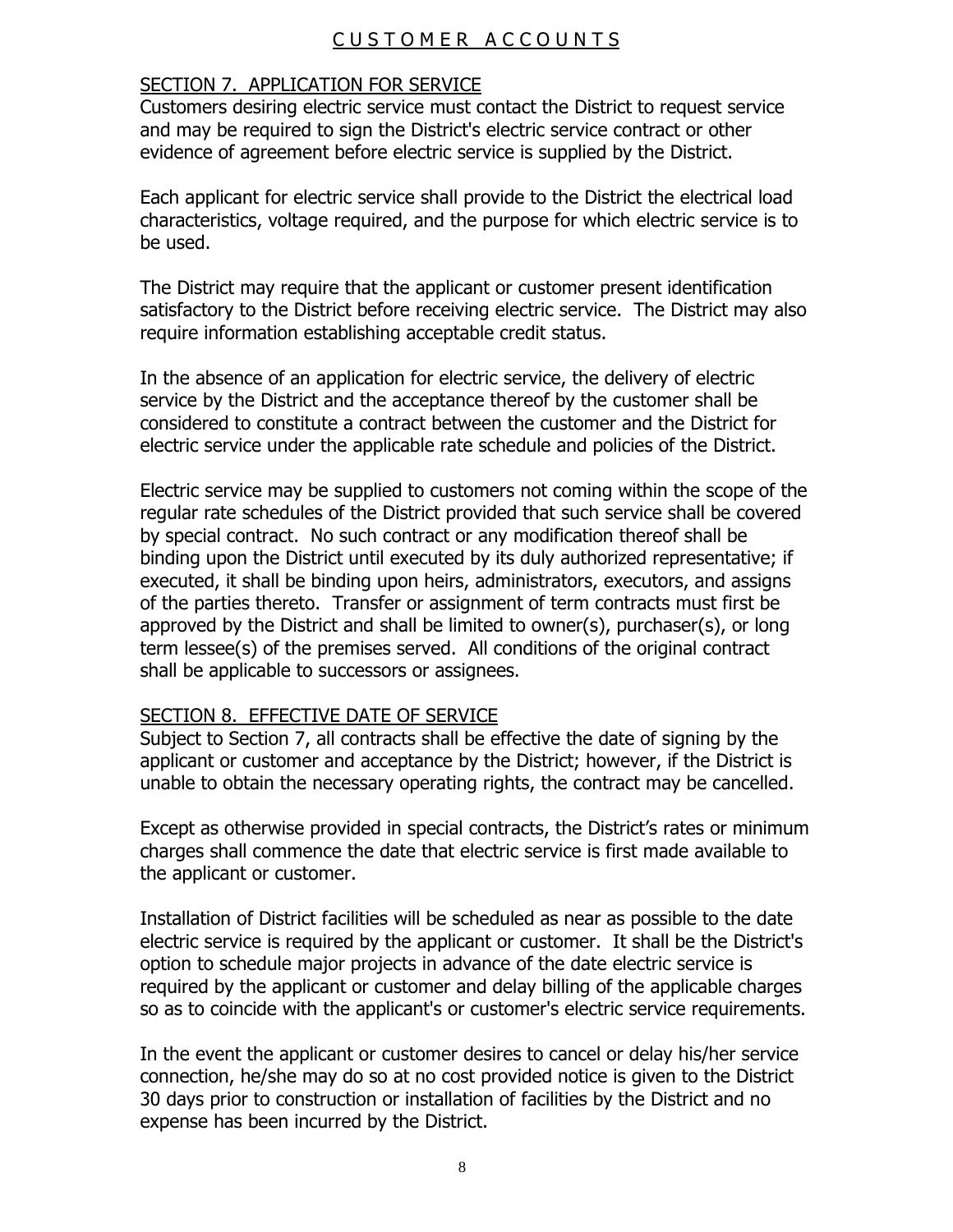# CUSTOMER ACCOUNTS

## SECTION 7. APPLICATION FOR SERVICE

Customers desiring electric service must contact the District to request service and may be required to sign the District's electric service contract or other evidence of agreement before electric service is supplied by the District.

Each applicant for electric service shall provide to the District the electrical load characteristics, voltage required, and the purpose for which electric service is to be used.

The District may require that the applicant or customer present identification satisfactory to the District before receiving electric service. The District may also require information establishing acceptable credit status.

In the absence of an application for electric service, the delivery of electric service by the District and the acceptance thereof by the customer shall be considered to constitute a contract between the customer and the District for electric service under the applicable rate schedule and policies of the District.

Electric service may be supplied to customers not coming within the scope of the regular rate schedules of the District provided that such service shall be covered by special contract. No such contract or any modification thereof shall be binding upon the District until executed by its duly authorized representative; if executed, it shall be binding upon heirs, administrators, executors, and assigns of the parties thereto. Transfer or assignment of term contracts must first be approved by the District and shall be limited to owner(s), purchaser(s), or long term lessee(s) of the premises served. All conditions of the original contract shall be applicable to successors or assignees.

## SECTION 8. EFFECTIVE DATE OF SERVICE

Subject to Section 7, all contracts shall be effective the date of signing by the applicant or customer and acceptance by the District; however, if the District is unable to obtain the necessary operating rights, the contract may be cancelled.

Except as otherwise provided in special contracts, the District's rates or minimum charges shall commence the date that electric service is first made available to the applicant or customer.

Installation of District facilities will be scheduled as near as possible to the date electric service is required by the applicant or customer. It shall be the District's option to schedule major projects in advance of the date electric service is required by the applicant or customer and delay billing of the applicable charges so as to coincide with the applicant's or customer's electric service requirements.

In the event the applicant or customer desires to cancel or delay his/her service connection, he/she may do so at no cost provided notice is given to the District 30 days prior to construction or installation of facilities by the District and no expense has been incurred by the District.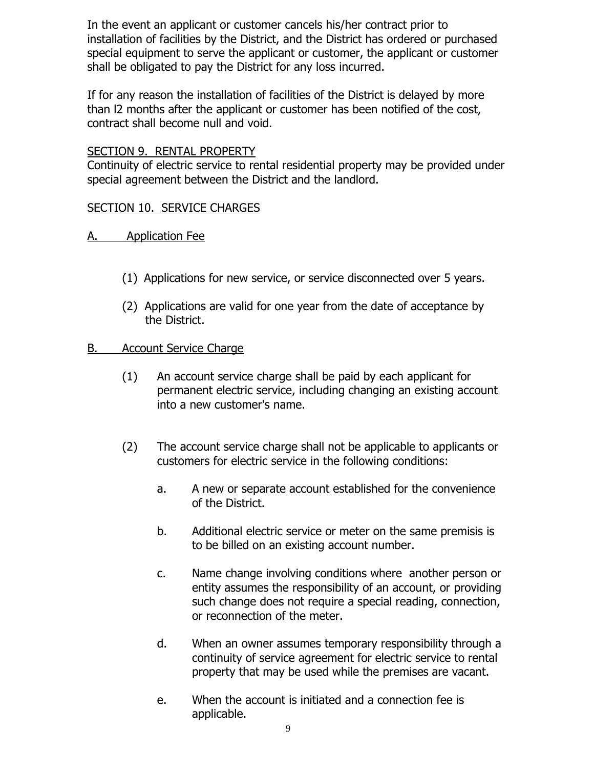In the event an applicant or customer cancels his/her contract prior to installation of facilities by the District, and the District has ordered or purchased special equipment to serve the applicant or customer, the applicant or customer shall be obligated to pay the District for any loss incurred.

If for any reason the installation of facilities of the District is delayed by more than l2 months after the applicant or customer has been notified of the cost, contract shall become null and void.

## SECTION 9. RENTAL PROPERTY

Continuity of electric service to rental residential property may be provided under special agreement between the District and the landlord.

## SECTION 10. SERVICE CHARGES

### A. Application Fee

(1) Applications for new service, or service disconnected over 5 years.

(2) Applications are valid for one year from the date of acceptance by the District.

### B. Account Service Charge

(1) An account service charge shall be paid by each applicant for permanent electric service, including changing an existing account into a new customer's name.

(2) The account service charge shall not be applicable to applicants or customers for electric service in the following conditions:

a. A new or separate account established for the convenience of the District.

b. Additional electric service or meter on the same premisis is to be billed on an existing account number.

c. Name change involving conditions where another person or entity assumes the responsibility of an account, or providing such change does not require a special reading, connection, or reconnection of the meter.

d. When an owner assumes temporary responsibility through a continuity of service agreement for electric service to rental property that may be used while the premises are vacant.

e. When the account is initiated and a connection fee is applicable.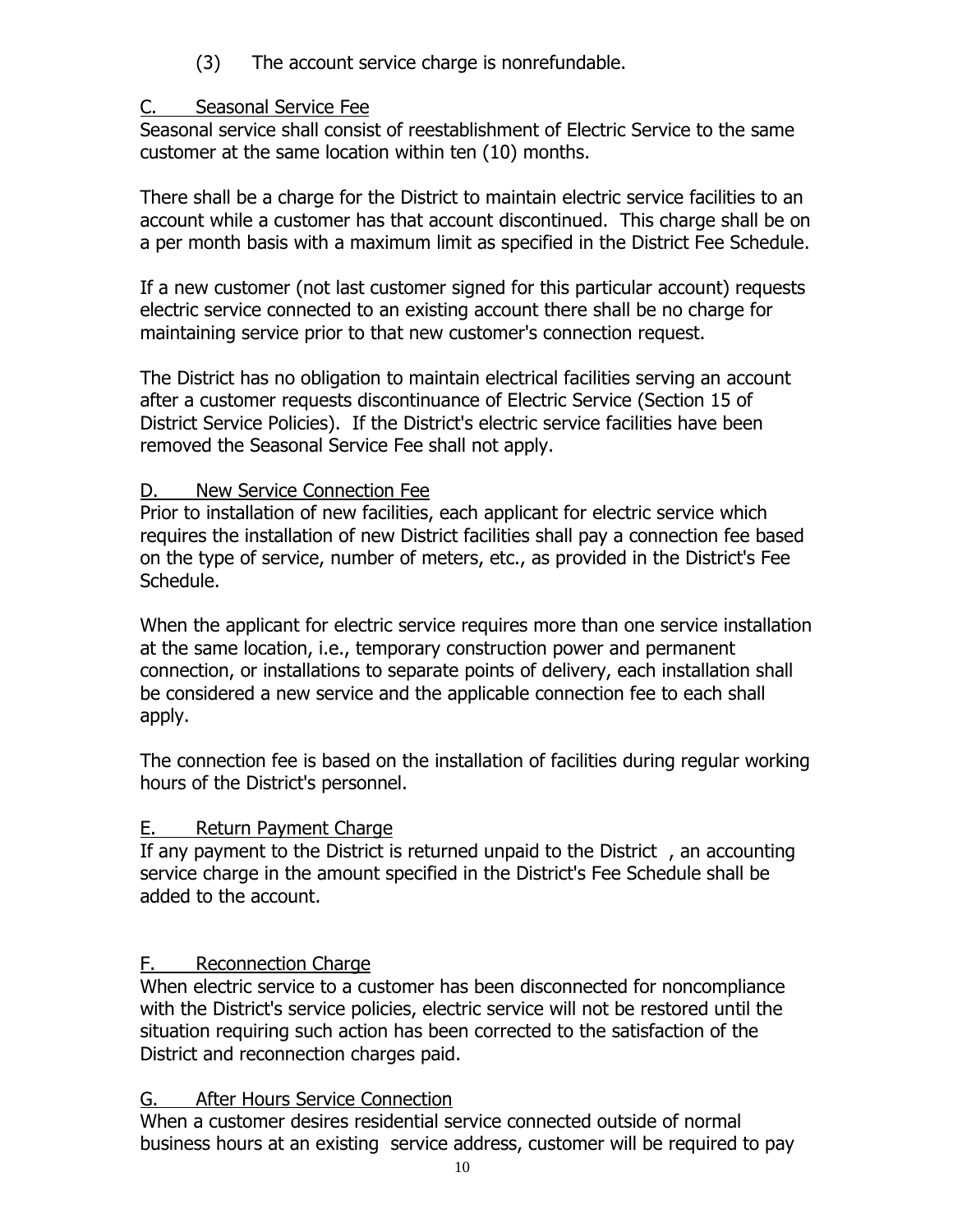(3) The account service charge is nonrefundable.

C. <u>Seasonal Service Fee</u>

Seasonal service shall consist of reestablishment of Electric Service to the same customer at the same location within ten (10) months.

There shall be a charge for the District to maintain electric service facilities to an account while a customer has that account discontinued. This charge shall be on a per month basis with a maximum limit as specified in the District Fee Schedule.

If a new customer (not last customer signed for this particular account) requests electric service connected to an existing account there shall be no charge for maintaining service prior to that new customer's connection request.

The District has no obligation to maintain electrical facilities serving an account after a customer requests discontinuance of Electric Service (Section 15 of District Service Policies). If the District's electric service facilities have been removed the Seasonal Service Fee shall not apply.

D. <u>New Service Connection Fee</u>

Prior to installation of new facilities, each applicant for electric service which requires the installation of new District facilities shall pay a connection fee based on the type of service, number of meters, etc., as provided in the District's Fee Schedule.

When the applicant for electric service requires more than one service installation at the same location, i.e., temporary construction power and permanent connection, or installations to separate points of delivery, each installation shall be considered a new service and the applicable connection fee to each shall apply.

The connection fee is based on the installation of facilities during regular working hours of the District's personnel.

E. <u>Return Payment Charge</u>

If any payment to the District is returned unpaid to the District , an accounting service charge in the amount specified in the District's Fee Schedule shall be added to the account.

F. <u>Reconnection Charge</u>

When electric service to a customer has been disconnected for noncompliance with the District's service policies, electric service will not be restored until the situation requiring such action has been corrected to the satisfaction of the District and reconnection charges paid.

G. <u>After Hours Service Connection</u>

When a customer desires residential service connected outside of normal business hours at an existing service address, customer will be required to pay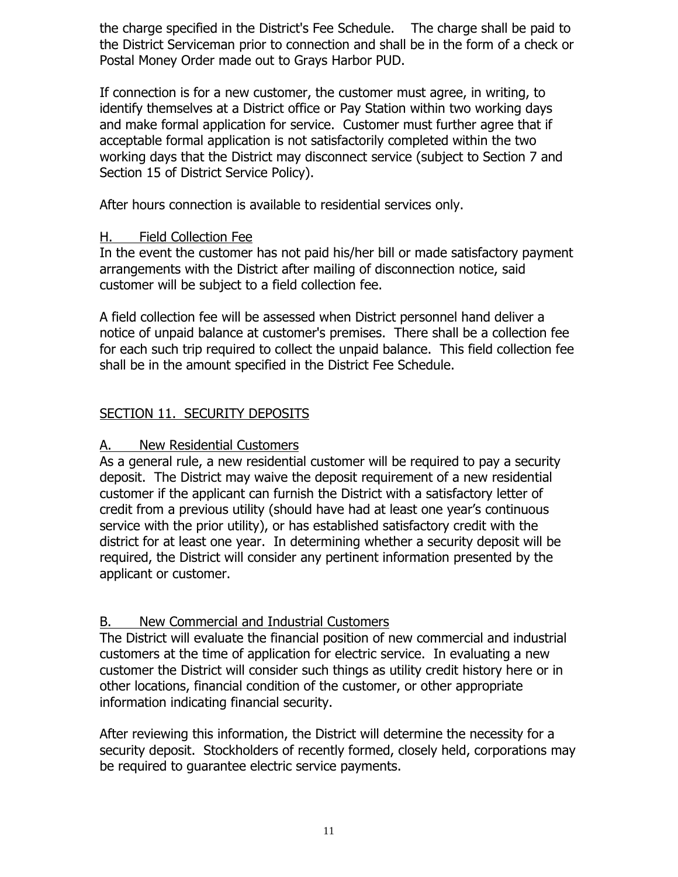the charge specified in the District's Fee Schedule.  The charge shall be paid to the District Serviceman prior to connection and shall be in the form of a check or Postal Money Order made out to Grays Harbor PUD.

If connection is for a new customer, the customer must agree, in writing, to identify themselves at a District office or Pay Station within two working days and make formal application for service. Customer must further agree that if acceptable formal application is not satisfactorily completed within the two working days that the District may disconnect service (subject to Section 7 and Section 15 of District Service Policy).

After hours connection is available to residential services only.

H. Field Collection Fee

In the event the customer has not paid his/her bill or made satisfactory payment arrangements with the District after mailing of disconnection notice, said customer will be subject to a field collection fee.

A field collection fee will be assessed when District personnel hand deliver a notice of unpaid balance at customer's premises. There shall be a collection fee for each such trip required to collect the unpaid balance. This field collection fee shall be in the amount specified in the District Fee Schedule.

## SECTION 11. SECURITY DEPOSITS

A. New Residential Customers

As a general rule, a new residential customer will be required to pay a security deposit. The District may waive the deposit requirement of a new residential customer if the applicant can furnish the District with a satisfactory letter of credit from a previous utility (should have had at least one year's continuous service with the prior utility), or has established satisfactory credit with the district for at least one year. In determining whether a security deposit will be required, the District will consider any pertinent information presented by the applicant or customer.

B. New Commercial and Industrial Customers

The District will evaluate the financial position of new commercial and industrial customers at the time of application for electric service. In evaluating a new customer the District will consider such things as utility credit history here or in other locations, financial condition of the customer, or other appropriate information indicating financial security.

After reviewing this information, the District will determine the necessity for a security deposit. Stockholders of recently formed, closely held, corporations may be required to guarantee electric service payments.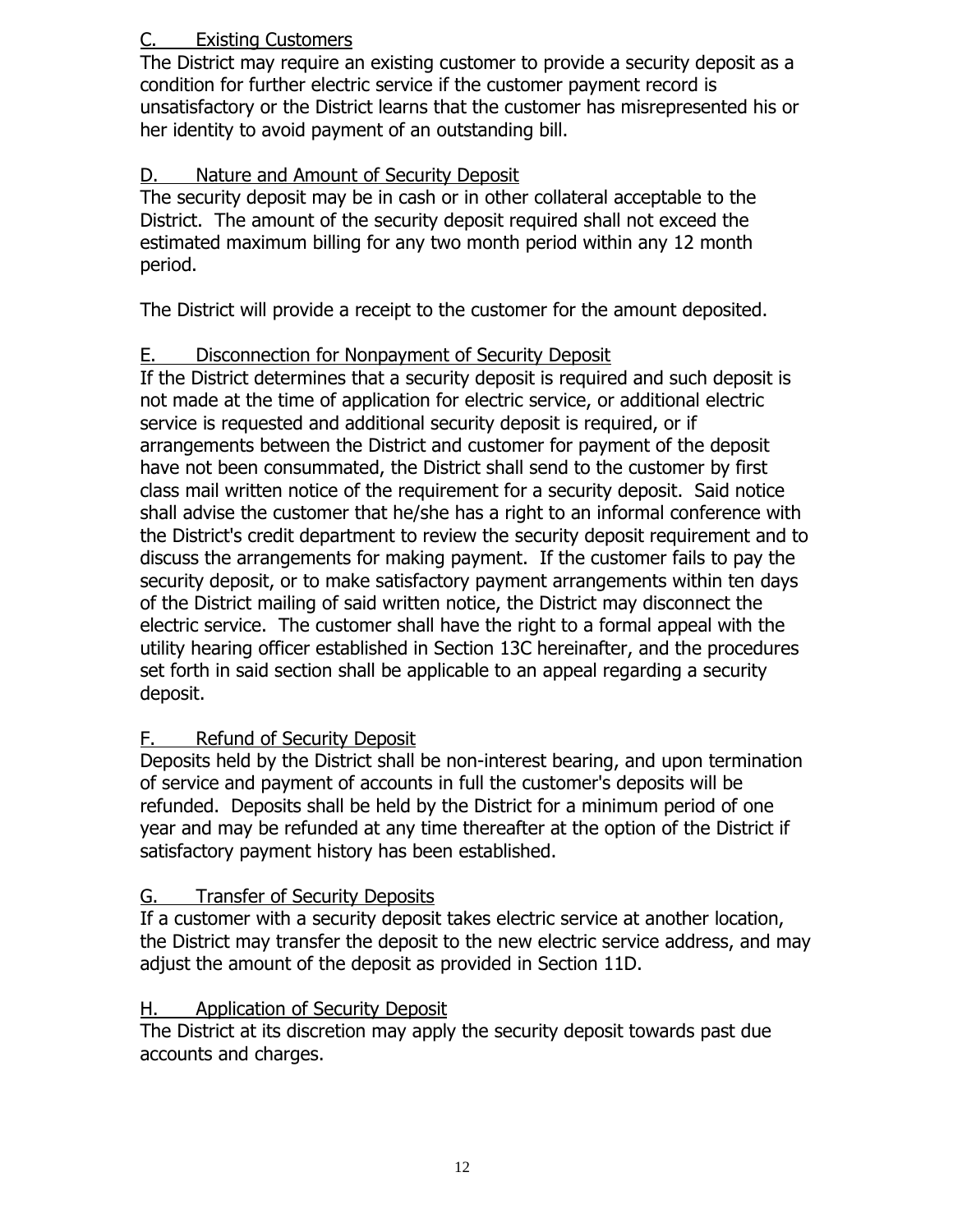### C. Existing Customers

The District may require an existing customer to provide a security deposit as a condition for further electric service if the customer payment record is unsatisfactory or the District learns that the customer has misrepresented his or her identity to avoid payment of an outstanding bill.

### D. Nature and Amount of Security Deposit

The security deposit may be in cash or in other collateral acceptable to the District. The amount of the security deposit required shall not exceed the estimated maximum billing for any two month period within any 12 month period.

The District will provide a receipt to the customer for the amount deposited.

### E. Disconnection for Nonpayment of Security Deposit

If the District determines that a security deposit is required and such deposit is not made at the time of application for electric service, or additional electric service is requested and additional security deposit is required, or if arrangements between the District and customer for payment of the deposit have not been consummated, the District shall send to the customer by first class mail written notice of the requirement for a security deposit. Said notice shall advise the customer that he/she has a right to an informal conference with the District's credit department to review the security deposit requirement and to discuss the arrangements for making payment. If the customer fails to pay the security deposit, or to make satisfactory payment arrangements within ten days of the District mailing of said written notice, the District may disconnect the electric service. The customer shall have the right to a formal appeal with the utility hearing officer established in Section 13C hereinafter, and the procedures set forth in said section shall be applicable to an appeal regarding a security deposit.

### F. Refund of Security Deposit

Deposits held by the District shall be non-interest bearing, and upon termination of service and payment of accounts in full the customer's deposits will be refunded. Deposits shall be held by the District for a minimum period of one year and may be refunded at any time thereafter at the option of the District if satisfactory payment history has been established.

### G. Transfer of Security Deposits

If a customer with a security deposit takes electric service at another location, the District may transfer the deposit to the new electric service address, and may adjust the amount of the deposit as provided in Section 11D.

### H. Application of Security Deposit

The District at its discretion may apply the security deposit towards past due accounts and charges.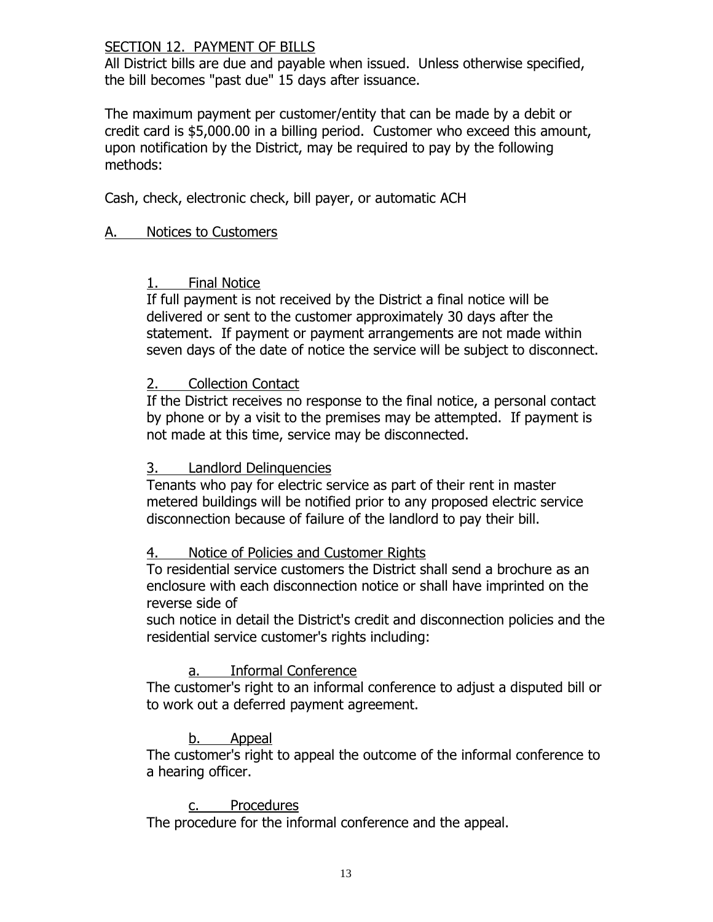## SECTION 12. PAYMENT OF BILLS

All District bills are due and payable when issued. Unless otherwise specified, the bill becomes "past due" 15 days after issuance.

The maximum payment per customer/entity that can be made by a debit or credit card is $5,000.00 in a billing period. Customer who exceed this amount, upon notification by the District, may be required to pay by the following methods:

Cash, check, electronic check, bill payer, or automatic ACH

### A. Notices to Customers

#### 1. Final Notice

If full payment is not received by the District a final notice will be delivered or sent to the customer approximately 30 days after the statement. If payment or payment arrangements are not made within seven days of the date of notice the service will be subject to disconnect.

#### 2. Collection Contact

If the District receives no response to the final notice, a personal contact by phone or by a visit to the premises may be attempted. If payment is not made at this time, service may be disconnected.

#### 3. Landlord Delinquencies

Tenants who pay for electric service as part of their rent in master metered buildings will be notified prior to any proposed electric service disconnection because of failure of the landlord to pay their bill.

#### 4. Notice of Policies and Customer Rights

To residential service customers the District shall send a brochure as an enclosure with each disconnection notice or shall have imprinted on the reverse side of such notice in detail the District's credit and disconnection policies and the residential service customer's rights including:

##### a. Informal Conference

The customer's right to an informal conference to adjust a disputed bill or to work out a deferred payment agreement.

##### b. Appeal

The customer's right to appeal the outcome of the informal conference to a hearing officer.

##### c. Procedures

The procedure for the informal conference and the appeal.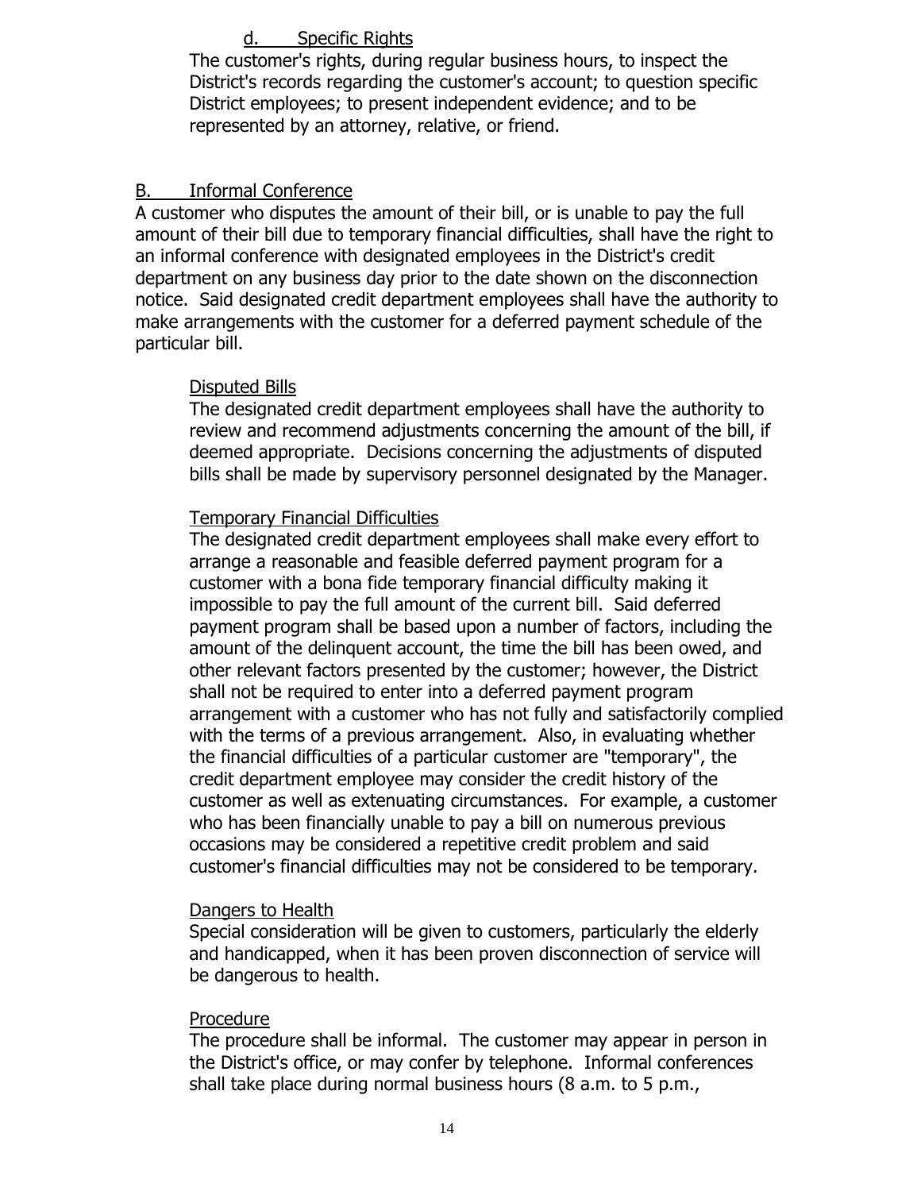d. Specific Rights

The customer's rights, during regular business hours, to inspect the District's records regarding the customer's account; to question specific District employees; to present independent evidence; and to be represented by an attorney, relative, or friend.

## B. Informal Conference

A customer who disputes the amount of their bill, or is unable to pay the full amount of their bill due to temporary financial difficulties, shall have the right to an informal conference with designated employees in the District's credit department on any business day prior to the date shown on the disconnection notice. Said designated credit department employees shall have the authority to make arrangements with the customer for a deferred payment schedule of the particular bill.

Disputed Bills

The designated credit department employees shall have the authority to review and recommend adjustments concerning the amount of the bill, if deemed appropriate. Decisions concerning the adjustments of disputed bills shall be made by supervisory personnel designated by the Manager.

Temporary Financial Difficulties

The designated credit department employees shall make every effort to arrange a reasonable and feasible deferred payment program for a customer with a bona fide temporary financial difficulty making it impossible to pay the full amount of the current bill. Said deferred payment program shall be based upon a number of factors, including the amount of the delinquent account, the time the bill has been owed, and other relevant factors presented by the customer; however, the District shall not be required to enter into a deferred payment program arrangement with a customer who has not fully and satisfactorily complied with the terms of a previous arrangement. Also, in evaluating whether the financial difficulties of a particular customer are "temporary", the credit department employee may consider the credit history of the customer as well as extenuating circumstances. For example, a customer who has been financially unable to pay a bill on numerous previous occasions may be considered a repetitive credit problem and said customer's financial difficulties may not be considered to be temporary.

Dangers to Health

Special consideration will be given to customers, particularly the elderly and handicapped, when it has been proven disconnection of service will be dangerous to health.

Procedure

The procedure shall be informal. The customer may appear in person in the District's office, or may confer by telephone. Informal conferences shall take place during normal business hours (8 a.m. to 5 p.m.,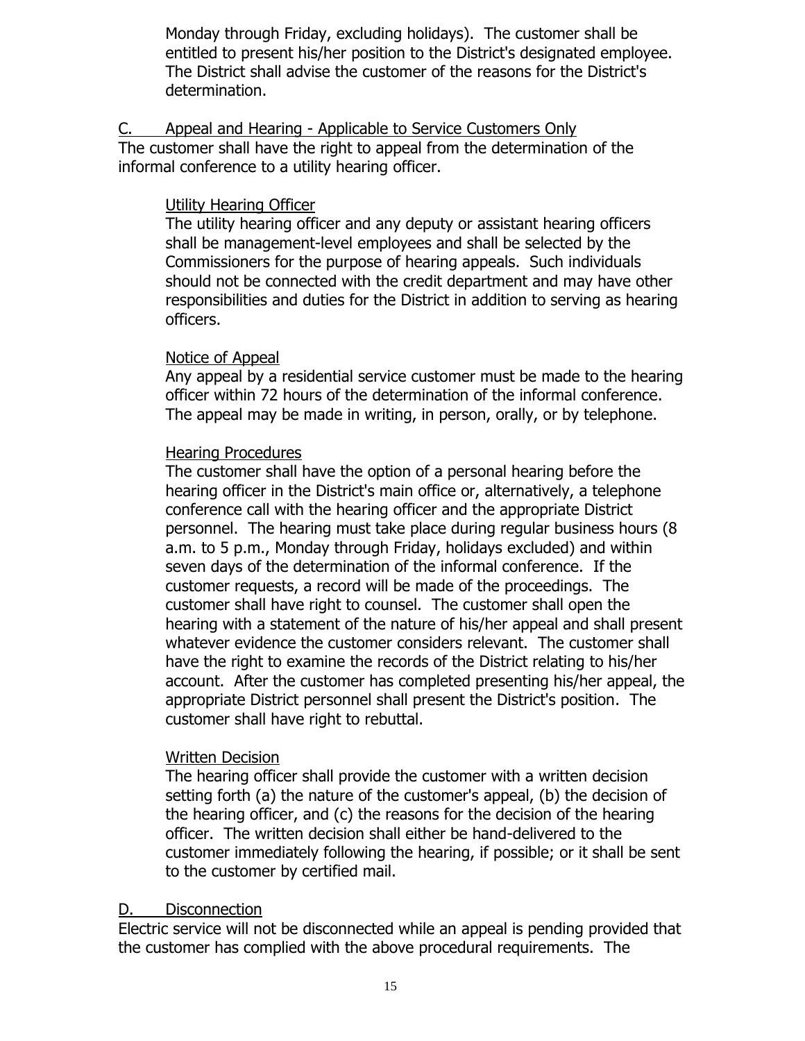Monday through Friday, excluding holidays). The customer shall be entitled to present his/her position to the District's designated employee. The District shall advise the customer of the reasons for the District's determination.

### C. Appeal and Hearing - Applicable to Service Customers Only

The customer shall have the right to appeal from the determination of the informal conference to a utility hearing officer.

#### Utility Hearing Officer

The utility hearing officer and any deputy or assistant hearing officers shall be management-level employees and shall be selected by the Commissioners for the purpose of hearing appeals. Such individuals should not be connected with the credit department and may have other responsibilities and duties for the District in addition to serving as hearing officers.

#### Notice of Appeal

Any appeal by a residential service customer must be made to the hearing officer within 72 hours of the determination of the informal conference. The appeal may be made in writing, in person, orally, or by telephone.

#### Hearing Procedures

The customer shall have the option of a personal hearing before the hearing officer in the District's main office or, alternatively, a telephone conference call with the hearing officer and the appropriate District personnel. The hearing must take place during regular business hours (8 a.m. to 5 p.m., Monday through Friday, holidays excluded) and within seven days of the determination of the informal conference. If the customer requests, a record will be made of the proceedings. The customer shall have right to counsel. The customer shall open the hearing with a statement of the nature of his/her appeal and shall present whatever evidence the customer considers relevant. The customer shall have the right to examine the records of the District relating to his/her account. After the customer has completed presenting his/her appeal, the appropriate District personnel shall present the District's position. The customer shall have right to rebuttal.

#### Written Decision

The hearing officer shall provide the customer with a written decision setting forth (a) the nature of the customer's appeal, (b) the decision of the hearing officer, and (c) the reasons for the decision of the hearing officer. The written decision shall either be hand-delivered to the customer immediately following the hearing, if possible; or it shall be sent to the customer by certified mail.

### D. Disconnection

Electric service will not be disconnected while an appeal is pending provided that the customer has complied with the above procedural requirements. The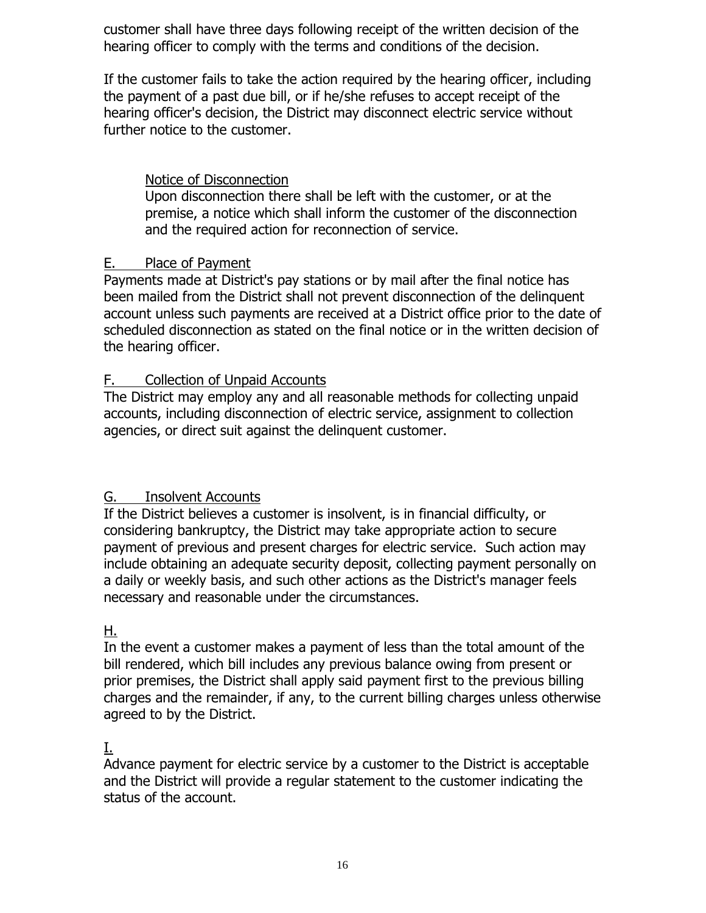customer shall have three days following receipt of the written decision of the hearing officer to comply with the terms and conditions of the decision.

If the customer fails to take the action required by the hearing officer, including the payment of a past due bill, or if he/she refuses to accept receipt of the hearing officer's decision, the District may disconnect electric service without further notice to the customer.

Notice of Disconnection

Upon disconnection there shall be left with the customer, or at the premise, a notice which shall inform the customer of the disconnection and the required action for reconnection of service.

E. Place of Payment

Payments made at District's pay stations or by mail after the final notice has been mailed from the District shall not prevent disconnection of the delinquent account unless such payments are received at a District office prior to the date of scheduled disconnection as stated on the final notice or in the written decision of the hearing officer.

F. Collection of Unpaid Accounts

The District may employ any and all reasonable methods for collecting unpaid accounts, including disconnection of electric service, assignment to collection agencies, or direct suit against the delinquent customer.

G. Insolvent Accounts

If the District believes a customer is insolvent, is in financial difficulty, or considering bankruptcy, the District may take appropriate action to secure payment of previous and present charges for electric service. Such action may include obtaining an adequate security deposit, collecting payment personally on a daily or weekly basis, and such other actions as the District's manager feels necessary and reasonable under the circumstances.

H.

In the event a customer makes a payment of less than the total amount of the bill rendered, which bill includes any previous balance owing from present or prior premises, the District shall apply said payment first to the previous billing charges and the remainder, if any, to the current billing charges unless otherwise agreed to by the District.

I.

Advance payment for electric service by a customer to the District is acceptable and the District will provide a regular statement to the customer indicating the status of the account.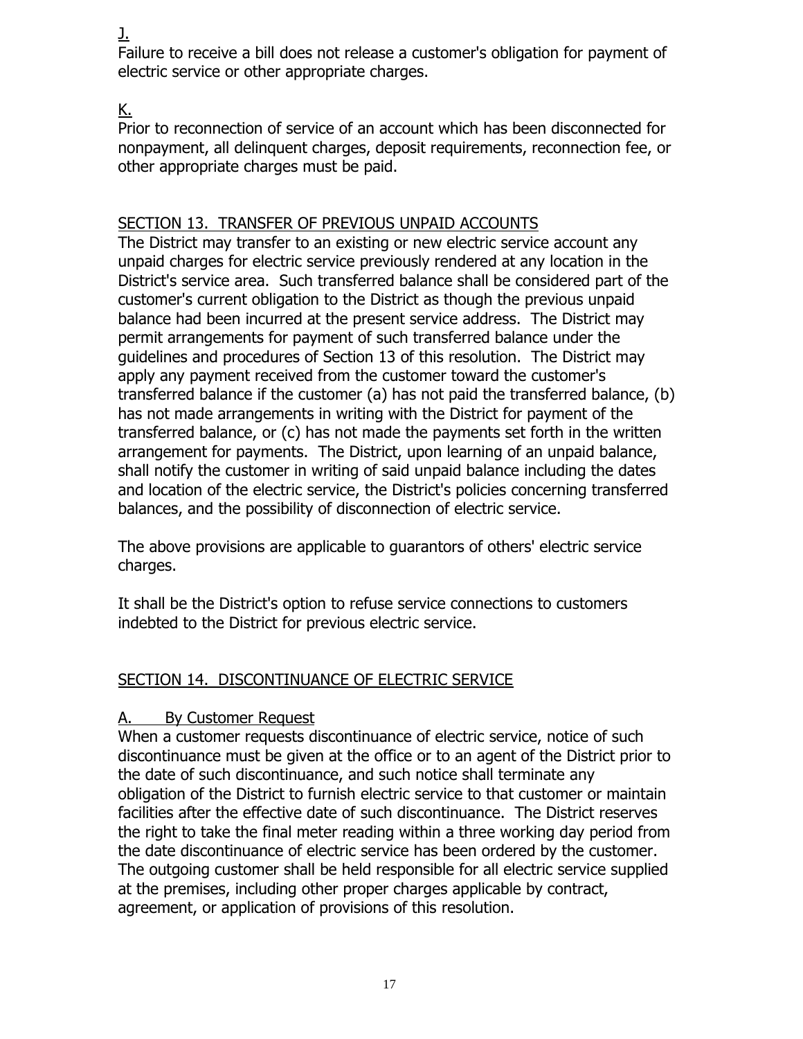J.

Failure to receive a bill does not release a customer's obligation for payment of electric service or other appropriate charges.

K.

Prior to reconnection of service of an account which has been disconnected for nonpayment, all delinquent charges, deposit requirements, reconnection fee, or other appropriate charges must be paid.

## SECTION 13. TRANSFER OF PREVIOUS UNPAID ACCOUNTS

The District may transfer to an existing or new electric service account any unpaid charges for electric service previously rendered at any location in the District's service area. Such transferred balance shall be considered part of the customer's current obligation to the District as though the previous unpaid balance had been incurred at the present service address. The District may permit arrangements for payment of such transferred balance under the guidelines and procedures of Section 13 of this resolution. The District may apply any payment received from the customer toward the customer's transferred balance if the customer (a) has not paid the transferred balance, (b) has not made arrangements in writing with the District for payment of the transferred balance, or (c) has not made the payments set forth in the written arrangement for payments. The District, upon learning of an unpaid balance, shall notify the customer in writing of said unpaid balance including the dates and location of the electric service, the District's policies concerning transferred balances, and the possibility of disconnection of electric service.

The above provisions are applicable to guarantors of others' electric service charges.

It shall be the District's option to refuse service connections to customers indebted to the District for previous electric service.

## SECTION 14. DISCONTINUANCE OF ELECTRIC SERVICE

### A. By Customer Request

When a customer requests discontinuance of electric service, notice of such discontinuance must be given at the office or to an agent of the District prior to the date of such discontinuance, and such notice shall terminate any obligation of the District to furnish electric service to that customer or maintain facilities after the effective date of such discontinuance. The District reserves the right to take the final meter reading within a three working day period from the date discontinuance of electric service has been ordered by the customer. The outgoing customer shall be held responsible for all electric service supplied at the premises, including other proper charges applicable by contract, agreement, or application of provisions of this resolution.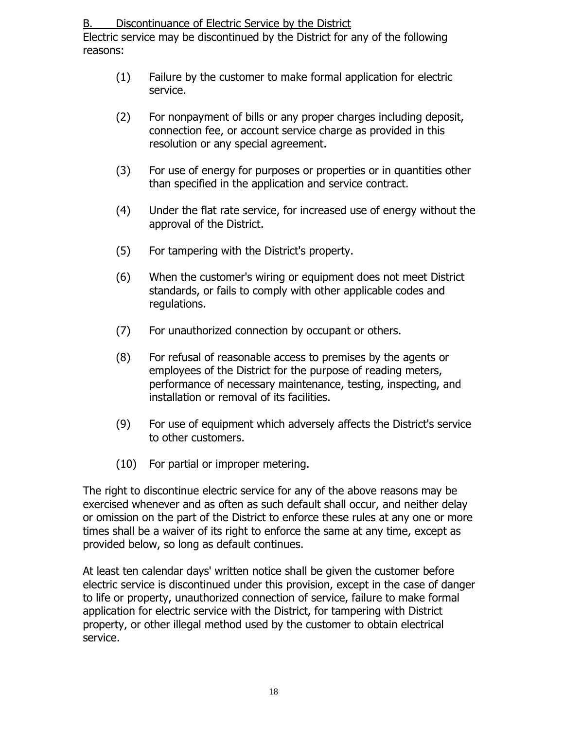<u>B. Discontinuance of Electric Service by the District</u>

Electric service may be discontinued by the District for any of the following reasons:

(1) Failure by the customer to make formal application for electric service.

(2) For nonpayment of bills or any proper charges including deposit, connection fee, or account service charge as provided in this resolution or any special agreement.

(3) For use of energy for purposes or properties or in quantities other than specified in the application and service contract.

(4) Under the flat rate service, for increased use of energy without the approval of the District.

(5) For tampering with the District's property.

(6) When the customer's wiring or equipment does not meet District standards, or fails to comply with other applicable codes and regulations.

(7) For unauthorized connection by occupant or others.

(8) For refusal of reasonable access to premises by the agents or employees of the District for the purpose of reading meters, performance of necessary maintenance, testing, inspecting, and installation or removal of its facilities.

(9) For use of equipment which adversely affects the District's service to other customers.

(10) For partial or improper metering.

The right to discontinue electric service for any of the above reasons may be exercised whenever and as often as such default shall occur, and neither delay or omission on the part of the District to enforce these rules at any one or more times shall be a waiver of its right to enforce the same at any time, except as provided below, so long as default continues.

At least ten calendar days' written notice shall be given the customer before electric service is discontinued under this provision, except in the case of danger to life or property, unauthorized connection of service, failure to make formal application for electric service with the District, for tampering with District property, or other illegal method used by the customer to obtain electrical service.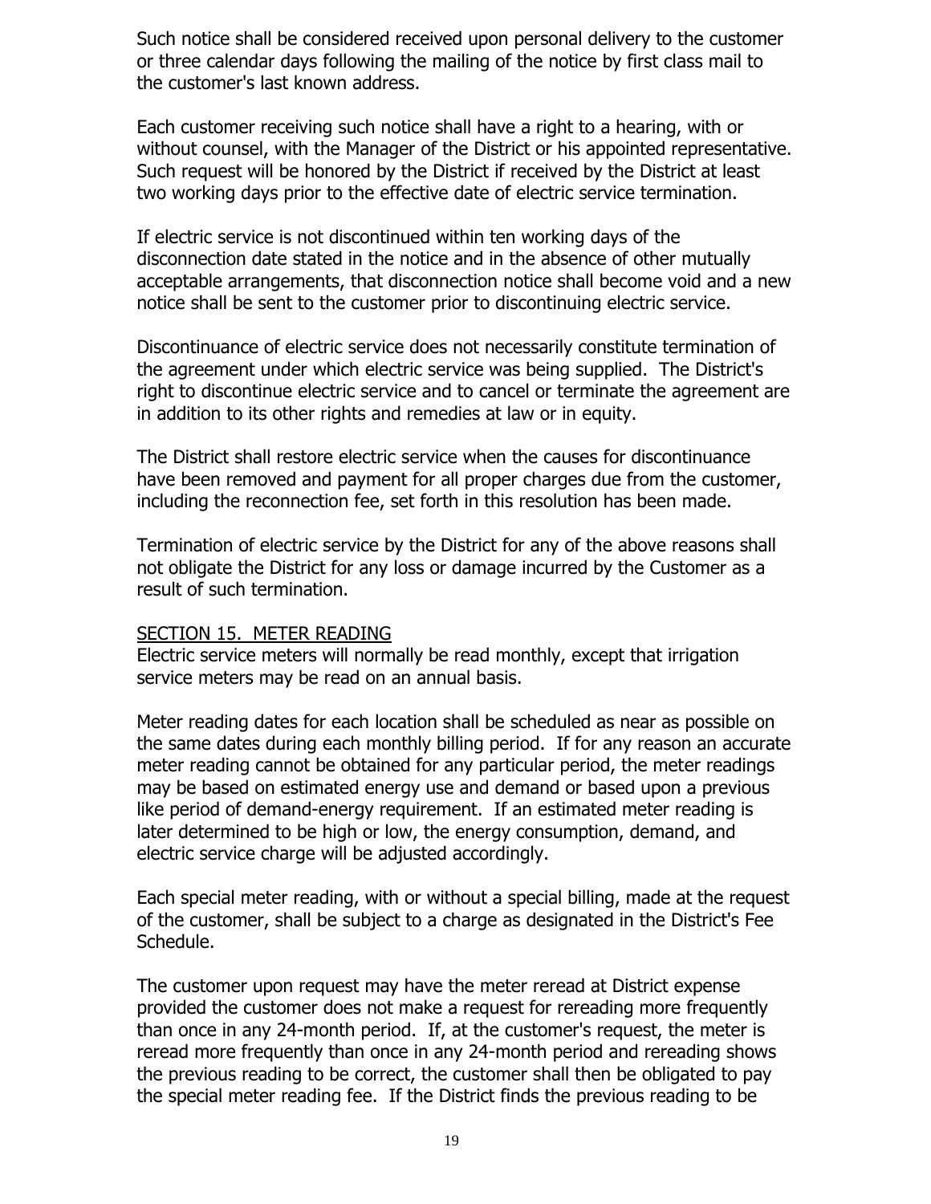Such notice shall be considered received upon personal delivery to the customer or three calendar days following the mailing of the notice by first class mail to the customer's last known address.

Each customer receiving such notice shall have a right to a hearing, with or without counsel, with the Manager of the District or his appointed representative. Such request will be honored by the District if received by the District at least two working days prior to the effective date of electric service termination.

If electric service is not discontinued within ten working days of the disconnection date stated in the notice and in the absence of other mutually acceptable arrangements, that disconnection notice shall become void and a new notice shall be sent to the customer prior to discontinuing electric service.

Discontinuance of electric service does not necessarily constitute termination of the agreement under which electric service was being supplied. The District's right to discontinue electric service and to cancel or terminate the agreement are in addition to its other rights and remedies at law or in equity.

The District shall restore electric service when the causes for discontinuance have been removed and payment for all proper charges due from the customer, including the reconnection fee, set forth in this resolution has been made.

Termination of electric service by the District for any of the above reasons shall not obligate the District for any loss or damage incurred by the Customer as a result of such termination.

## SECTION 15. METER READING

Electric service meters will normally be read monthly, except that irrigation service meters may be read on an annual basis.

Meter reading dates for each location shall be scheduled as near as possible on the same dates during each monthly billing period. If for any reason an accurate meter reading cannot be obtained for any particular period, the meter readings may be based on estimated energy use and demand or based upon a previous like period of demand-energy requirement. If an estimated meter reading is later determined to be high or low, the energy consumption, demand, and electric service charge will be adjusted accordingly.

Each special meter reading, with or without a special billing, made at the request of the customer, shall be subject to a charge as designated in the District's Fee Schedule.

The customer upon request may have the meter reread at District expense provided the customer does not make a request for rereading more frequently than once in any 24-month period. If, at the customer's request, the meter is reread more frequently than once in any 24-month period and rereading shows the previous reading to be correct, the customer shall then be obligated to pay the special meter reading fee. If the District finds the previous reading to be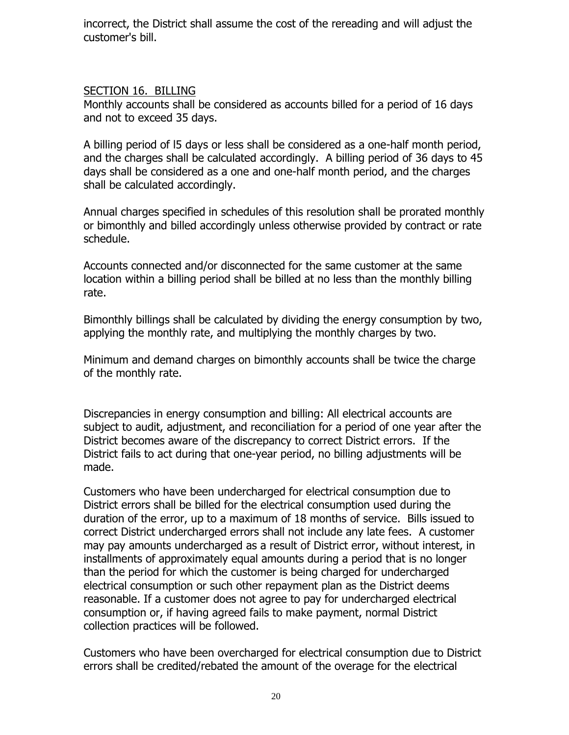incorrect, the District shall assume the cost of the rereading and will adjust the customer's bill.

## SECTION 16. BILLING

Monthly accounts shall be considered as accounts billed for a period of 16 days and not to exceed 35 days.

A billing period of l5 days or less shall be considered as a one-half month period, and the charges shall be calculated accordingly. A billing period of 36 days to 45 days shall be considered as a one and one-half month period, and the charges shall be calculated accordingly.

Annual charges specified in schedules of this resolution shall be prorated monthly or bimonthly and billed accordingly unless otherwise provided by contract or rate schedule.

Accounts connected and/or disconnected for the same customer at the same location within a billing period shall be billed at no less than the monthly billing rate.

Bimonthly billings shall be calculated by dividing the energy consumption by two, applying the monthly rate, and multiplying the monthly charges by two.

Minimum and demand charges on bimonthly accounts shall be twice the charge of the monthly rate.

Discrepancies in energy consumption and billing: All electrical accounts are subject to audit, adjustment, and reconciliation for a period of one year after the District becomes aware of the discrepancy to correct District errors. If the District fails to act during that one-year period, no billing adjustments will be made.

Customers who have been undercharged for electrical consumption due to District errors shall be billed for the electrical consumption used during the duration of the error, up to a maximum of 18 months of service. Bills issued to correct District undercharged errors shall not include any late fees. A customer may pay amounts undercharged as a result of District error, without interest, in installments of approximately equal amounts during a period that is no longer than the period for which the customer is being charged for undercharged electrical consumption or such other repayment plan as the District deems reasonable. If a customer does not agree to pay for undercharged electrical consumption or, if having agreed fails to make payment, normal District collection practices will be followed.

Customers who have been overcharged for electrical consumption due to District errors shall be credited/rebated the amount of the overage for the electrical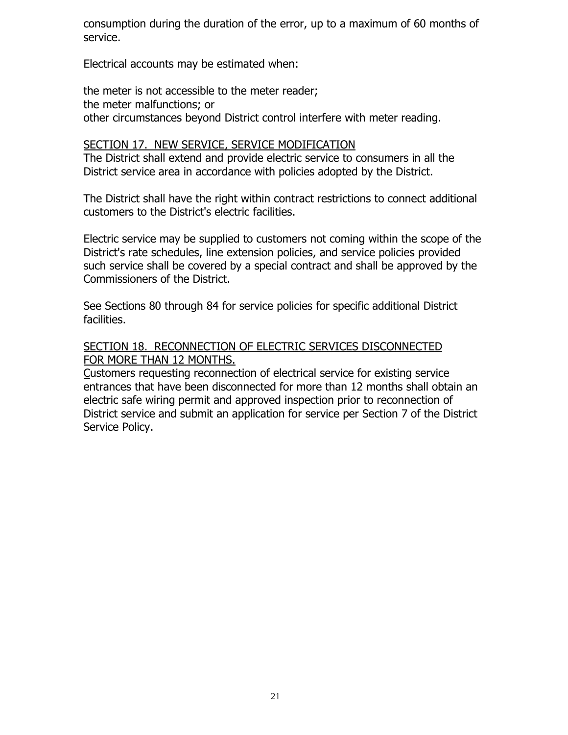consumption during the duration of the error, up to a maximum of 60 months of service.

Electrical accounts may be estimated when:

the meter is not accessible to the meter reader;
the meter malfunctions; or
other circumstances beyond District control interfere with meter reading.

## SECTION 17. NEW SERVICE, SERVICE MODIFICATION

The District shall extend and provide electric service to consumers in all the District service area in accordance with policies adopted by the District.

The District shall have the right within contract restrictions to connect additional customers to the District's electric facilities.

Electric service may be supplied to customers not coming within the scope of the District's rate schedules, line extension policies, and service policies provided such service shall be covered by a special contract and shall be approved by the Commissioners of the District.

See Sections 80 through 84 for service policies for specific additional District facilities.

## SECTION 18. RECONNECTION OF ELECTRIC SERVICES DISCONNECTED FOR MORE THAN 12 MONTHS.

Customers requesting reconnection of electrical service for existing service entrances that have been disconnected for more than 12 months shall obtain an electric safe wiring permit and approved inspection prior to reconnection of District service and submit an application for service per Section 7 of the District Service Policy.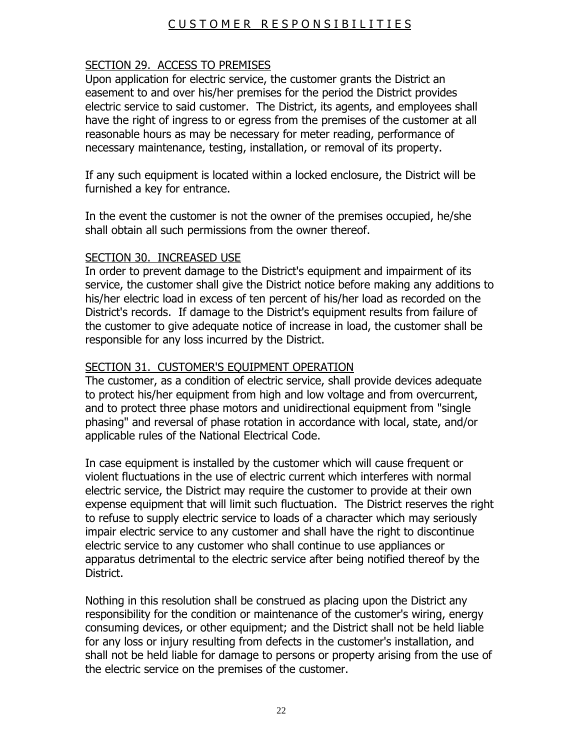# CUSTOMER RESPONSIBILITIES

## SECTION 29. ACCESS TO PREMISES

Upon application for electric service, the customer grants the District an easement to and over his/her premises for the period the District provides electric service to said customer. The District, its agents, and employees shall have the right of ingress to or egress from the premises of the customer at all reasonable hours as may be necessary for meter reading, performance of necessary maintenance, testing, installation, or removal of its property.

If any such equipment is located within a locked enclosure, the District will be furnished a key for entrance.

In the event the customer is not the owner of the premises occupied, he/she shall obtain all such permissions from the owner thereof.

## SECTION 30. INCREASED USE

In order to prevent damage to the District's equipment and impairment of its service, the customer shall give the District notice before making any additions to his/her electric load in excess of ten percent of his/her load as recorded on the District's records. If damage to the District's equipment results from failure of the customer to give adequate notice of increase in load, the customer shall be responsible for any loss incurred by the District.

## SECTION 31. CUSTOMER'S EQUIPMENT OPERATION

The customer, as a condition of electric service, shall provide devices adequate to protect his/her equipment from high and low voltage and from overcurrent, and to protect three phase motors and unidirectional equipment from "single phasing" and reversal of phase rotation in accordance with local, state, and/or applicable rules of the National Electrical Code.

In case equipment is installed by the customer which will cause frequent or violent fluctuations in the use of electric current which interferes with normal electric service, the District may require the customer to provide at their own expense equipment that will limit such fluctuation. The District reserves the right to refuse to supply electric service to loads of a character which may seriously impair electric service to any customer and shall have the right to discontinue electric service to any customer who shall continue to use appliances or apparatus detrimental to the electric service after being notified thereof by the District.

Nothing in this resolution shall be construed as placing upon the District any responsibility for the condition or maintenance of the customer's wiring, energy consuming devices, or other equipment; and the District shall not be held liable for any loss or injury resulting from defects in the customer's installation, and shall not be held liable for damage to persons or property arising from the use of the electric service on the premises of the customer.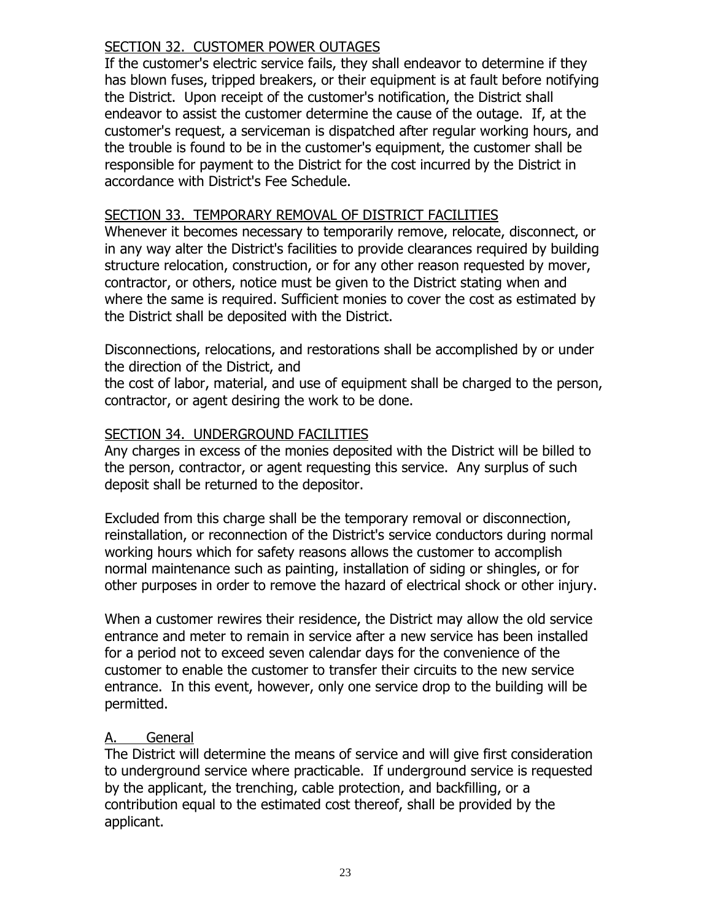## SECTION 32. CUSTOMER POWER OUTAGES

If the customer's electric service fails, they shall endeavor to determine if they has blown fuses, tripped breakers, or their equipment is at fault before notifying the District. Upon receipt of the customer's notification, the District shall endeavor to assist the customer determine the cause of the outage. If, at the customer's request, a serviceman is dispatched after regular working hours, and the trouble is found to be in the customer's equipment, the customer shall be responsible for payment to the District for the cost incurred by the District in accordance with District's Fee Schedule.

## SECTION 33. TEMPORARY REMOVAL OF DISTRICT FACILITIES

Whenever it becomes necessary to temporarily remove, relocate, disconnect, or in any way alter the District's facilities to provide clearances required by building structure relocation, construction, or for any other reason requested by mover, contractor, or others, notice must be given to the District stating when and where the same is required. Sufficient monies to cover the cost as estimated by the District shall be deposited with the District.

Disconnections, relocations, and restorations shall be accomplished by or under the direction of the District, and
the cost of labor, material, and use of equipment shall be charged to the person, contractor, or agent desiring the work to be done.

## SECTION 34. UNDERGROUND FACILITIES

Any charges in excess of the monies deposited with the District will be billed to the person, contractor, or agent requesting this service. Any surplus of such deposit shall be returned to the depositor.

Excluded from this charge shall be the temporary removal or disconnection, reinstallation, or reconnection of the District's service conductors during normal working hours which for safety reasons allows the customer to accomplish normal maintenance such as painting, installation of siding or shingles, or for other purposes in order to remove the hazard of electrical shock or other injury.

When a customer rewires their residence, the District may allow the old service entrance and meter to remain in service after a new service has been installed for a period not to exceed seven calendar days for the convenience of the customer to enable the customer to transfer their circuits to the new service entrance. In this event, however, only one service drop to the building will be permitted.

### A. General

The District will determine the means of service and will give first consideration to underground service where practicable. If underground service is requested by the applicant, the trenching, cable protection, and backfilling, or a contribution equal to the estimated cost thereof, shall be provided by the applicant.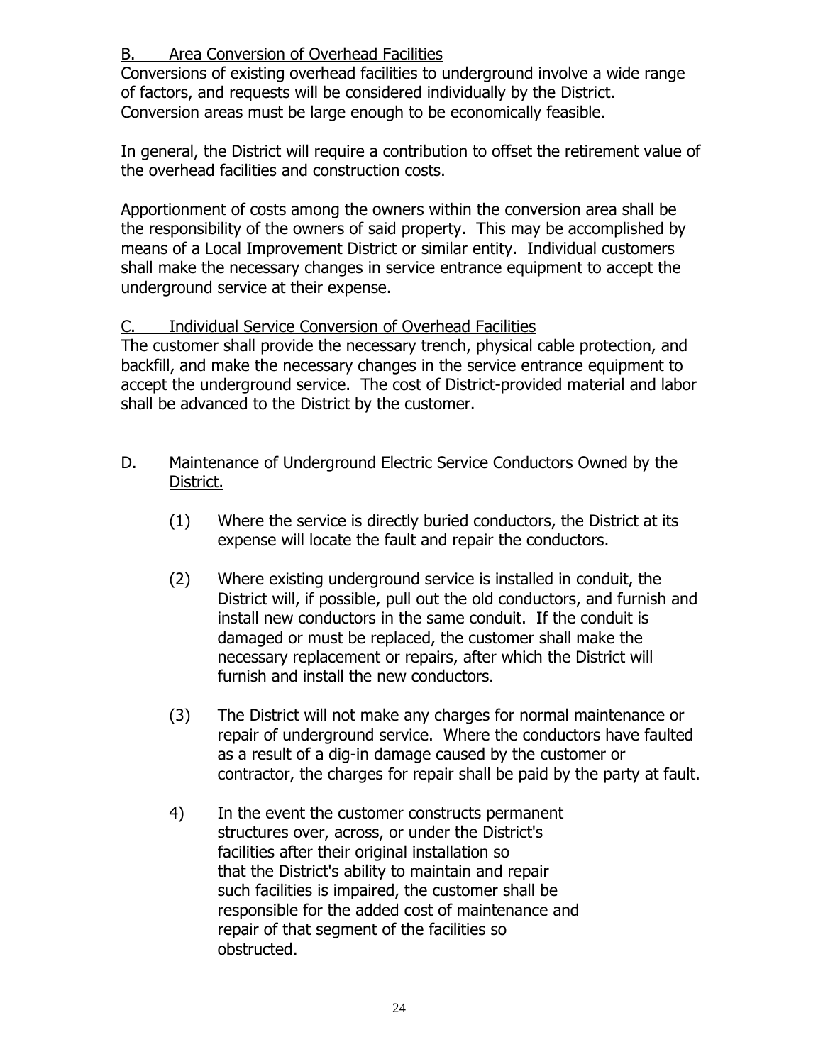B. Area Conversion of Overhead Facilities

Conversions of existing overhead facilities to underground involve a wide range of factors, and requests will be considered individually by the District. Conversion areas must be large enough to be economically feasible.

In general, the District will require a contribution to offset the retirement value of the overhead facilities and construction costs.

Apportionment of costs among the owners within the conversion area shall be the responsibility of the owners of said property. This may be accomplished by means of a Local Improvement District or similar entity. Individual customers shall make the necessary changes in service entrance equipment to accept the underground service at their expense.

C. Individual Service Conversion of Overhead Facilities

The customer shall provide the necessary trench, physical cable protection, and backfill, and make the necessary changes in the service entrance equipment to accept the underground service. The cost of District-provided material and labor shall be advanced to the District by the customer.

D. Maintenance of Underground Electric Service Conductors Owned by the District.

(1) Where the service is directly buried conductors, the District at its expense will locate the fault and repair the conductors.

(2) Where existing underground service is installed in conduit, the District will, if possible, pull out the old conductors, and furnish and install new conductors in the same conduit. If the conduit is damaged or must be replaced, the customer shall make the necessary replacement or repairs, after which the District will furnish and install the new conductors.

(3) The District will not make any charges for normal maintenance or repair of underground service. Where the conductors have faulted as a result of a dig-in damage caused by the customer or contractor, the charges for repair shall be paid by the party at fault.

4) In the event the customer constructs permanent structures over, across, or under the District's facilities after their original installation so that the District's ability to maintain and repair such facilities is impaired, the customer shall be responsible for the added cost of maintenance and repair of that segment of the facilities so obstructed.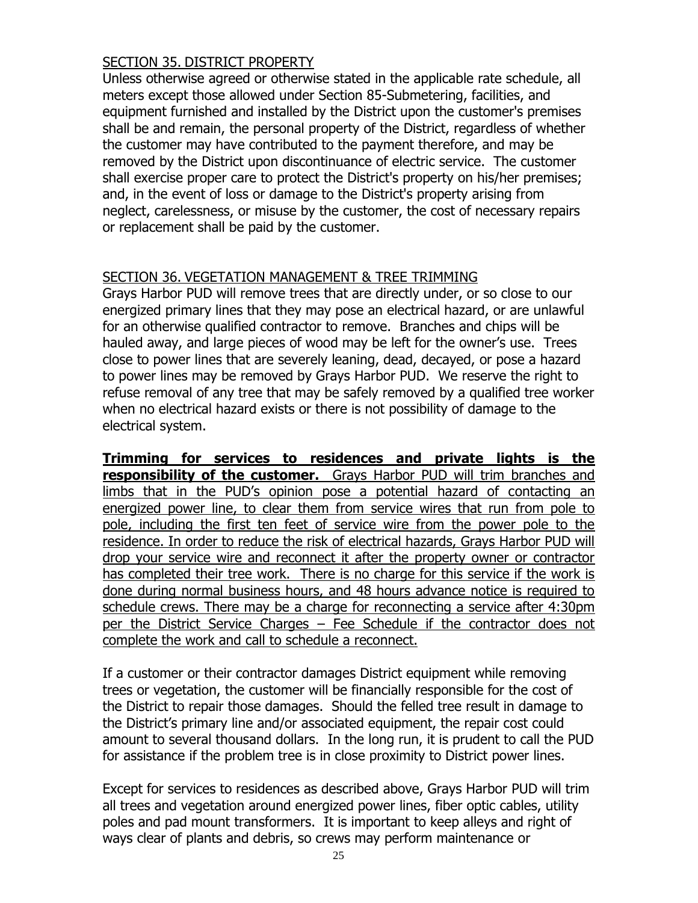## SECTION 35. DISTRICT PROPERTY

Unless otherwise agreed or otherwise stated in the applicable rate schedule, all meters except those allowed under Section 85-Submetering, facilities, and equipment furnished and installed by the District upon the customer's premises shall be and remain, the personal property of the District, regardless of whether the customer may have contributed to the payment therefore, and may be removed by the District upon discontinuance of electric service. The customer shall exercise proper care to protect the District's property on his/her premises; and, in the event of loss or damage to the District's property arising from neglect, carelessness, or misuse by the customer, the cost of necessary repairs or replacement shall be paid by the customer.

## SECTION 36. VEGETATION MANAGEMENT & TREE TRIMMING

Grays Harbor PUD will remove trees that are directly under, or so close to our energized primary lines that they may pose an electrical hazard, or are unlawful for an otherwise qualified contractor to remove. Branches and chips will be hauled away, and large pieces of wood may be left for the owner's use. Trees close to power lines that are severely leaning, dead, decayed, or pose a hazard to power lines may be removed by Grays Harbor PUD. We reserve the right to refuse removal of any tree that may be safely removed by a qualified tree worker when no electrical hazard exists or there is not possibility of damage to the electrical system.

**Trimming for services to residences and private lights is the responsibility of the customer.** Grays Harbor PUD will trim branches and limbs that in the PUD's opinion pose a potential hazard of contacting an energized power line, to clear them from service wires that run from pole to pole, including the first ten feet of service wire from the power pole to the residence. In order to reduce the risk of electrical hazards, Grays Harbor PUD will drop your service wire and reconnect it after the property owner or contractor has completed their tree work. There is no charge for this service if the work is done during normal business hours, and 48 hours advance notice is required to schedule crews. There may be a charge for reconnecting a service after 4:30pm per the District Service Charges – Fee Schedule if the contractor does not complete the work and call to schedule a reconnect.

If a customer or their contractor damages District equipment while removing trees or vegetation, the customer will be financially responsible for the cost of the District to repair those damages. Should the felled tree result in damage to the District's primary line and/or associated equipment, the repair cost could amount to several thousand dollars. In the long run, it is prudent to call the PUD for assistance if the problem tree is in close proximity to District power lines.

Except for services to residences as described above, Grays Harbor PUD will trim all trees and vegetation around energized power lines, fiber optic cables, utility poles and pad mount transformers. It is important to keep alleys and right of ways clear of plants and debris, so crews may perform maintenance or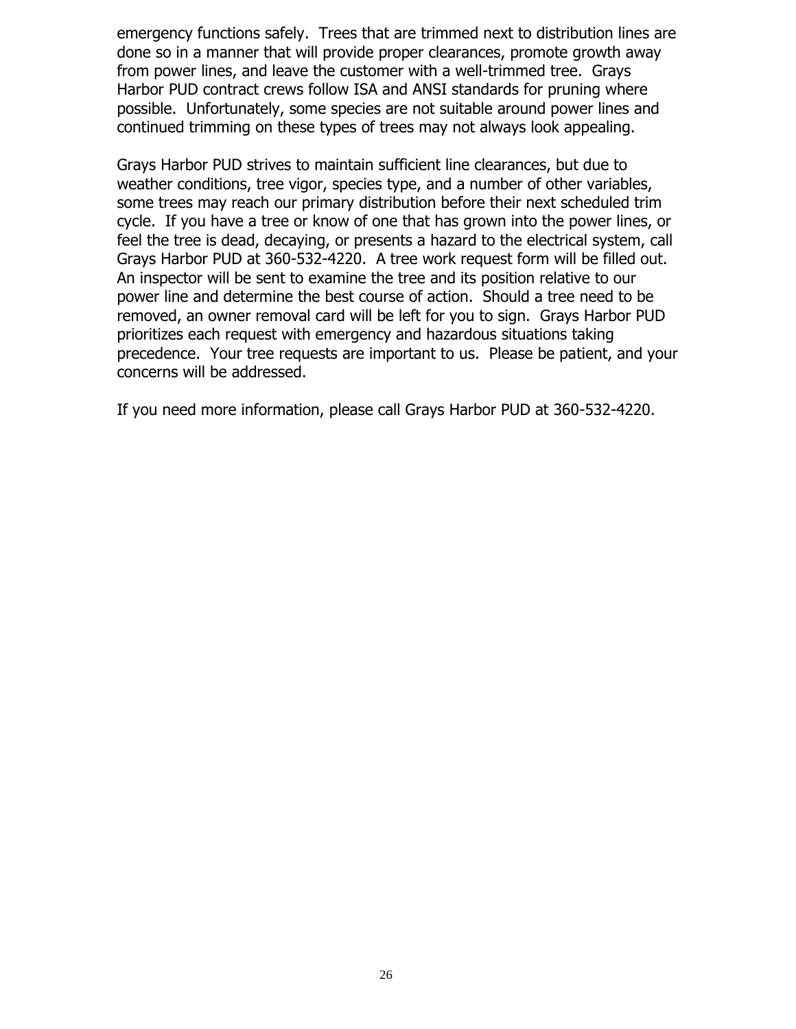emergency functions safely. Trees that are trimmed next to distribution lines are done so in a manner that will provide proper clearances, promote growth away from power lines, and leave the customer with a well-trimmed tree. Grays Harbor PUD contract crews follow ISA and ANSI standards for pruning where possible. Unfortunately, some species are not suitable around power lines and continued trimming on these types of trees may not always look appealing.

Grays Harbor PUD strives to maintain sufficient line clearances, but due to weather conditions, tree vigor, species type, and a number of other variables, some trees may reach our primary distribution before their next scheduled trim cycle. If you have a tree or know of one that has grown into the power lines, or feel the tree is dead, decaying, or presents a hazard to the electrical system, call Grays Harbor PUD at 360-532-4220. A tree work request form will be filled out. An inspector will be sent to examine the tree and its position relative to our power line and determine the best course of action. Should a tree need to be removed, an owner removal card will be left for you to sign. Grays Harbor PUD prioritizes each request with emergency and hazardous situations taking precedence. Your tree requests are important to us. Please be patient, and your concerns will be addressed.

If you need more information, please call Grays Harbor PUD at 360-532-4220.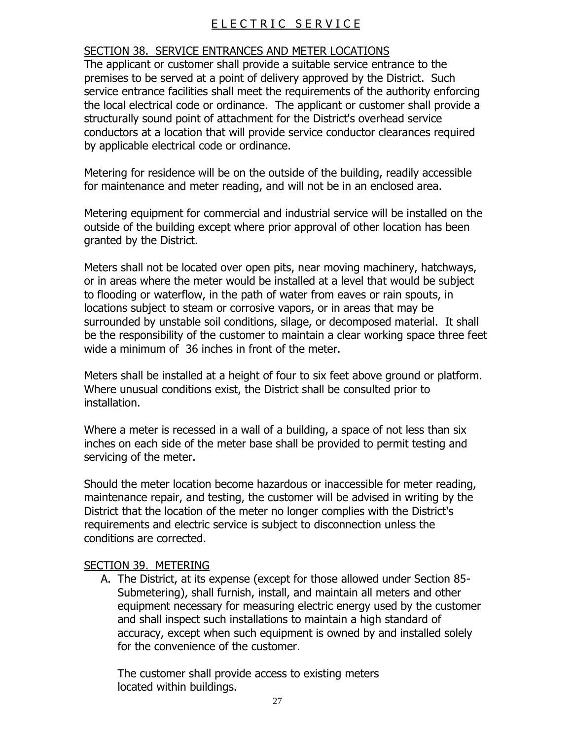# ELECTRIC SERVICE

## SECTION 38. SERVICE ENTRANCES AND METER LOCATIONS

The applicant or customer shall provide a suitable service entrance to the premises to be served at a point of delivery approved by the District. Such service entrance facilities shall meet the requirements of the authority enforcing the local electrical code or ordinance. The applicant or customer shall provide a structurally sound point of attachment for the District's overhead service conductors at a location that will provide service conductor clearances required by applicable electrical code or ordinance.

Metering for residence will be on the outside of the building, readily accessible for maintenance and meter reading, and will not be in an enclosed area.

Metering equipment for commercial and industrial service will be installed on the outside of the building except where prior approval of other location has been granted by the District.

Meters shall not be located over open pits, near moving machinery, hatchways, or in areas where the meter would be installed at a level that would be subject to flooding or waterflow, in the path of water from eaves or rain spouts, in locations subject to steam or corrosive vapors, or in areas that may be surrounded by unstable soil conditions, silage, or decomposed material. It shall be the responsibility of the customer to maintain a clear working space three feet wide a minimum of 36 inches in front of the meter.

Meters shall be installed at a height of four to six feet above ground or platform. Where unusual conditions exist, the District shall be consulted prior to installation.

Where a meter is recessed in a wall of a building, a space of not less than six inches on each side of the meter base shall be provided to permit testing and servicing of the meter.

Should the meter location become hazardous or inaccessible for meter reading, maintenance repair, and testing, the customer will be advised in writing by the District that the location of the meter no longer complies with the District's requirements and electric service is subject to disconnection unless the conditions are corrected.

## SECTION 39. METERING

A. The District, at its expense (except for those allowed under Section 85-Submetering), shall furnish, install, and maintain all meters and other equipment necessary for measuring electric energy used by the customer and shall inspect such installations to maintain a high standard of accuracy, except when such equipment is owned by and installed solely for the convenience of the customer.

   The customer shall provide access to existing meters located within buildings.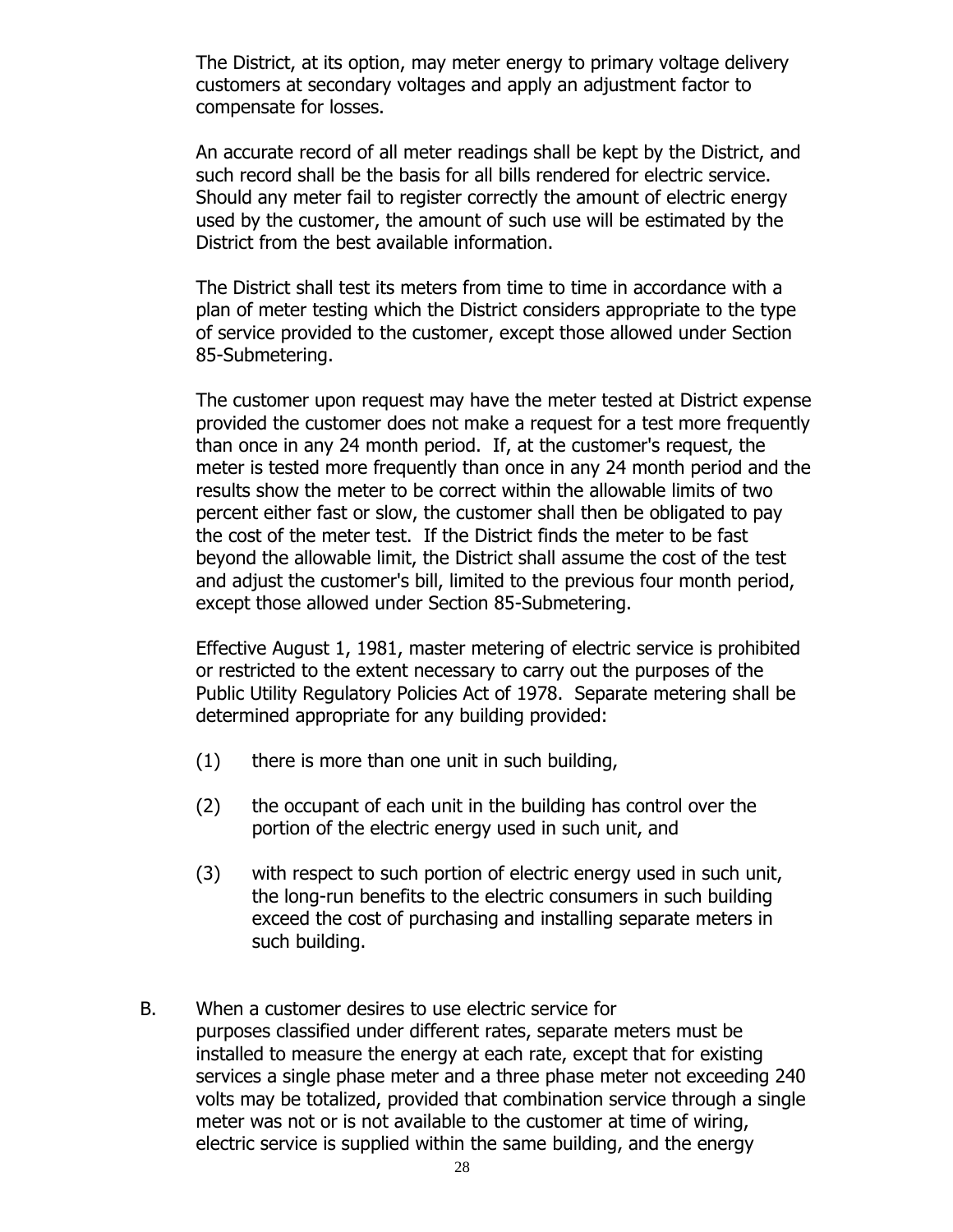The District, at its option, may meter energy to primary voltage delivery customers at secondary voltages and apply an adjustment factor to compensate for losses.

An accurate record of all meter readings shall be kept by the District, and such record shall be the basis for all bills rendered for electric service. Should any meter fail to register correctly the amount of electric energy used by the customer, the amount of such use will be estimated by the District from the best available information.

The District shall test its meters from time to time in accordance with a plan of meter testing which the District considers appropriate to the type of service provided to the customer, except those allowed under Section 85-Submetering.

The customer upon request may have the meter tested at District expense provided the customer does not make a request for a test more frequently than once in any 24 month period. If, at the customer's request, the meter is tested more frequently than once in any 24 month period and the results show the meter to be correct within the allowable limits of two percent either fast or slow, the customer shall then be obligated to pay the cost of the meter test. If the District finds the meter to be fast beyond the allowable limit, the District shall assume the cost of the test and adjust the customer's bill, limited to the previous four month period, except those allowed under Section 85-Submetering.

Effective August 1, 1981, master metering of electric service is prohibited or restricted to the extent necessary to carry out the purposes of the Public Utility Regulatory Policies Act of 1978. Separate metering shall be determined appropriate for any building provided:

(1) there is more than one unit in such building,

(2) the occupant of each unit in the building has control over the portion of the electric energy used in such unit, and

(3) with respect to such portion of electric energy used in such unit, the long-run benefits to the electric consumers in such building exceed the cost of purchasing and installing separate meters in such building.

B. When a customer desires to use electric service for purposes classified under different rates, separate meters must be installed to measure the energy at each rate, except that for existing services a single phase meter and a three phase meter not exceeding 240 volts may be totalized, provided that combination service through a single meter was not or is not available to the customer at time of wiring, electric service is supplied within the same building, and the energy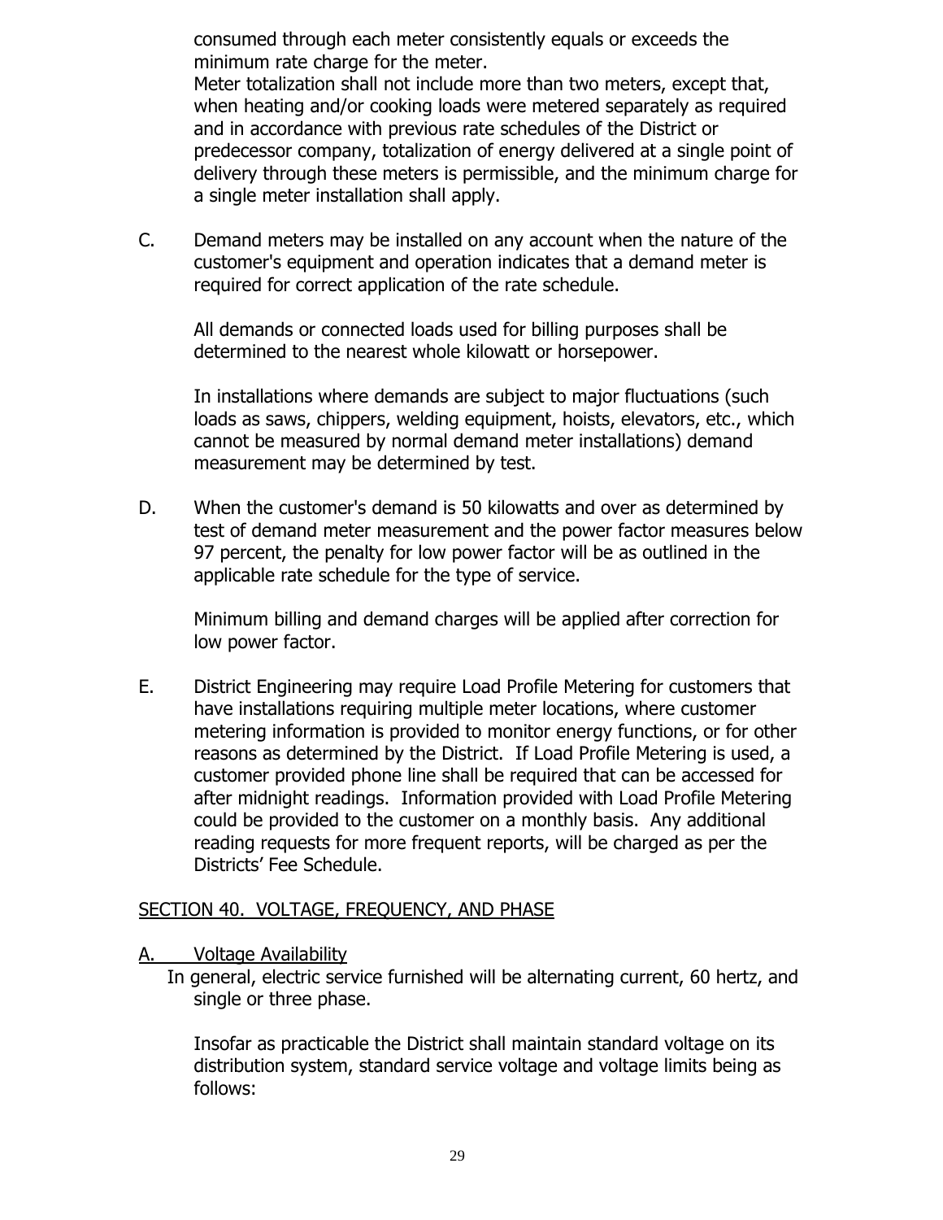consumed through each meter consistently equals or exceeds the minimum rate charge for the meter.

Meter totalization shall not include more than two meters, except that, when heating and/or cooking loads were metered separately as required and in accordance with previous rate schedules of the District or predecessor company, totalization of energy delivered at a single point of delivery through these meters is permissible, and the minimum charge for a single meter installation shall apply.

C. Demand meters may be installed on any account when the nature of the customer's equipment and operation indicates that a demand meter is required for correct application of the rate schedule.

   All demands or connected loads used for billing purposes shall be determined to the nearest whole kilowatt or horsepower.

   In installations where demands are subject to major fluctuations (such loads as saws, chippers, welding equipment, hoists, elevators, etc., which cannot be measured by normal demand meter installations) demand measurement may be determined by test.

D. When the customer's demand is 50 kilowatts and over as determined by test of demand meter measurement and the power factor measures below 97 percent, the penalty for low power factor will be as outlined in the applicable rate schedule for the type of service.

   Minimum billing and demand charges will be applied after correction for low power factor.

E. District Engineering may require Load Profile Metering for customers that have installations requiring multiple meter locations, where customer metering information is provided to monitor energy functions, or for other reasons as determined by the District. If Load Profile Metering is used, a customer provided phone line shall be required that can be accessed for after midnight readings. Information provided with Load Profile Metering could be provided to the customer on a monthly basis. Any additional reading requests for more frequent reports, will be charged as per the Districts' Fee Schedule.

## SECTION 40. VOLTAGE, FREQUENCY, AND PHASE

### A. Voltage Availability

In general, electric service furnished will be alternating current, 60 hertz, and single or three phase.

Insofar as practicable the District shall maintain standard voltage on its distribution system, standard service voltage and voltage limits being as follows: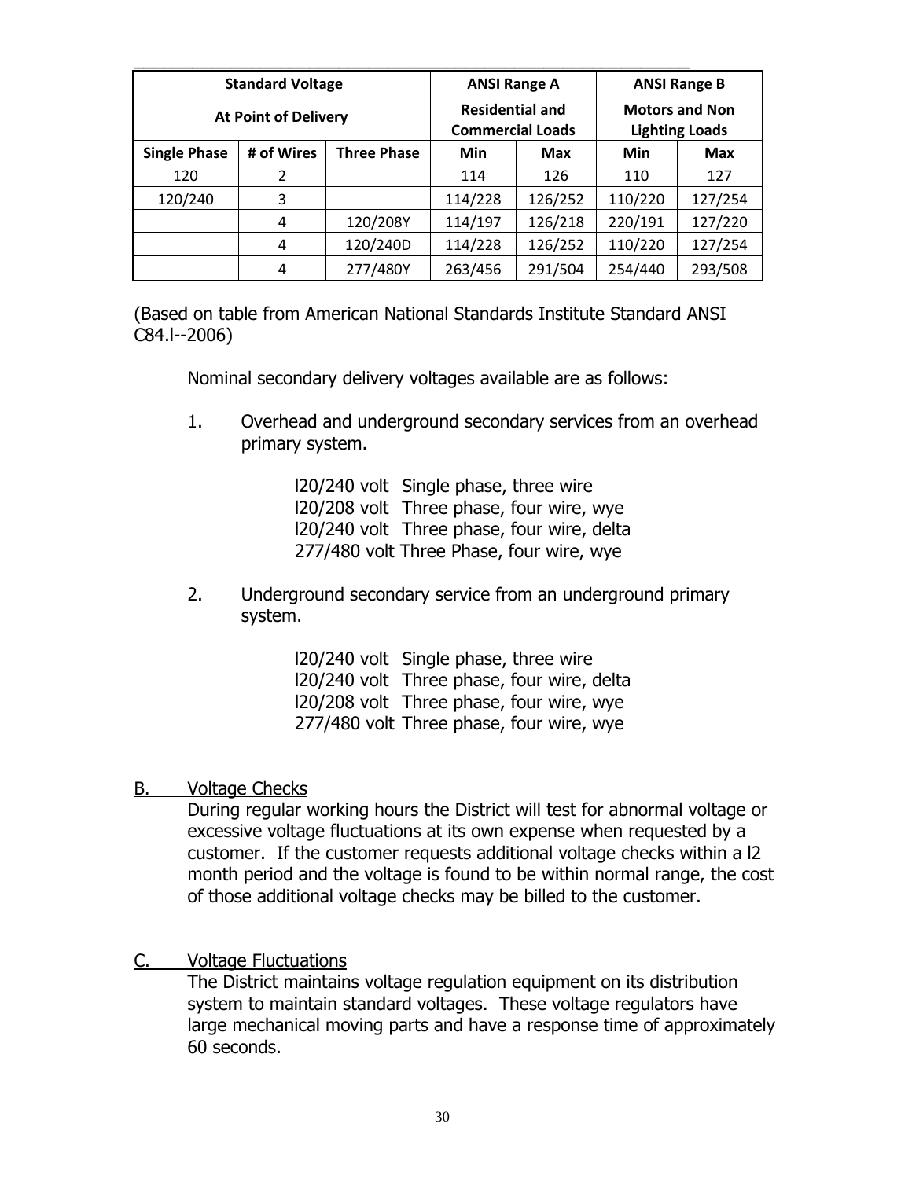| Standard Voltage | | | ANSI Range A | | ANSI Range B | |
|---|---|---|---|---|---|---|
| At Point of Delivery | | | Residential and Commercial Loads | | Motors and Non Lighting Loads | |
| Single Phase | # of Wires | Three Phase | Min | Max | Min | Max |
| 120 | 2 | | 114 | 126 | 110 | 127 |
| 120/240 | 3 | | 114/228 | 126/252 | 110/220 | 127/254 |
| | 4 | 120/208Y | 114/197 | 126/218 | 220/191 | 127/220 |
| | 4 | 120/240D | 114/228 | 126/252 | 110/220 | 127/254 |
| | 4 | 277/480Y | 263/456 | 291/504 | 254/440 | 293/508 |

(Based on table from American National Standards Institute Standard ANSI C84.l--2006)

Nominal secondary delivery voltages available are as follows:

1. Overhead and underground secondary services from an overhead primary system.

   l20/240 volt Single phase, three wire
   l20/208 volt Three phase, four wire, wye
   l20/240 volt Three phase, four wire, delta
   277/480 volt Three Phase, four wire, wye

2. Underground secondary service from an underground primary system.

   l20/240 volt Single phase, three wire
   l20/240 volt Three phase, four wire, delta
   l20/208 volt Three phase, four wire, wye
   277/480 volt Three phase, four wire, wye

B. Voltage Checks

During regular working hours the District will test for abnormal voltage or excessive voltage fluctuations at its own expense when requested by a customer. If the customer requests additional voltage checks within a l2 month period and the voltage is found to be within normal range, the cost of those additional voltage checks may be billed to the customer.

C. Voltage Fluctuations

The District maintains voltage regulation equipment on its distribution system to maintain standard voltages. These voltage regulators have large mechanical moving parts and have a response time of approximately 60 seconds.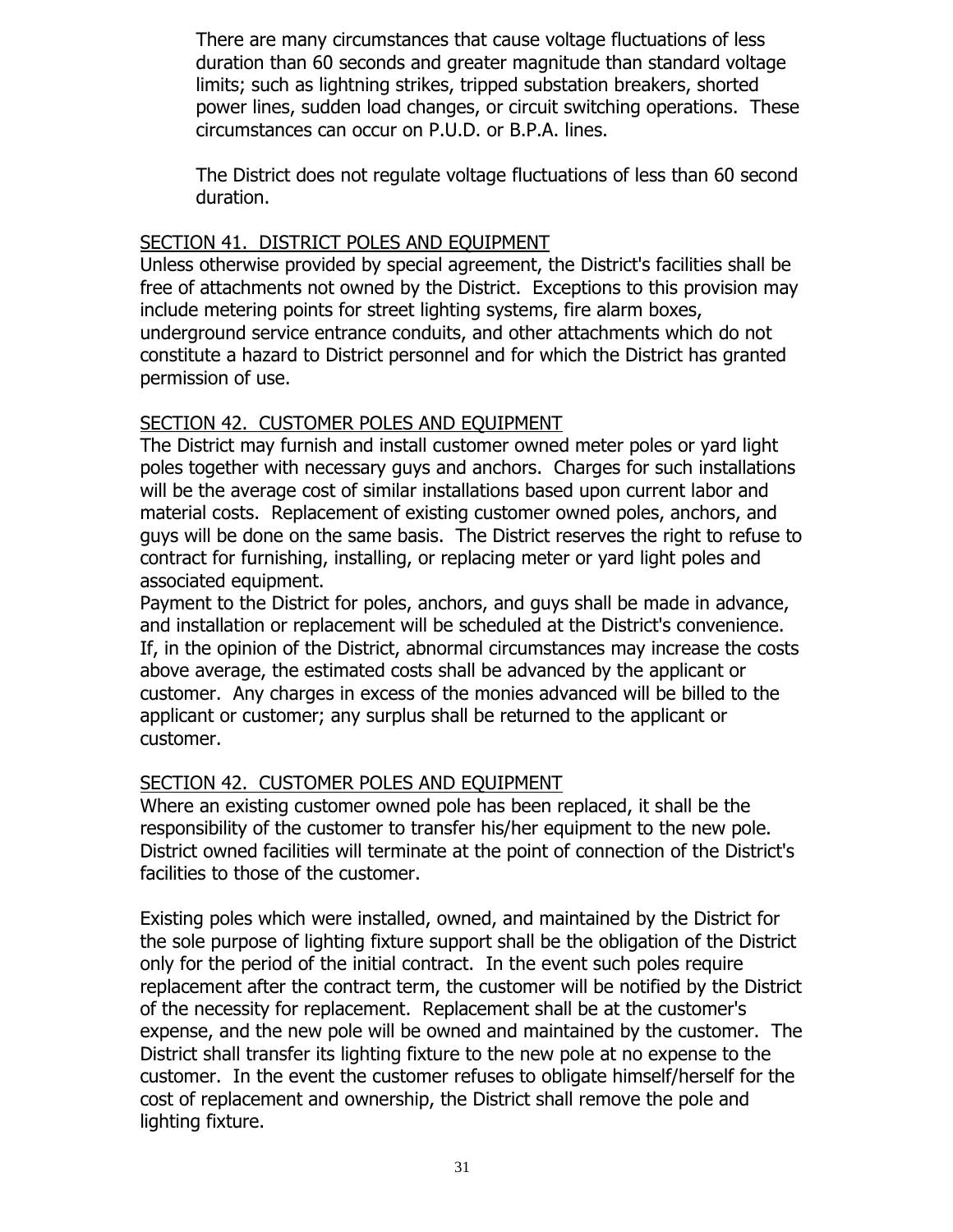There are many circumstances that cause voltage fluctuations of less duration than 60 seconds and greater magnitude than standard voltage limits; such as lightning strikes, tripped substation breakers, shorted power lines, sudden load changes, or circuit switching operations. These circumstances can occur on P.U.D. or B.P.A. lines.

The District does not regulate voltage fluctuations of less than 60 second duration.

## SECTION 41. DISTRICT POLES AND EQUIPMENT

Unless otherwise provided by special agreement, the District's facilities shall be free of attachments not owned by the District. Exceptions to this provision may include metering points for street lighting systems, fire alarm boxes, underground service entrance conduits, and other attachments which do not constitute a hazard to District personnel and for which the District has granted permission of use.

## SECTION 42. CUSTOMER POLES AND EQUIPMENT

The District may furnish and install customer owned meter poles or yard light poles together with necessary guys and anchors. Charges for such installations will be the average cost of similar installations based upon current labor and material costs. Replacement of existing customer owned poles, anchors, and guys will be done on the same basis. The District reserves the right to refuse to contract for furnishing, installing, or replacing meter or yard light poles and associated equipment.

Payment to the District for poles, anchors, and guys shall be made in advance, and installation or replacement will be scheduled at the District's convenience. If, in the opinion of the District, abnormal circumstances may increase the costs above average, the estimated costs shall be advanced by the applicant or customer. Any charges in excess of the monies advanced will be billed to the applicant or customer; any surplus shall be returned to the applicant or customer.

## SECTION 42. CUSTOMER POLES AND EQUIPMENT

Where an existing customer owned pole has been replaced, it shall be the responsibility of the customer to transfer his/her equipment to the new pole. District owned facilities will terminate at the point of connection of the District's facilities to those of the customer.

Existing poles which were installed, owned, and maintained by the District for the sole purpose of lighting fixture support shall be the obligation of the District only for the period of the initial contract. In the event such poles require replacement after the contract term, the customer will be notified by the District of the necessity for replacement. Replacement shall be at the customer's expense, and the new pole will be owned and maintained by the customer. The District shall transfer its lighting fixture to the new pole at no expense to the customer. In the event the customer refuses to obligate himself/herself for the cost of replacement and ownership, the District shall remove the pole and lighting fixture.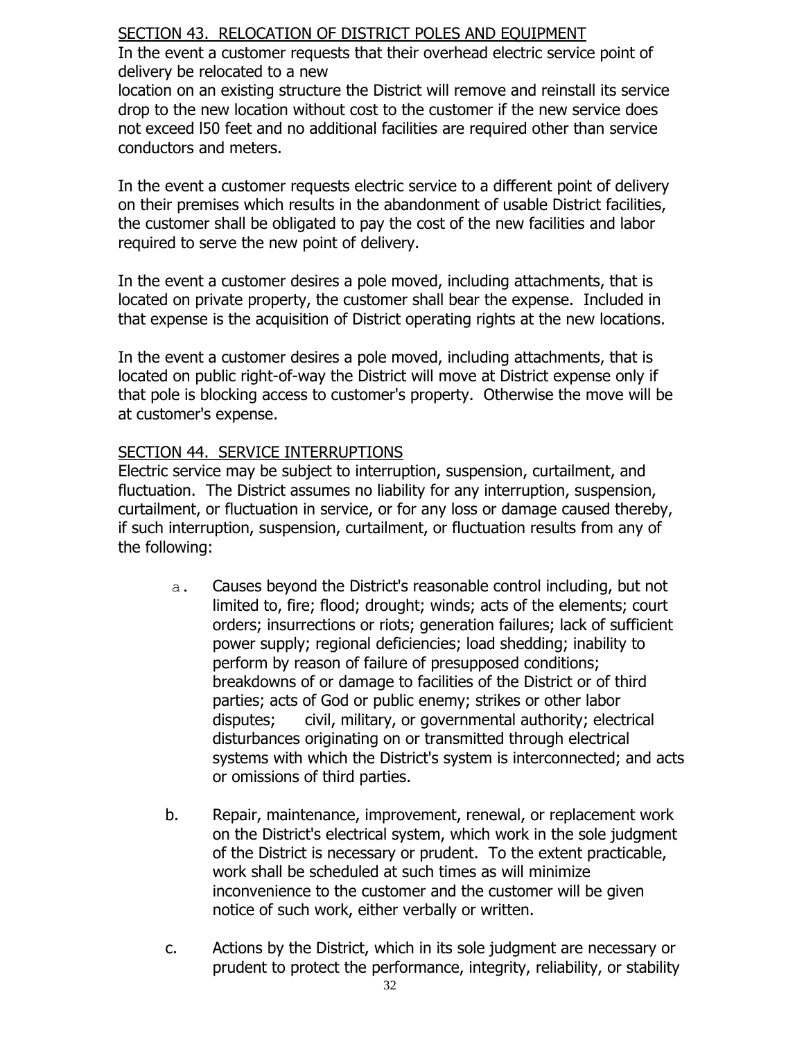SECTION 43. RELOCATION OF DISTRICT POLES AND EQUIPMENT

In the event a customer requests that their overhead electric service point of delivery be relocated to a new location on an existing structure the District will remove and reinstall its service drop to the new location without cost to the customer if the new service does not exceed l50 feet and no additional facilities are required other than service conductors and meters.

In the event a customer requests electric service to a different point of delivery on their premises which results in the abandonment of usable District facilities, the customer shall be obligated to pay the cost of the new facilities and labor required to serve the new point of delivery.

In the event a customer desires a pole moved, including attachments, that is located on private property, the customer shall bear the expense. Included in that expense is the acquisition of District operating rights at the new locations.

In the event a customer desires a pole moved, including attachments, that is located on public right-of-way the District will move at District expense only if that pole is blocking access to customer's property. Otherwise the move will be at customer's expense.

SECTION 44. SERVICE INTERRUPTIONS

Electric service may be subject to interruption, suspension, curtailment, and fluctuation. The District assumes no liability for any interruption, suspension, curtailment, or fluctuation in service, or for any loss or damage caused thereby, if such interruption, suspension, curtailment, or fluctuation results from any of the following:

a. Causes beyond the District's reasonable control including, but not limited to, fire; flood; drought; winds; acts of the elements; court orders; insurrections or riots; generation failures; lack of sufficient power supply; regional deficiencies; load shedding; inability to perform by reason of failure of presupposed conditions; breakdowns of or damage to facilities of the District or of third parties; acts of God or public enemy; strikes or other labor disputes; civil, military, or governmental authority; electrical disturbances originating on or transmitted through electrical systems with which the District's system is interconnected; and acts or omissions of third parties.

b. Repair, maintenance, improvement, renewal, or replacement work on the District's electrical system, which work in the sole judgment of the District is necessary or prudent. To the extent practicable, work shall be scheduled at such times as will minimize inconvenience to the customer and the customer will be given notice of such work, either verbally or written.

c. Actions by the District, which in its sole judgment are necessary or prudent to protect the performance, integrity, reliability, or stability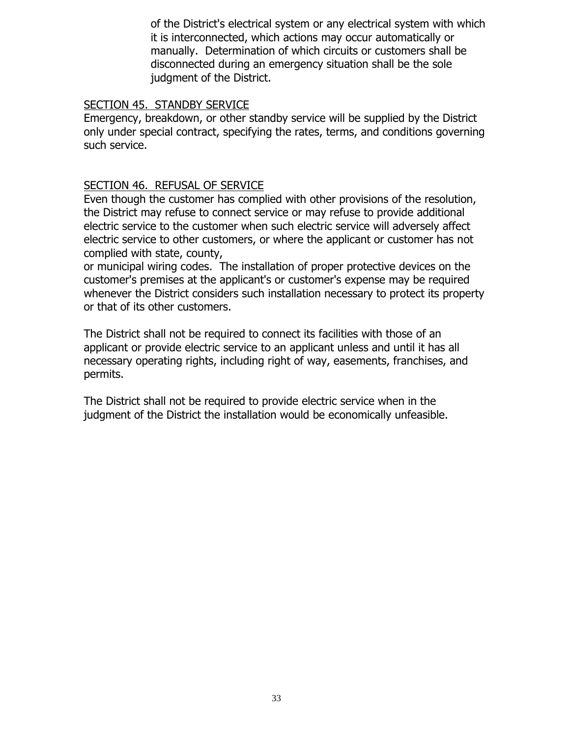of the District's electrical system or any electrical system with which it is interconnected, which actions may occur automatically or manually. Determination of which circuits or customers shall be disconnected during an emergency situation shall be the sole judgment of the District.

SECTION 45. STANDBY SERVICE

Emergency, breakdown, or other standby service will be supplied by the District only under special contract, specifying the rates, terms, and conditions governing such service.

SECTION 46. REFUSAL OF SERVICE

Even though the customer has complied with other provisions of the resolution, the District may refuse to connect service or may refuse to provide additional electric service to the customer when such electric service will adversely affect electric service to other customers, or where the applicant or customer has not complied with state, county,
or municipal wiring codes. The installation of proper protective devices on the customer's premises at the applicant's or customer's expense may be required whenever the District considers such installation necessary to protect its property or that of its other customers.

The District shall not be required to connect its facilities with those of an applicant or provide electric service to an applicant unless and until it has all necessary operating rights, including right of way, easements, franchises, and permits.

The District shall not be required to provide electric service when in the judgment of the District the installation would be economically unfeasible.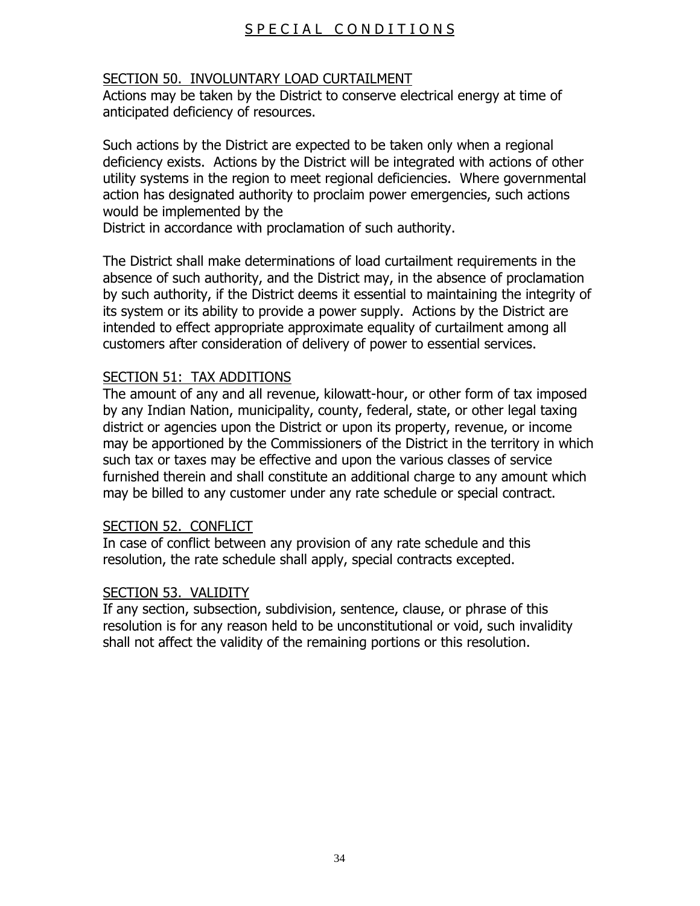# SPECIAL CONDITIONS

## SECTION 50. INVOLUNTARY LOAD CURTAILMENT

Actions may be taken by the District to conserve electrical energy at time of anticipated deficiency of resources.

Such actions by the District are expected to be taken only when a regional deficiency exists. Actions by the District will be integrated with actions of other utility systems in the region to meet regional deficiencies. Where governmental action has designated authority to proclaim power emergencies, such actions would be implemented by the District in accordance with proclamation of such authority.

The District shall make determinations of load curtailment requirements in the absence of such authority, and the District may, in the absence of proclamation by such authority, if the District deems it essential to maintaining the integrity of its system or its ability to provide a power supply. Actions by the District are intended to effect appropriate approximate equality of curtailment among all customers after consideration of delivery of power to essential services.

## SECTION 51: TAX ADDITIONS

The amount of any and all revenue, kilowatt-hour, or other form of tax imposed by any Indian Nation, municipality, county, federal, state, or other legal taxing district or agencies upon the District or upon its property, revenue, or income may be apportioned by the Commissioners of the District in the territory in which such tax or taxes may be effective and upon the various classes of service furnished therein and shall constitute an additional charge to any amount which may be billed to any customer under any rate schedule or special contract.

## SECTION 52. CONFLICT

In case of conflict between any provision of any rate schedule and this resolution, the rate schedule shall apply, special contracts excepted.

## SECTION 53. VALIDITY

If any section, subsection, subdivision, sentence, clause, or phrase of this resolution is for any reason held to be unconstitutional or void, such invalidity shall not affect the validity of the remaining portions or this resolution.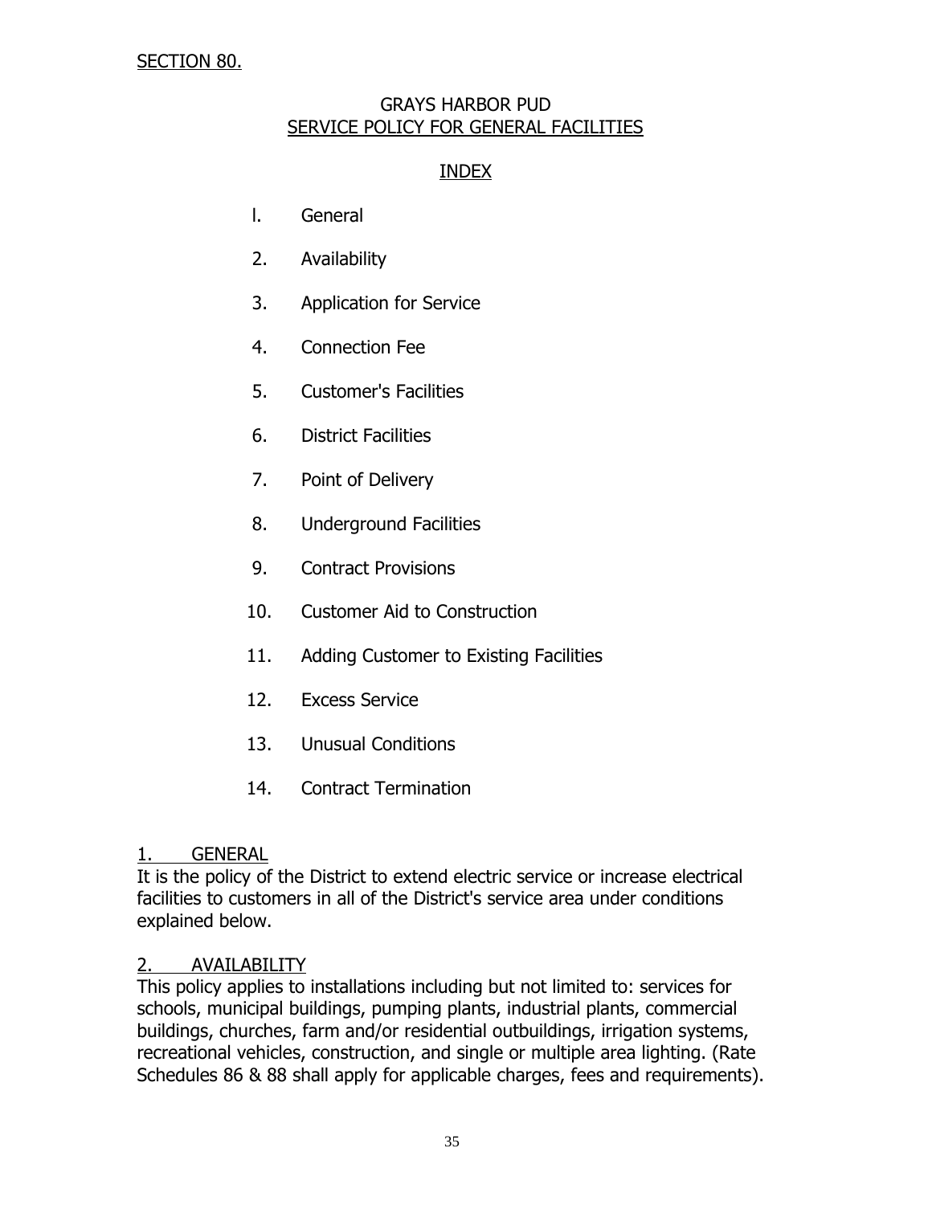SECTION 80.

# GRAYS HARBOR PUD
## SERVICE POLICY FOR GENERAL FACILITIES

### INDEX

l. General

2. Availability

3. Application for Service

4. Connection Fee

5. Customer's Facilities

6. District Facilities

7. Point of Delivery

8. Underground Facilities

9. Contract Provisions

10. Customer Aid to Construction

11. Adding Customer to Existing Facilities

12. Excess Service

13. Unusual Conditions

14. Contract Termination

### 1. GENERAL

It is the policy of the District to extend electric service or increase electrical facilities to customers in all of the District's service area under conditions explained below.

### 2. AVAILABILITY

This policy applies to installations including but not limited to: services for schools, municipal buildings, pumping plants, industrial plants, commercial buildings, churches, farm and/or residential outbuildings, irrigation systems, recreational vehicles, construction, and single or multiple area lighting. (Rate Schedules 86 & 88 shall apply for applicable charges, fees and requirements).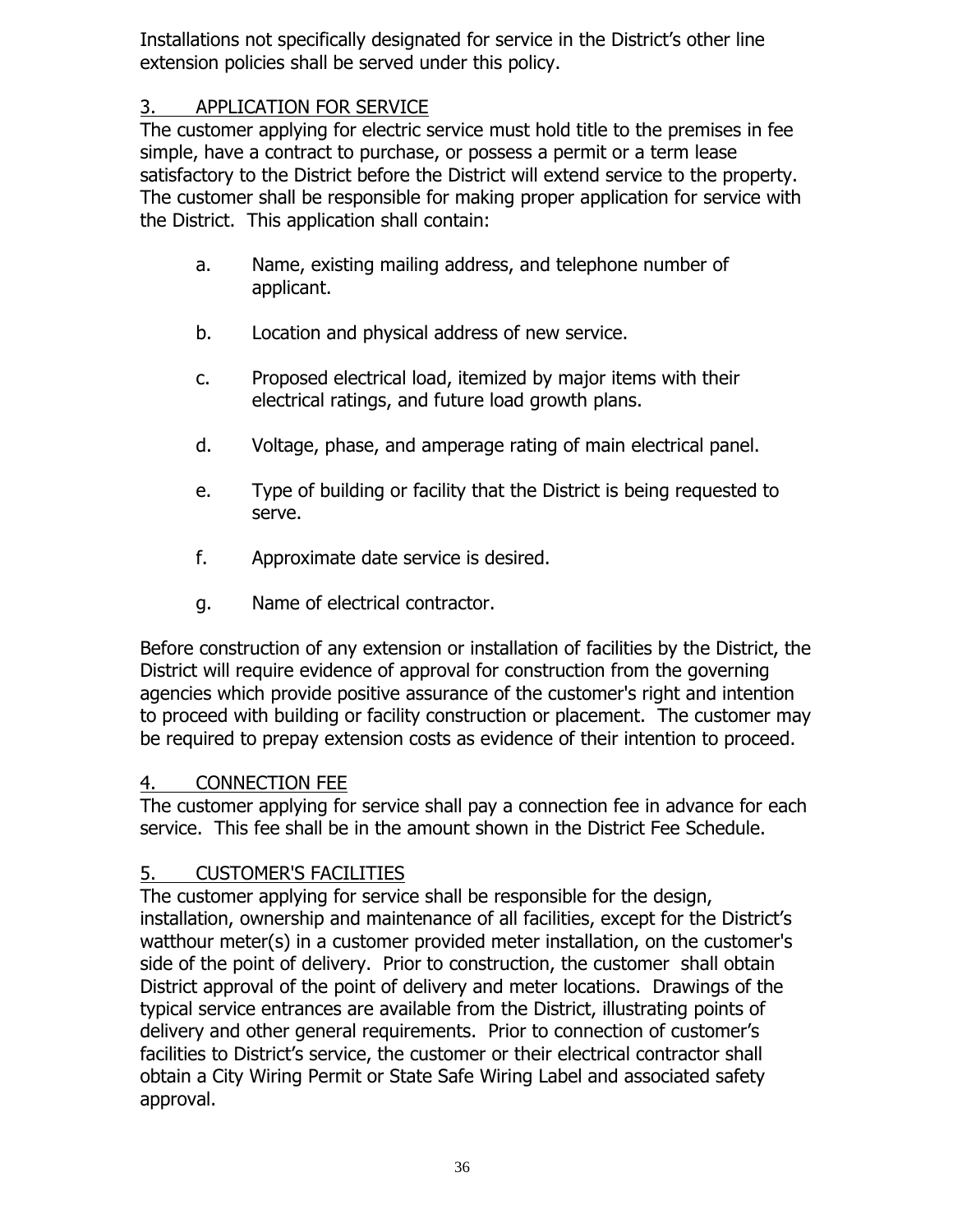Installations not specifically designated for service in the District's other line extension policies shall be served under this policy.

## 3. APPLICATION FOR SERVICE

The customer applying for electric service must hold title to the premises in fee simple, have a contract to purchase, or possess a permit or a term lease satisfactory to the District before the District will extend service to the property. The customer shall be responsible for making proper application for service with the District. This application shall contain:

a. Name, existing mailing address, and telephone number of applicant.

b. Location and physical address of new service.

c. Proposed electrical load, itemized by major items with their electrical ratings, and future load growth plans.

d. Voltage, phase, and amperage rating of main electrical panel.

e. Type of building or facility that the District is being requested to serve.

f. Approximate date service is desired.

g. Name of electrical contractor.

Before construction of any extension or installation of facilities by the District, the District will require evidence of approval for construction from the governing agencies which provide positive assurance of the customer's right and intention to proceed with building or facility construction or placement. The customer may be required to prepay extension costs as evidence of their intention to proceed.

## 4. CONNECTION FEE

The customer applying for service shall pay a connection fee in advance for each service. This fee shall be in the amount shown in the District Fee Schedule.

## 5. CUSTOMER'S FACILITIES

The customer applying for service shall be responsible for the design, installation, ownership and maintenance of all facilities, except for the District's watthour meter(s) in a customer provided meter installation, on the customer's side of the point of delivery. Prior to construction, the customer shall obtain District approval of the point of delivery and meter locations. Drawings of the typical service entrances are available from the District, illustrating points of delivery and other general requirements. Prior to connection of customer's facilities to District's service, the customer or their electrical contractor shall obtain a City Wiring Permit or State Safe Wiring Label and associated safety approval.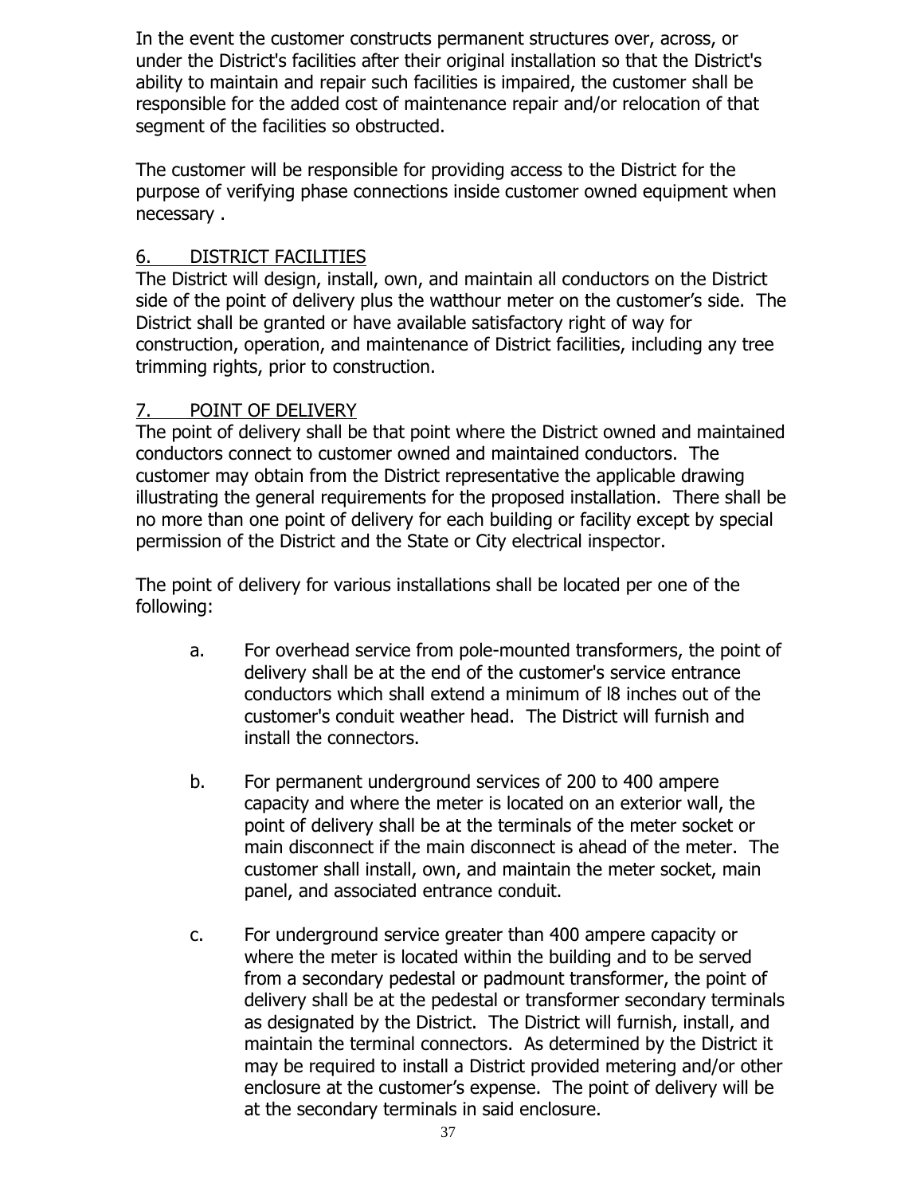In the event the customer constructs permanent structures over, across, or under the District's facilities after their original installation so that the District's ability to maintain and repair such facilities is impaired, the customer shall be responsible for the added cost of maintenance repair and/or relocation of that segment of the facilities so obstructed.

The customer will be responsible for providing access to the District for the purpose of verifying phase connections inside customer owned equipment when necessary .

## 6. DISTRICT FACILITIES

The District will design, install, own, and maintain all conductors on the District side of the point of delivery plus the watthour meter on the customer's side. The District shall be granted or have available satisfactory right of way for construction, operation, and maintenance of District facilities, including any tree trimming rights, prior to construction.

## 7. POINT OF DELIVERY

The point of delivery shall be that point where the District owned and maintained conductors connect to customer owned and maintained conductors. The customer may obtain from the District representative the applicable drawing illustrating the general requirements for the proposed installation. There shall be no more than one point of delivery for each building or facility except by special permission of the District and the State or City electrical inspector.

The point of delivery for various installations shall be located per one of the following:

a. For overhead service from pole-mounted transformers, the point of delivery shall be at the end of the customer's service entrance conductors which shall extend a minimum of l8 inches out of the customer's conduit weather head. The District will furnish and install the connectors.

b. For permanent underground services of 200 to 400 ampere capacity and where the meter is located on an exterior wall, the point of delivery shall be at the terminals of the meter socket or main disconnect if the main disconnect is ahead of the meter. The customer shall install, own, and maintain the meter socket, main panel, and associated entrance conduit.

c. For underground service greater than 400 ampere capacity or where the meter is located within the building and to be served from a secondary pedestal or padmount transformer, the point of delivery shall be at the pedestal or transformer secondary terminals as designated by the District. The District will furnish, install, and maintain the terminal connectors. As determined by the District it may be required to install a District provided metering and/or other enclosure at the customer's expense. The point of delivery will be at the secondary terminals in said enclosure.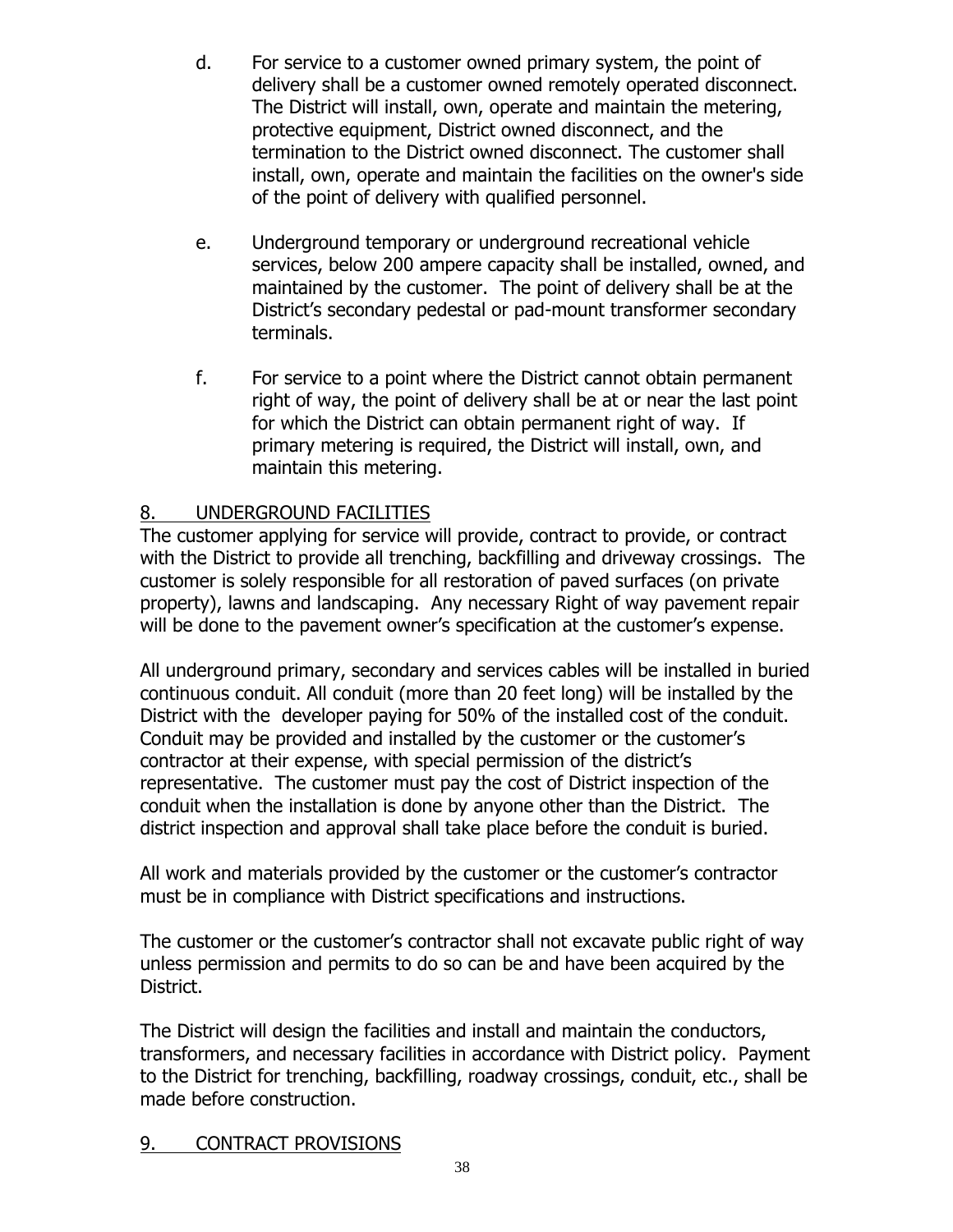d. For service to a customer owned primary system, the point of delivery shall be a customer owned remotely operated disconnect. The District will install, own, operate and maintain the metering, protective equipment, District owned disconnect, and the termination to the District owned disconnect. The customer shall install, own, operate and maintain the facilities on the owner's side of the point of delivery with qualified personnel.

e. Underground temporary or underground recreational vehicle services, below 200 ampere capacity shall be installed, owned, and maintained by the customer. The point of delivery shall be at the District's secondary pedestal or pad-mount transformer secondary terminals.

f. For service to a point where the District cannot obtain permanent right of way, the point of delivery shall be at or near the last point for which the District can obtain permanent right of way. If primary metering is required, the District will install, own, and maintain this metering.

## 8. UNDERGROUND FACILITIES

The customer applying for service will provide, contract to provide, or contract with the District to provide all trenching, backfilling and driveway crossings. The customer is solely responsible for all restoration of paved surfaces (on private property), lawns and landscaping. Any necessary Right of way pavement repair will be done to the pavement owner's specification at the customer's expense.

All underground primary, secondary and services cables will be installed in buried continuous conduit. All conduit (more than 20 feet long) will be installed by the District with the developer paying for 50% of the installed cost of the conduit. Conduit may be provided and installed by the customer or the customer's contractor at their expense, with special permission of the district's representative. The customer must pay the cost of District inspection of the conduit when the installation is done by anyone other than the District. The district inspection and approval shall take place before the conduit is buried.

All work and materials provided by the customer or the customer's contractor must be in compliance with District specifications and instructions.

The customer or the customer's contractor shall not excavate public right of way unless permission and permits to do so can be and have been acquired by the District.

The District will design the facilities and install and maintain the conductors, transformers, and necessary facilities in accordance with District policy. Payment to the District for trenching, backfilling, roadway crossings, conduit, etc., shall be made before construction.

## 9. CONTRACT PROVISIONS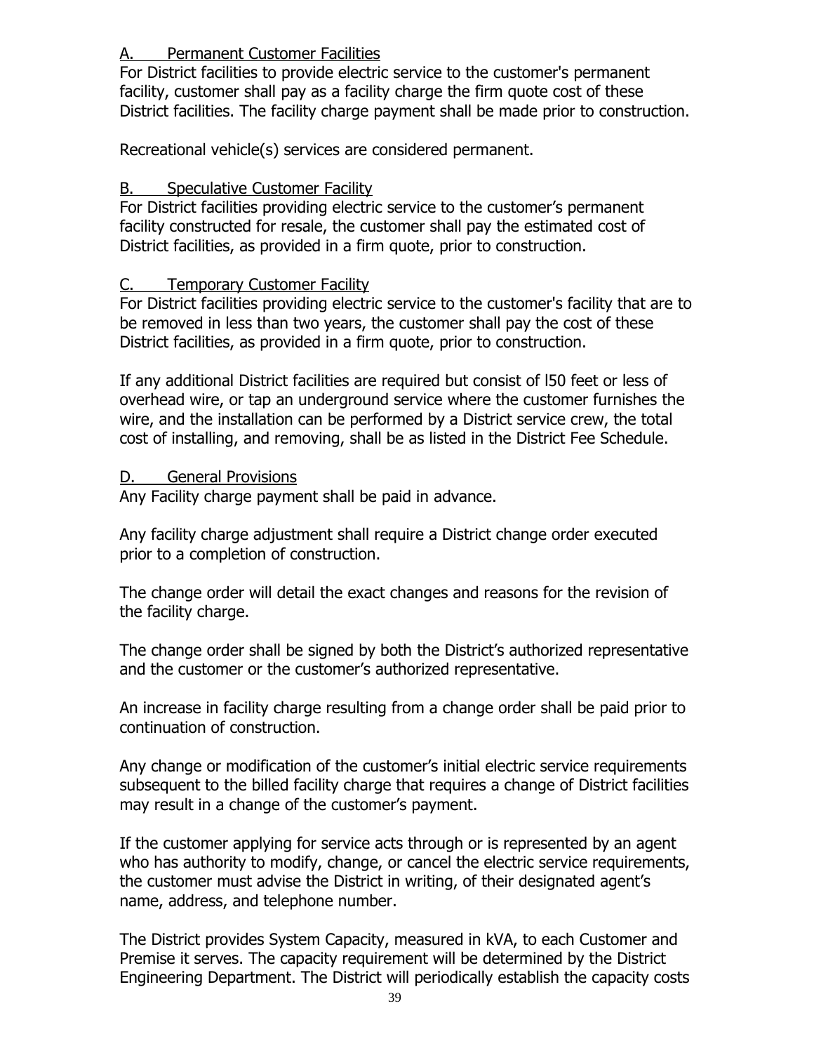A. Permanent Customer Facilities

For District facilities to provide electric service to the customer's permanent facility, customer shall pay as a facility charge the firm quote cost of these District facilities. The facility charge payment shall be made prior to construction.

Recreational vehicle(s) services are considered permanent.

B. Speculative Customer Facility

For District facilities providing electric service to the customer's permanent facility constructed for resale, the customer shall pay the estimated cost of District facilities, as provided in a firm quote, prior to construction.

C. Temporary Customer Facility

For District facilities providing electric service to the customer's facility that are to be removed in less than two years, the customer shall pay the cost of these District facilities, as provided in a firm quote, prior to construction.

If any additional District facilities are required but consist of l50 feet or less of overhead wire, or tap an underground service where the customer furnishes the wire, and the installation can be performed by a District service crew, the total cost of installing, and removing, shall be as listed in the District Fee Schedule.

D. General Provisions

Any Facility charge payment shall be paid in advance.

Any facility charge adjustment shall require a District change order executed prior to a completion of construction.

The change order will detail the exact changes and reasons for the revision of the facility charge.

The change order shall be signed by both the District's authorized representative and the customer or the customer's authorized representative.

An increase in facility charge resulting from a change order shall be paid prior to continuation of construction.

Any change or modification of the customer's initial electric service requirements subsequent to the billed facility charge that requires a change of District facilities may result in a change of the customer's payment.

If the customer applying for service acts through or is represented by an agent who has authority to modify, change, or cancel the electric service requirements, the customer must advise the District in writing, of their designated agent's name, address, and telephone number.

The District provides System Capacity, measured in kVA, to each Customer and Premise it serves. The capacity requirement will be determined by the District Engineering Department. The District will periodically establish the capacity costs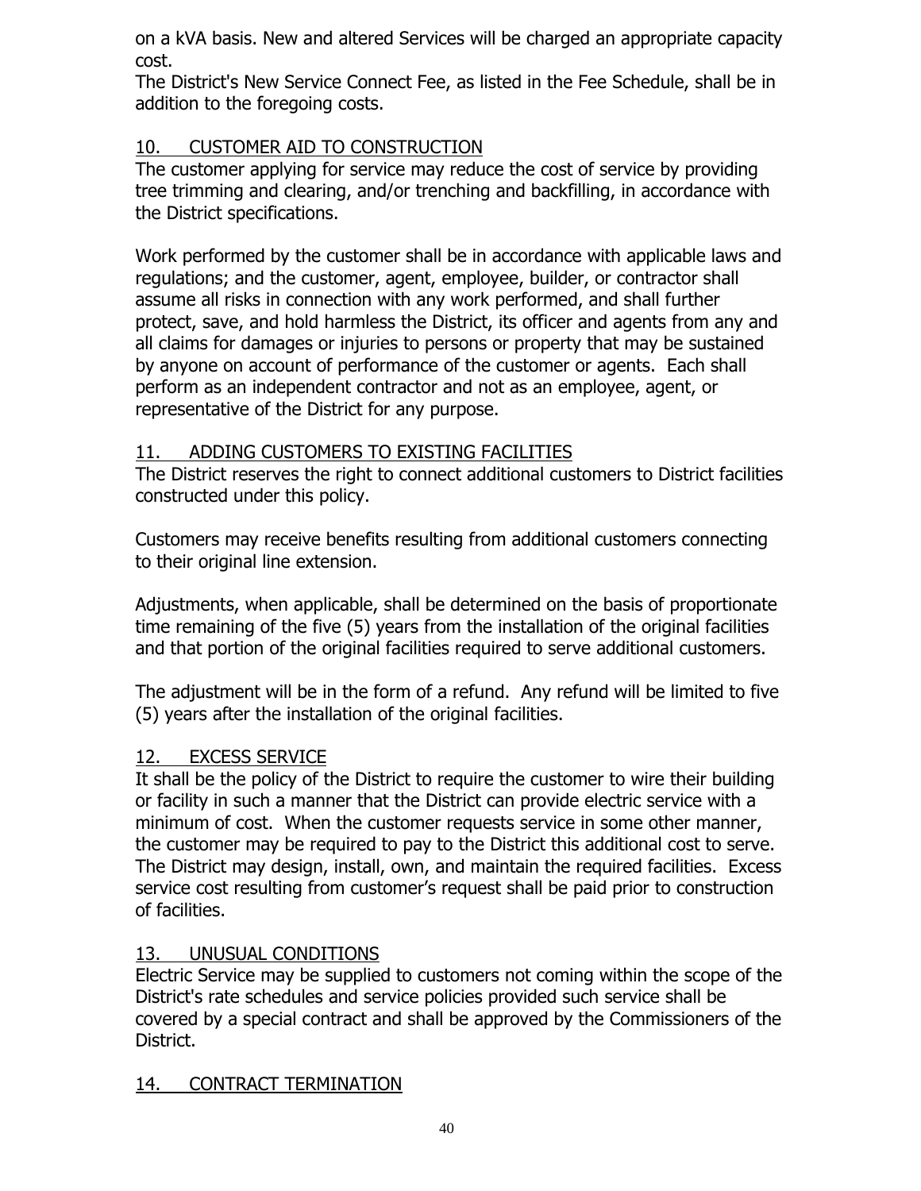on a kVA basis. New and altered Services will be charged an appropriate capacity cost.

The District's New Service Connect Fee, as listed in the Fee Schedule, shall be in addition to the foregoing costs.

## 10. CUSTOMER AID TO CONSTRUCTION

The customer applying for service may reduce the cost of service by providing tree trimming and clearing, and/or trenching and backfilling, in accordance with the District specifications.

Work performed by the customer shall be in accordance with applicable laws and regulations; and the customer, agent, employee, builder, or contractor shall assume all risks in connection with any work performed, and shall further protect, save, and hold harmless the District, its officer and agents from any and all claims for damages or injuries to persons or property that may be sustained by anyone on account of performance of the customer or agents. Each shall perform as an independent contractor and not as an employee, agent, or representative of the District for any purpose.

## 11. ADDING CUSTOMERS TO EXISTING FACILITIES

The District reserves the right to connect additional customers to District facilities constructed under this policy.

Customers may receive benefits resulting from additional customers connecting to their original line extension.

Adjustments, when applicable, shall be determined on the basis of proportionate time remaining of the five (5) years from the installation of the original facilities and that portion of the original facilities required to serve additional customers.

The adjustment will be in the form of a refund. Any refund will be limited to five (5) years after the installation of the original facilities.

## 12. EXCESS SERVICE

It shall be the policy of the District to require the customer to wire their building or facility in such a manner that the District can provide electric service with a minimum of cost. When the customer requests service in some other manner, the customer may be required to pay to the District this additional cost to serve. The District may design, install, own, and maintain the required facilities. Excess service cost resulting from customer's request shall be paid prior to construction of facilities.

## 13. UNUSUAL CONDITIONS

Electric Service may be supplied to customers not coming within the scope of the District's rate schedules and service policies provided such service shall be covered by a special contract and shall be approved by the Commissioners of the District.

## 14. CONTRACT TERMINATION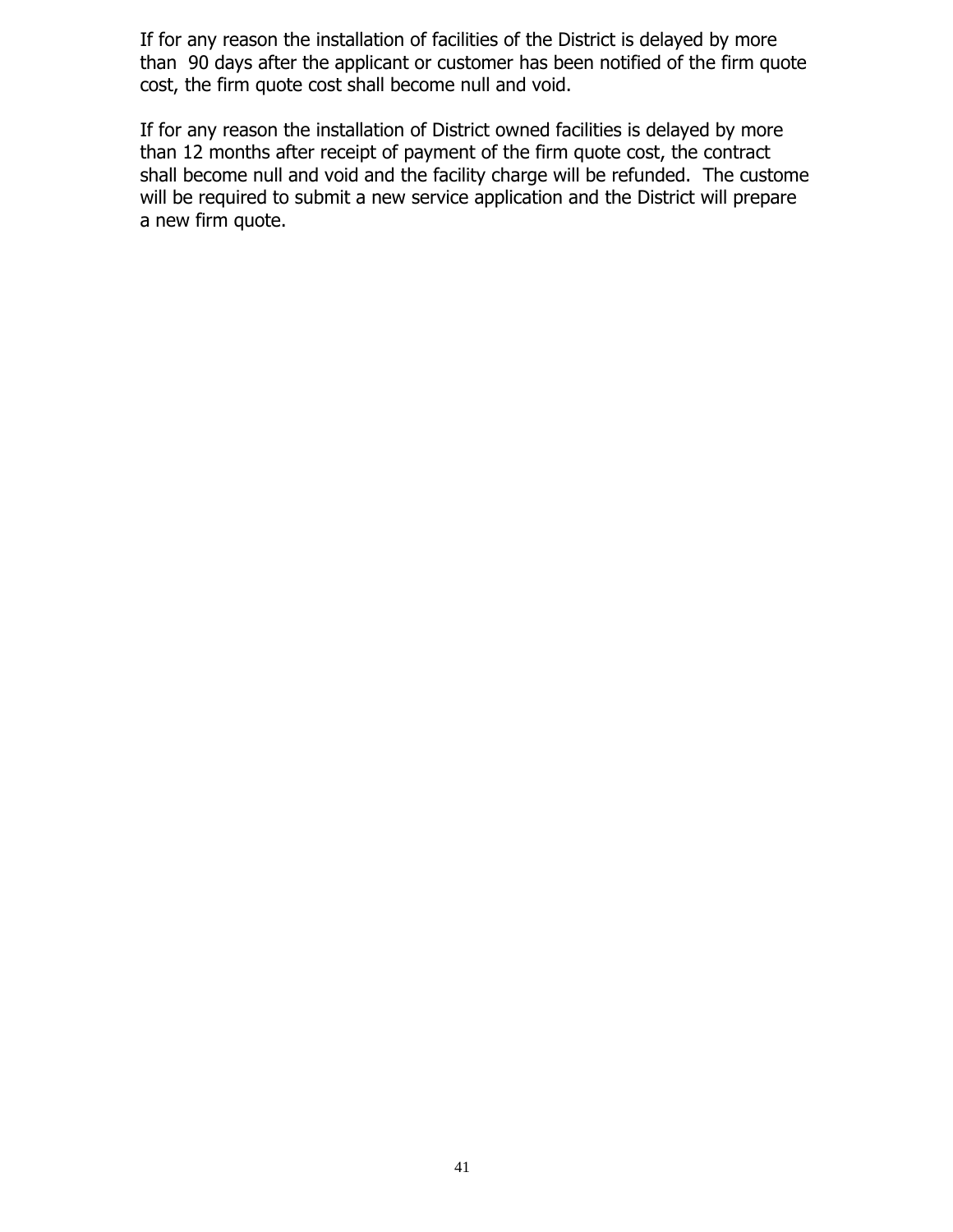If for any reason the installation of facilities of the District is delayed by more than 90 days after the applicant or customer has been notified of the firm quote cost, the firm quote cost shall become null and void.

If for any reason the installation of District owned facilities is delayed by more than 12 months after receipt of payment of the firm quote cost, the contract shall become null and void and the facility charge will be refunded. The custome will be required to submit a new service application and the District will prepare a new firm quote.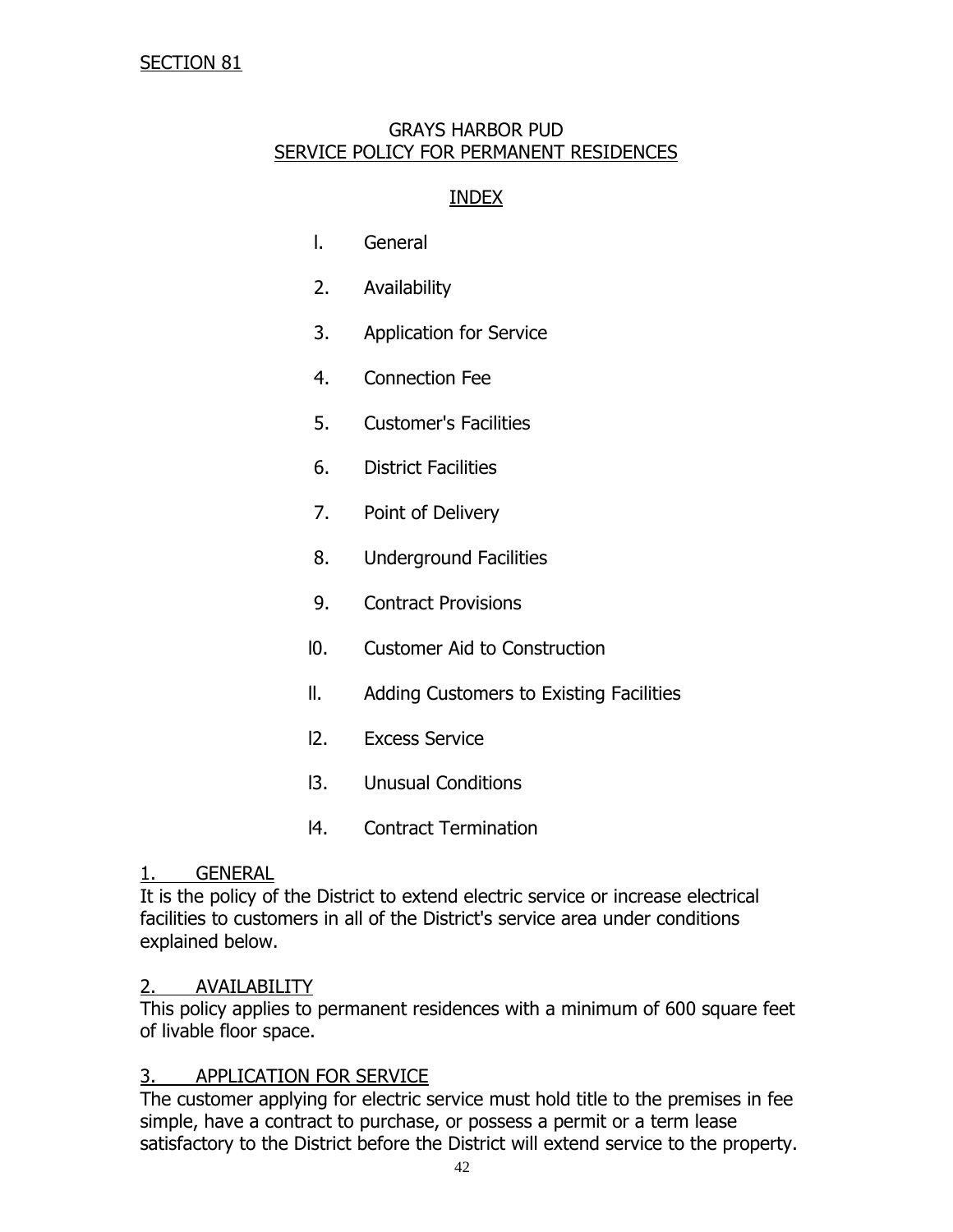SECTION 81

# GRAYS HARBOR PUD
## SERVICE POLICY FOR PERMANENT RESIDENCES

### INDEX

l. General

2. Availability

3. Application for Service

4. Connection Fee

5. Customer's Facilities

6. District Facilities

7. Point of Delivery

8. Underground Facilities

9. Contract Provisions

l0. Customer Aid to Construction

ll. Adding Customers to Existing Facilities

l2. Excess Service

l3. Unusual Conditions

l4. Contract Termination

### 1. GENERAL

It is the policy of the District to extend electric service or increase electrical facilities to customers in all of the District's service area under conditions explained below.

### 2. AVAILABILITY

This policy applies to permanent residences with a minimum of 600 square feet of livable floor space.

### 3. APPLICATION FOR SERVICE

The customer applying for electric service must hold title to the premises in fee simple, have a contract to purchase, or possess a permit or a term lease satisfactory to the District before the District will extend service to the property.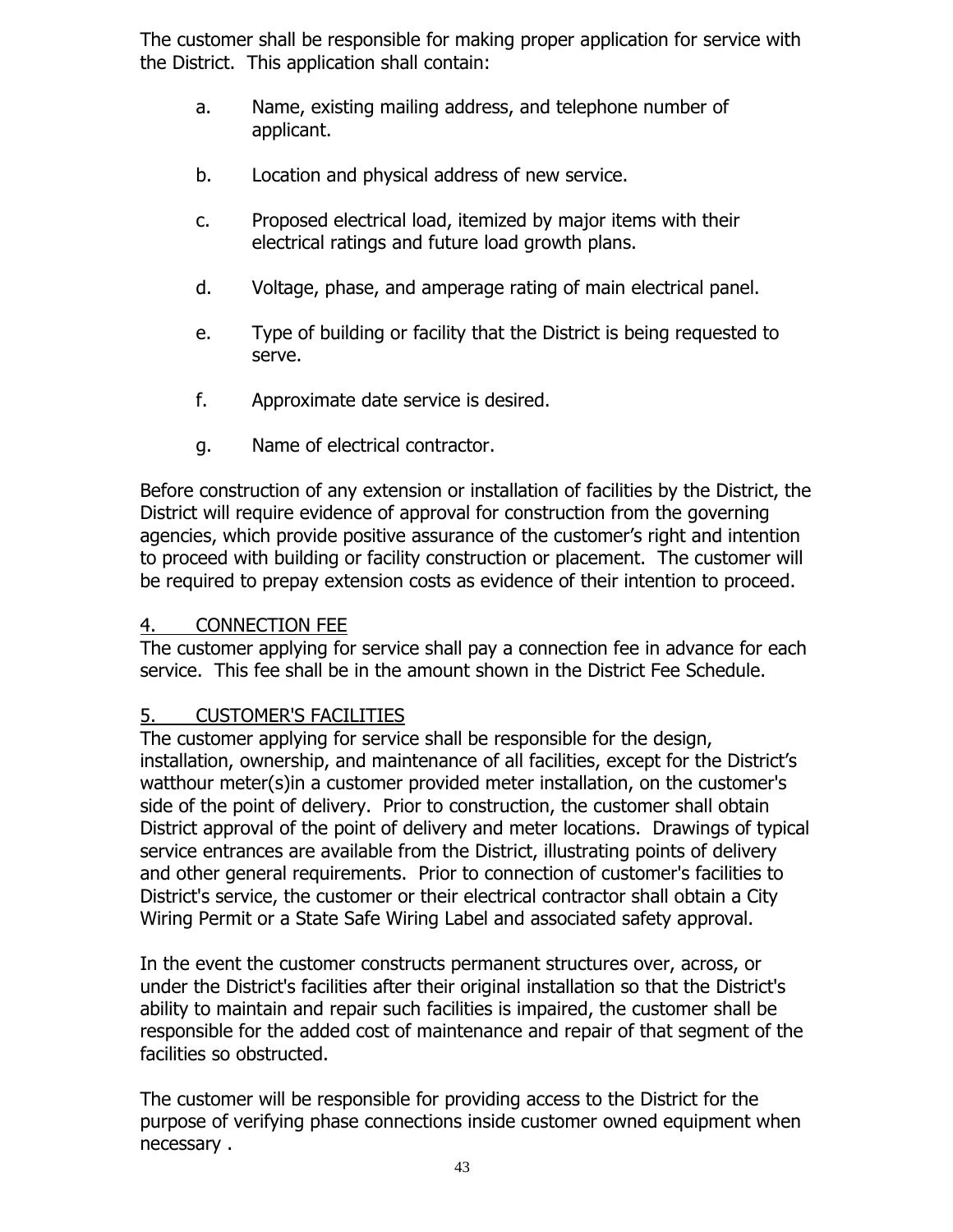The customer shall be responsible for making proper application for service with the District. This application shall contain:

a. Name, existing mailing address, and telephone number of applicant.

b. Location and physical address of new service.

c. Proposed electrical load, itemized by major items with their electrical ratings and future load growth plans.

d. Voltage, phase, and amperage rating of main electrical panel.

e. Type of building or facility that the District is being requested to serve.

f. Approximate date service is desired.

g. Name of electrical contractor.

Before construction of any extension or installation of facilities by the District, the District will require evidence of approval for construction from the governing agencies, which provide positive assurance of the customer's right and intention to proceed with building or facility construction or placement. The customer will be required to prepay extension costs as evidence of their intention to proceed.

## 4. CONNECTION FEE

The customer applying for service shall pay a connection fee in advance for each service. This fee shall be in the amount shown in the District Fee Schedule.

## 5. CUSTOMER'S FACILITIES

The customer applying for service shall be responsible for the design, installation, ownership, and maintenance of all facilities, except for the District's watthour meter(s)in a customer provided meter installation, on the customer's side of the point of delivery. Prior to construction, the customer shall obtain District approval of the point of delivery and meter locations. Drawings of typical service entrances are available from the District, illustrating points of delivery and other general requirements. Prior to connection of customer's facilities to District's service, the customer or their electrical contractor shall obtain a City Wiring Permit or a State Safe Wiring Label and associated safety approval.

In the event the customer constructs permanent structures over, across, or under the District's facilities after their original installation so that the District's ability to maintain and repair such facilities is impaired, the customer shall be responsible for the added cost of maintenance and repair of that segment of the facilities so obstructed.

The customer will be responsible for providing access to the District for the purpose of verifying phase connections inside customer owned equipment when necessary .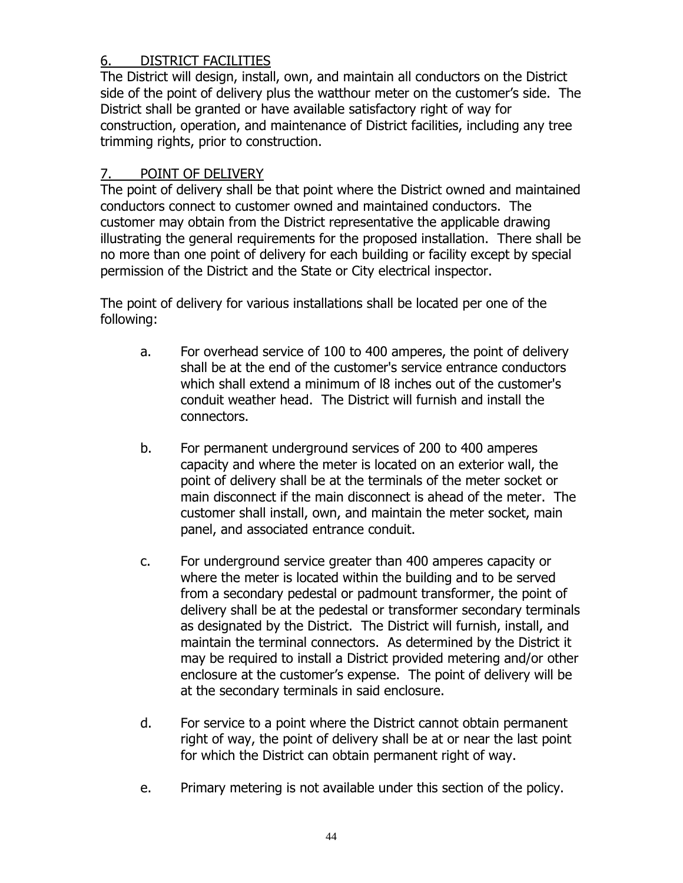## 6. <u>DISTRICT FACILITIES</u>

The District will design, install, own, and maintain all conductors on the District side of the point of delivery plus the watthour meter on the customer's side. The District shall be granted or have available satisfactory right of way for construction, operation, and maintenance of District facilities, including any tree trimming rights, prior to construction.

## 7. <u>POINT OF DELIVERY</u>

The point of delivery shall be that point where the District owned and maintained conductors connect to customer owned and maintained conductors. The customer may obtain from the District representative the applicable drawing illustrating the general requirements for the proposed installation. There shall be no more than one point of delivery for each building or facility except by special permission of the District and the State or City electrical inspector.

The point of delivery for various installations shall be located per one of the following:

a. For overhead service of 100 to 400 amperes, the point of delivery shall be at the end of the customer's service entrance conductors which shall extend a minimum of l8 inches out of the customer's conduit weather head. The District will furnish and install the connectors.

b. For permanent underground services of 200 to 400 amperes capacity and where the meter is located on an exterior wall, the point of delivery shall be at the terminals of the meter socket or main disconnect if the main disconnect is ahead of the meter. The customer shall install, own, and maintain the meter socket, main panel, and associated entrance conduit.

c. For underground service greater than 400 amperes capacity or where the meter is located within the building and to be served from a secondary pedestal or padmount transformer, the point of delivery shall be at the pedestal or transformer secondary terminals as designated by the District. The District will furnish, install, and maintain the terminal connectors. As determined by the District it may be required to install a District provided metering and/or other enclosure at the customer's expense. The point of delivery will be at the secondary terminals in said enclosure.

d. For service to a point where the District cannot obtain permanent right of way, the point of delivery shall be at or near the last point for which the District can obtain permanent right of way.

e. Primary metering is not available under this section of the policy.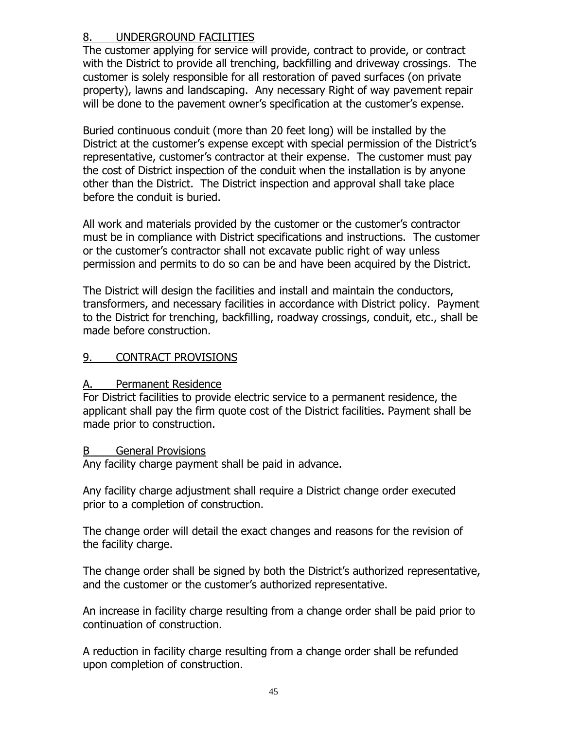## 8. UNDERGROUND FACILITIES

The customer applying for service will provide, contract to provide, or contract with the District to provide all trenching, backfilling and driveway crossings. The customer is solely responsible for all restoration of paved surfaces (on private property), lawns and landscaping. Any necessary Right of way pavement repair will be done to the pavement owner's specification at the customer's expense.

Buried continuous conduit (more than 20 feet long) will be installed by the District at the customer's expense except with special permission of the District's representative, customer's contractor at their expense. The customer must pay the cost of District inspection of the conduit when the installation is by anyone other than the District. The District inspection and approval shall take place before the conduit is buried.

All work and materials provided by the customer or the customer's contractor must be in compliance with District specifications and instructions. The customer or the customer's contractor shall not excavate public right of way unless permission and permits to do so can be and have been acquired by the District.

The District will design the facilities and install and maintain the conductors, transformers, and necessary facilities in accordance with District policy. Payment to the District for trenching, backfilling, roadway crossings, conduit, etc., shall be made before construction.

## 9. CONTRACT PROVISIONS

### A. Permanent Residence

For District facilities to provide electric service to a permanent residence, the applicant shall pay the firm quote cost of the District facilities. Payment shall be made prior to construction.

### B General Provisions

Any facility charge payment shall be paid in advance.

Any facility charge adjustment shall require a District change order executed prior to a completion of construction.

The change order will detail the exact changes and reasons for the revision of the facility charge.

The change order shall be signed by both the District's authorized representative, and the customer or the customer's authorized representative.

An increase in facility charge resulting from a change order shall be paid prior to continuation of construction.

A reduction in facility charge resulting from a change order shall be refunded upon completion of construction.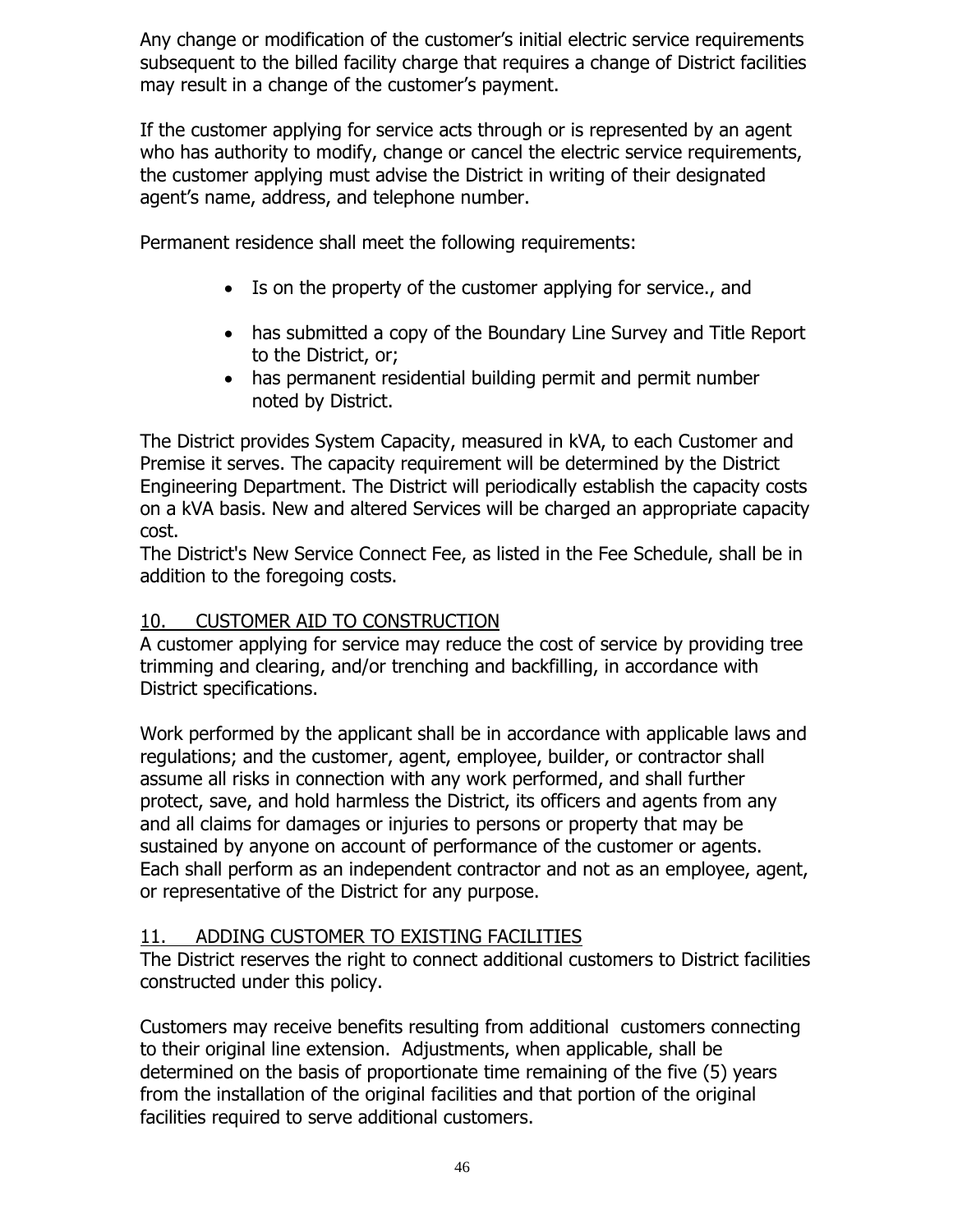Any change or modification of the customer's initial electric service requirements subsequent to the billed facility charge that requires a change of District facilities may result in a change of the customer's payment.

If the customer applying for service acts through or is represented by an agent who has authority to modify, change or cancel the electric service requirements, the customer applying must advise the District in writing of their designated agent's name, address, and telephone number.

Permanent residence shall meet the following requirements:

- Is on the property of the customer applying for service., and
- has submitted a copy of the Boundary Line Survey and Title Report to the District, or;
- has permanent residential building permit and permit number noted by District.

The District provides System Capacity, measured in kVA, to each Customer and Premise it serves. The capacity requirement will be determined by the District Engineering Department. The District will periodically establish the capacity costs on a kVA basis. New and altered Services will be charged an appropriate capacity cost.
The District's New Service Connect Fee, as listed in the Fee Schedule, shall be in addition to the foregoing costs.

## 10. CUSTOMER AID TO CONSTRUCTION

A customer applying for service may reduce the cost of service by providing tree trimming and clearing, and/or trenching and backfilling, in accordance with District specifications.

Work performed by the applicant shall be in accordance with applicable laws and regulations; and the customer, agent, employee, builder, or contractor shall assume all risks in connection with any work performed, and shall further protect, save, and hold harmless the District, its officers and agents from any and all claims for damages or injuries to persons or property that may be sustained by anyone on account of performance of the customer or agents. Each shall perform as an independent contractor and not as an employee, agent, or representative of the District for any purpose.

## 11. ADDING CUSTOMER TO EXISTING FACILITIES

The District reserves the right to connect additional customers to District facilities constructed under this policy.

Customers may receive benefits resulting from additional customers connecting to their original line extension. Adjustments, when applicable, shall be determined on the basis of proportionate time remaining of the five (5) years from the installation of the original facilities and that portion of the original facilities required to serve additional customers.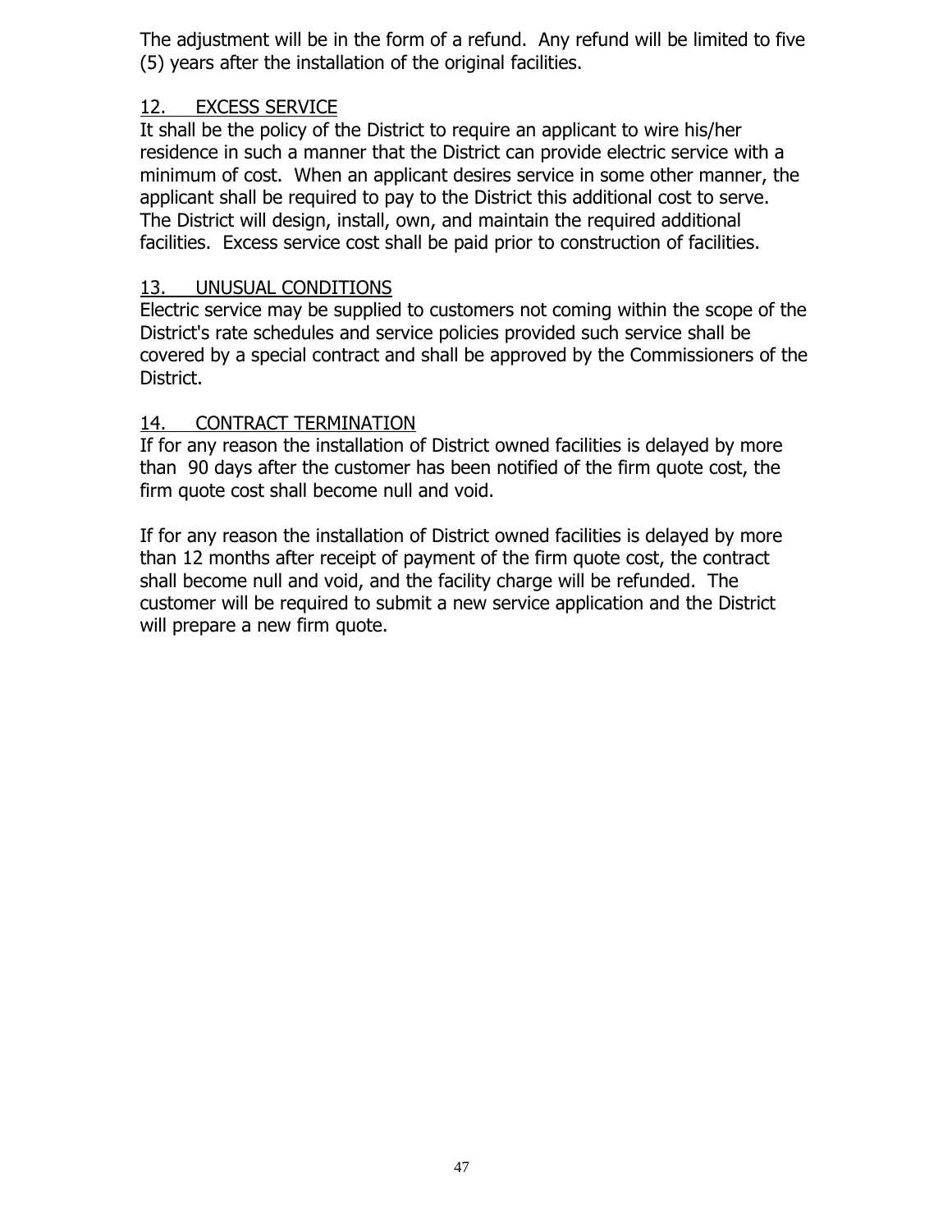The adjustment will be in the form of a refund. Any refund will be limited to five (5) years after the installation of the original facilities.

## 12. EXCESS SERVICE

It shall be the policy of the District to require an applicant to wire his/her residence in such a manner that the District can provide electric service with a minimum of cost. When an applicant desires service in some other manner, the applicant shall be required to pay to the District this additional cost to serve. The District will design, install, own, and maintain the required additional facilities. Excess service cost shall be paid prior to construction of facilities.

## 13. UNUSUAL CONDITIONS

Electric service may be supplied to customers not coming within the scope of the District's rate schedules and service policies provided such service shall be covered by a special contract and shall be approved by the Commissioners of the District.

## 14. CONTRACT TERMINATION

If for any reason the installation of District owned facilities is delayed by more than 90 days after the customer has been notified of the firm quote cost, the firm quote cost shall become null and void.

If for any reason the installation of District owned facilities is delayed by more than 12 months after receipt of payment of the firm quote cost, the contract shall become null and void, and the facility charge will be refunded. The customer will be required to submit a new service application and the District will prepare a new firm quote.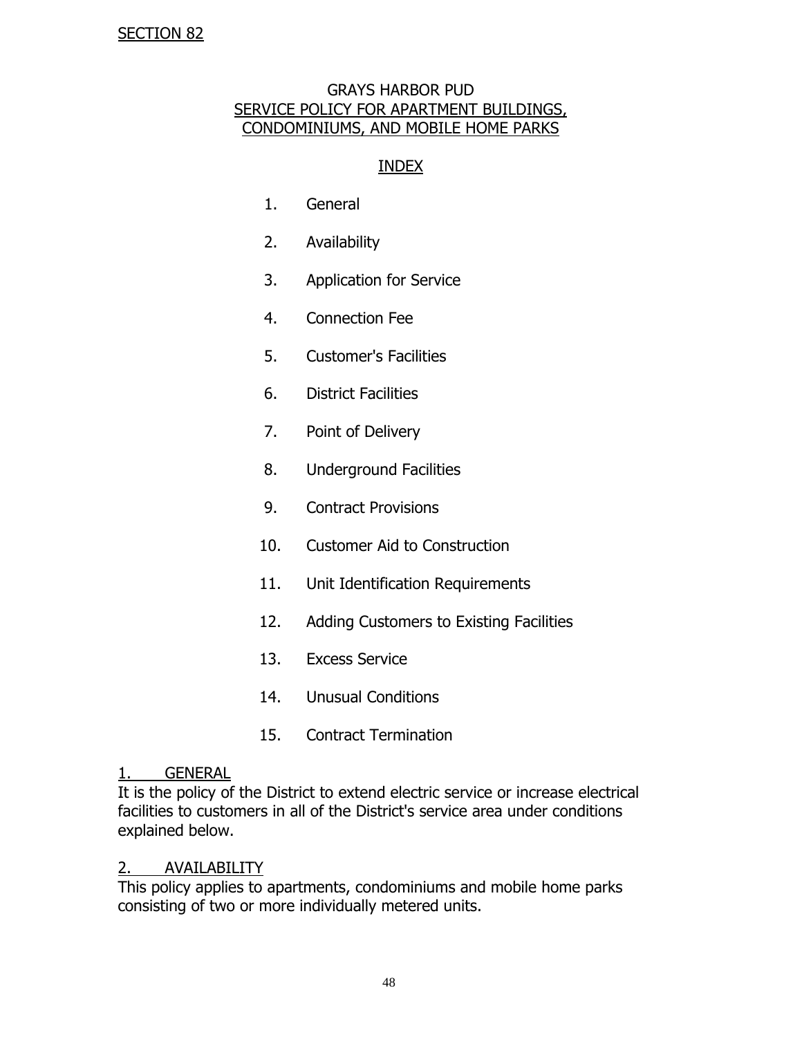SECTION 82

# GRAYS HARBOR PUD
## SERVICE POLICY FOR APARTMENT BUILDINGS, CONDOMINIUMS, AND MOBILE HOME PARKS

### INDEX

1. General
2. Availability
3. Application for Service
4. Connection Fee
5. Customer's Facilities
6. District Facilities
7. Point of Delivery
8. Underground Facilities
9. Contract Provisions
10. Customer Aid to Construction
11. Unit Identification Requirements
12. Adding Customers to Existing Facilities
13. Excess Service
14. Unusual Conditions
15. Contract Termination

### 1. GENERAL

It is the policy of the District to extend electric service or increase electrical facilities to customers in all of the District's service area under conditions explained below.

### 2. AVAILABILITY

This policy applies to apartments, condominiums and mobile home parks consisting of two or more individually metered units.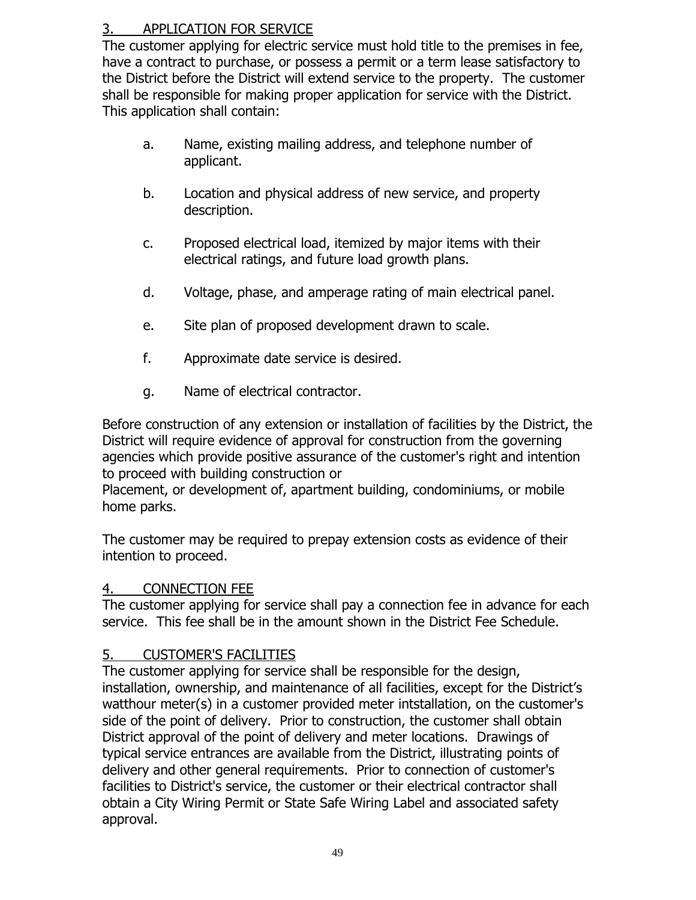## 3. APPLICATION FOR SERVICE

The customer applying for electric service must hold title to the premises in fee, have a contract to purchase, or possess a permit or a term lease satisfactory to the District before the District will extend service to the property. The customer shall be responsible for making proper application for service with the District. This application shall contain:

a. Name, existing mailing address, and telephone number of applicant.

b. Location and physical address of new service, and property description.

c. Proposed electrical load, itemized by major items with their electrical ratings, and future load growth plans.

d. Voltage, phase, and amperage rating of main electrical panel.

e. Site plan of proposed development drawn to scale.

f. Approximate date service is desired.

g. Name of electrical contractor.

Before construction of any extension or installation of facilities by the District, the District will require evidence of approval for construction from the governing agencies which provide positive assurance of the customer's right and intention to proceed with building construction or
Placement, or development of, apartment building, condominiums, or mobile home parks.

The customer may be required to prepay extension costs as evidence of their intention to proceed.

## 4. CONNECTION FEE

The customer applying for service shall pay a connection fee in advance for each service. This fee shall be in the amount shown in the District Fee Schedule.

## 5. CUSTOMER'S FACILITIES

The customer applying for service shall be responsible for the design, installation, ownership, and maintenance of all facilities, except for the District's watthour meter(s) in a customer provided meter intstallation, on the customer's side of the point of delivery. Prior to construction, the customer shall obtain District approval of the point of delivery and meter locations. Drawings of typical service entrances are available from the District, illustrating points of delivery and other general requirements. Prior to connection of customer's facilities to District's service, the customer or their electrical contractor shall obtain a City Wiring Permit or State Safe Wiring Label and associated safety approval.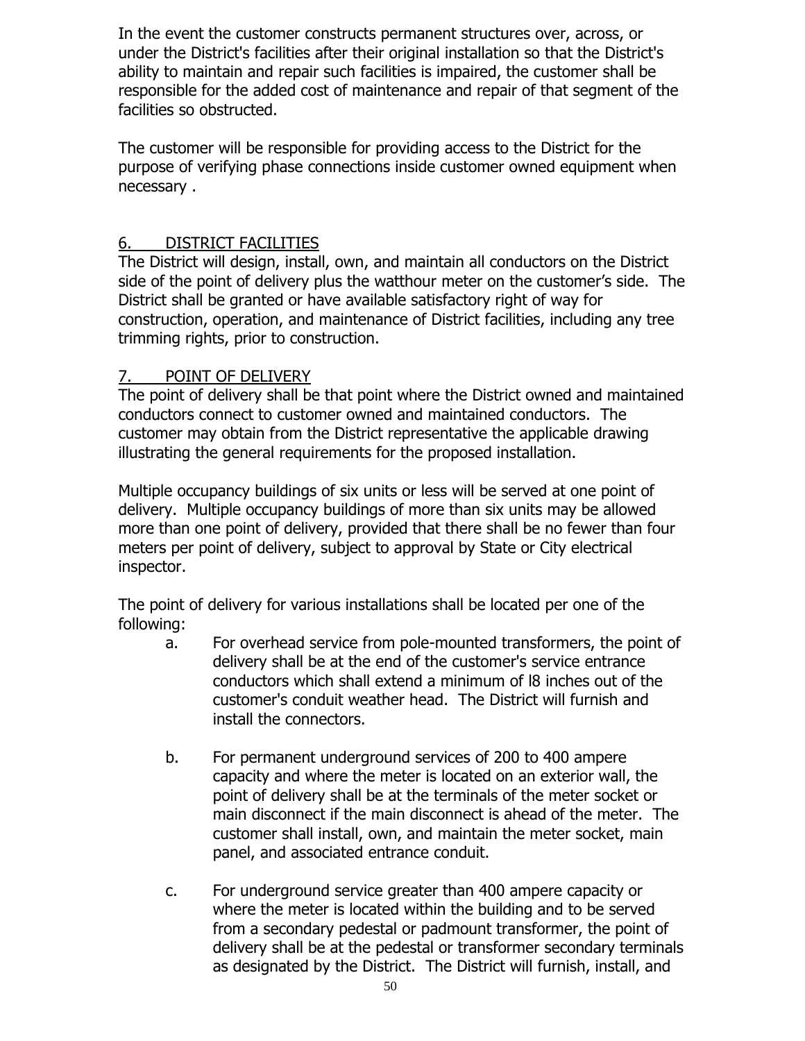In the event the customer constructs permanent structures over, across, or under the District's facilities after their original installation so that the District's ability to maintain and repair such facilities is impaired, the customer shall be responsible for the added cost of maintenance and repair of that segment of the facilities so obstructed.

The customer will be responsible for providing access to the District for the purpose of verifying phase connections inside customer owned equipment when necessary .

## 6. DISTRICT FACILITIES

The District will design, install, own, and maintain all conductors on the District side of the point of delivery plus the watthour meter on the customer's side. The District shall be granted or have available satisfactory right of way for construction, operation, and maintenance of District facilities, including any tree trimming rights, prior to construction.

## 7. POINT OF DELIVERY

The point of delivery shall be that point where the District owned and maintained conductors connect to customer owned and maintained conductors. The customer may obtain from the District representative the applicable drawing illustrating the general requirements for the proposed installation.

Multiple occupancy buildings of six units or less will be served at one point of delivery. Multiple occupancy buildings of more than six units may be allowed more than one point of delivery, provided that there shall be no fewer than four meters per point of delivery, subject to approval by State or City electrical inspector.

The point of delivery for various installations shall be located per one of the following:

a. For overhead service from pole-mounted transformers, the point of delivery shall be at the end of the customer's service entrance conductors which shall extend a minimum of l8 inches out of the customer's conduit weather head. The District will furnish and install the connectors.

b. For permanent underground services of 200 to 400 ampere capacity and where the meter is located on an exterior wall, the point of delivery shall be at the terminals of the meter socket or main disconnect if the main disconnect is ahead of the meter. The customer shall install, own, and maintain the meter socket, main panel, and associated entrance conduit.

c. For underground service greater than 400 ampere capacity or where the meter is located within the building and to be served from a secondary pedestal or padmount transformer, the point of delivery shall be at the pedestal or transformer secondary terminals as designated by the District. The District will furnish, install, and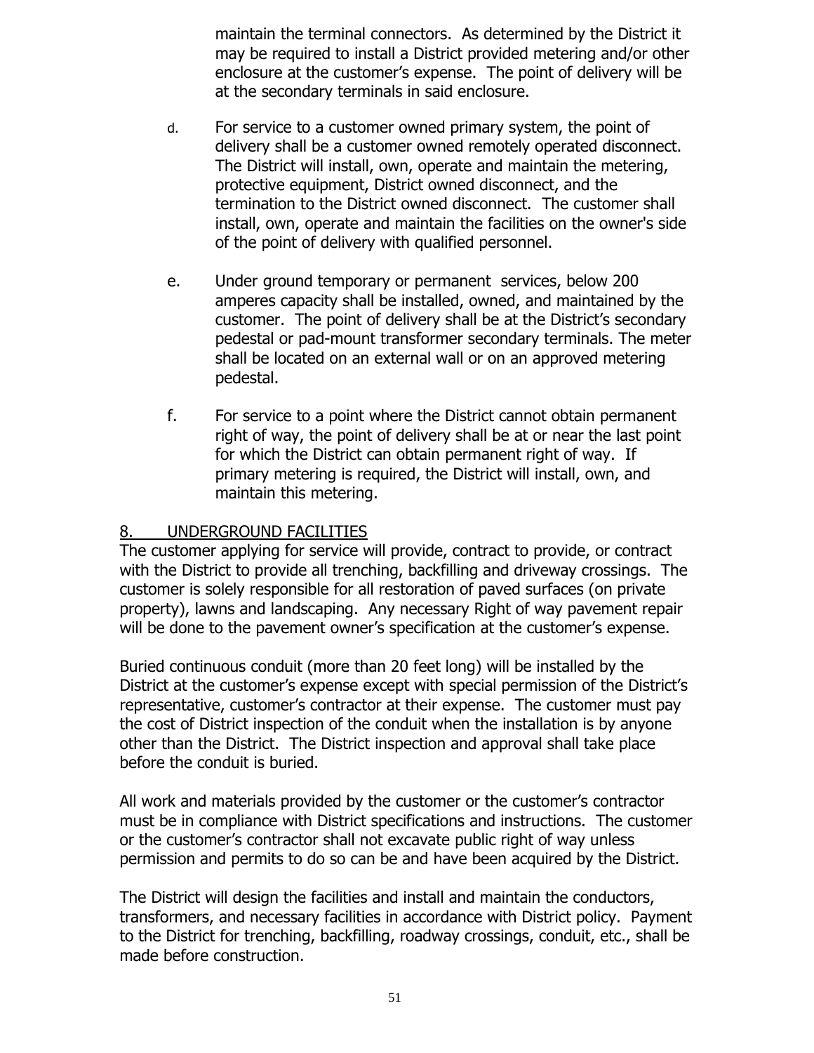maintain the terminal connectors. As determined by the District it may be required to install a District provided metering and/or other enclosure at the customer's expense. The point of delivery will be at the secondary terminals in said enclosure.

d. For service to a customer owned primary system, the point of delivery shall be a customer owned remotely operated disconnect. The District will install, own, operate and maintain the metering, protective equipment, District owned disconnect, and the termination to the District owned disconnect. The customer shall install, own, operate and maintain the facilities on the owner's side of the point of delivery with qualified personnel.

e. Under ground temporary or permanent services, below 200 amperes capacity shall be installed, owned, and maintained by the customer. The point of delivery shall be at the District's secondary pedestal or pad-mount transformer secondary terminals. The meter shall be located on an external wall or on an approved metering pedestal.

f. For service to a point where the District cannot obtain permanent right of way, the point of delivery shall be at or near the last point for which the District can obtain permanent right of way. If primary metering is required, the District will install, own, and maintain this metering.

## 8. UNDERGROUND FACILITIES

The customer applying for service will provide, contract to provide, or contract with the District to provide all trenching, backfilling and driveway crossings. The customer is solely responsible for all restoration of paved surfaces (on private property), lawns and landscaping. Any necessary Right of way pavement repair will be done to the pavement owner's specification at the customer's expense.

Buried continuous conduit (more than 20 feet long) will be installed by the District at the customer's expense except with special permission of the District's representative, customer's contractor at their expense. The customer must pay the cost of District inspection of the conduit when the installation is by anyone other than the District. The District inspection and approval shall take place before the conduit is buried.

All work and materials provided by the customer or the customer's contractor must be in compliance with District specifications and instructions. The customer or the customer's contractor shall not excavate public right of way unless permission and permits to do so can be and have been acquired by the District.

The District will design the facilities and install and maintain the conductors, transformers, and necessary facilities in accordance with District policy. Payment to the District for trenching, backfilling, roadway crossings, conduit, etc., shall be made before construction.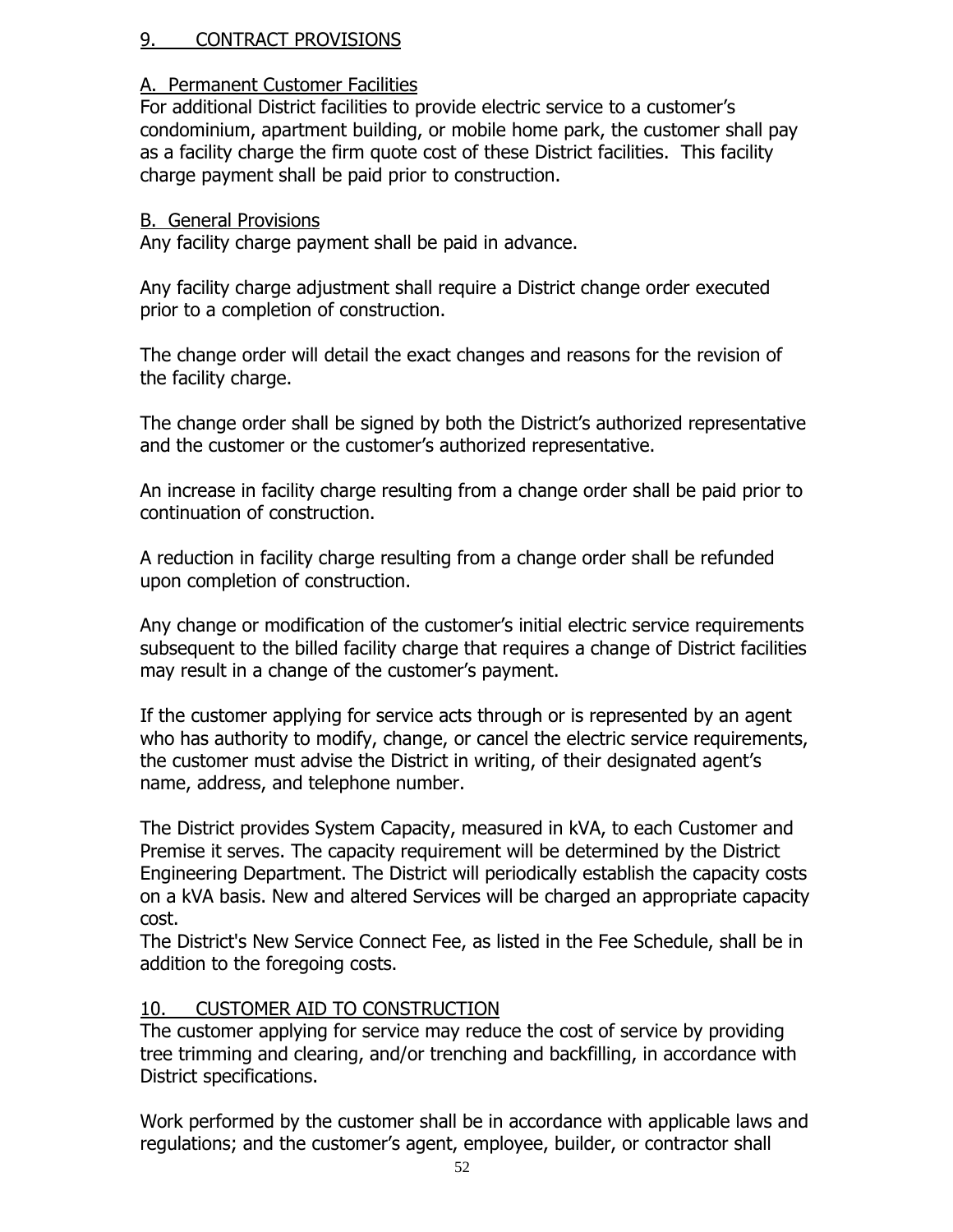## 9. CONTRACT PROVISIONS

### A. Permanent Customer Facilities

For additional District facilities to provide electric service to a customer's condominium, apartment building, or mobile home park, the customer shall pay as a facility charge the firm quote cost of these District facilities. This facility charge payment shall be paid prior to construction.

### B. General Provisions

Any facility charge payment shall be paid in advance.

Any facility charge adjustment shall require a District change order executed prior to a completion of construction.

The change order will detail the exact changes and reasons for the revision of the facility charge.

The change order shall be signed by both the District's authorized representative and the customer or the customer's authorized representative.

An increase in facility charge resulting from a change order shall be paid prior to continuation of construction.

A reduction in facility charge resulting from a change order shall be refunded upon completion of construction.

Any change or modification of the customer's initial electric service requirements subsequent to the billed facility charge that requires a change of District facilities may result in a change of the customer's payment.

If the customer applying for service acts through or is represented by an agent who has authority to modify, change, or cancel the electric service requirements, the customer must advise the District in writing, of their designated agent's name, address, and telephone number.

The District provides System Capacity, measured in kVA, to each Customer and Premise it serves. The capacity requirement will be determined by the District Engineering Department. The District will periodically establish the capacity costs on a kVA basis. New and altered Services will be charged an appropriate capacity cost.
The District's New Service Connect Fee, as listed in the Fee Schedule, shall be in addition to the foregoing costs.

## 10. CUSTOMER AID TO CONSTRUCTION

The customer applying for service may reduce the cost of service by providing tree trimming and clearing, and/or trenching and backfilling, in accordance with District specifications.

Work performed by the customer shall be in accordance with applicable laws and regulations; and the customer's agent, employee, builder, or contractor shall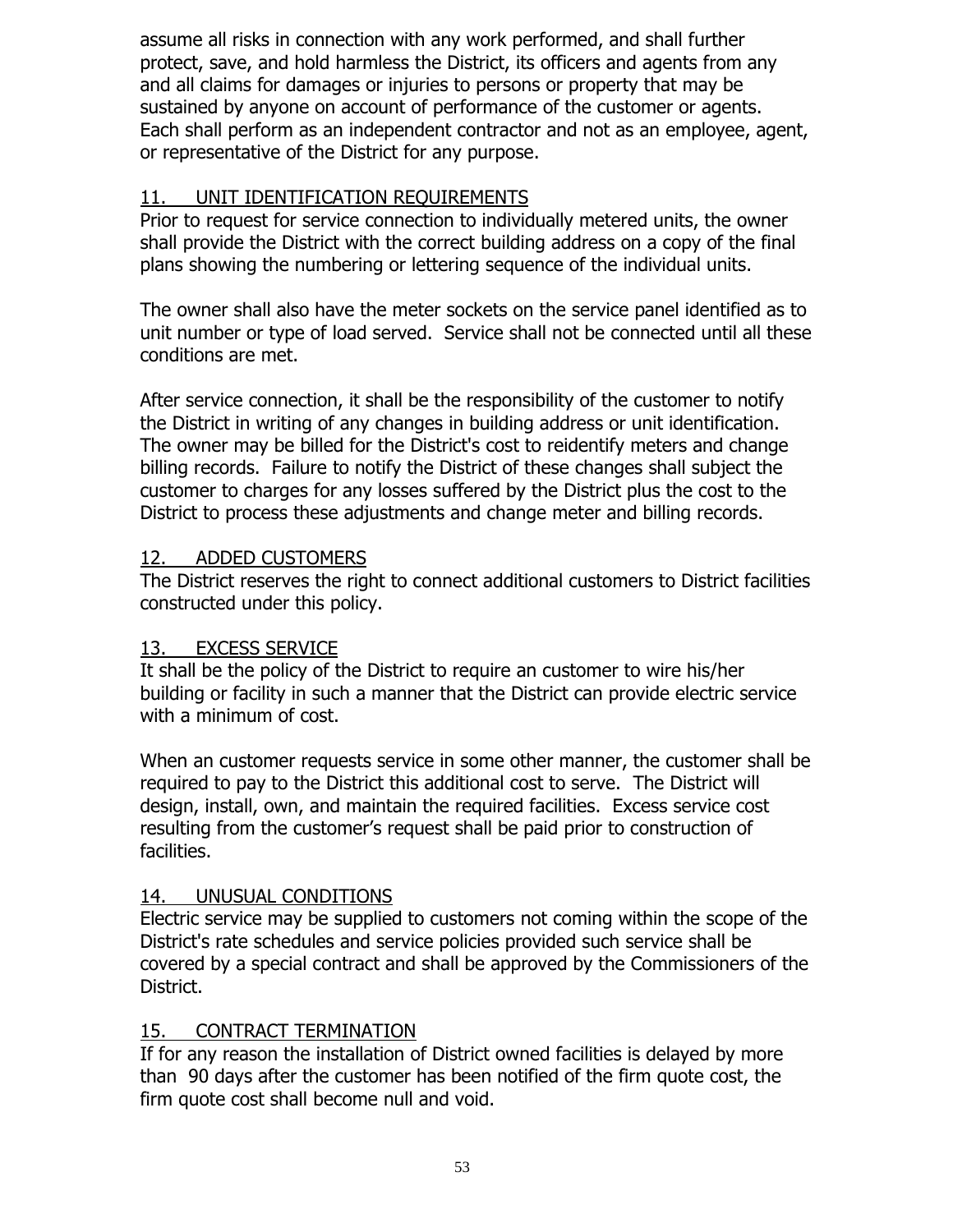assume all risks in connection with any work performed, and shall further protect, save, and hold harmless the District, its officers and agents from any and all claims for damages or injuries to persons or property that may be sustained by anyone on account of performance of the customer or agents. Each shall perform as an independent contractor and not as an employee, agent, or representative of the District for any purpose.

## 11. UNIT IDENTIFICATION REQUIREMENTS

Prior to request for service connection to individually metered units, the owner shall provide the District with the correct building address on a copy of the final plans showing the numbering or lettering sequence of the individual units.

The owner shall also have the meter sockets on the service panel identified as to unit number or type of load served. Service shall not be connected until all these conditions are met.

After service connection, it shall be the responsibility of the customer to notify the District in writing of any changes in building address or unit identification. The owner may be billed for the District's cost to reidentify meters and change billing records. Failure to notify the District of these changes shall subject the customer to charges for any losses suffered by the District plus the cost to the District to process these adjustments and change meter and billing records.

## 12. ADDED CUSTOMERS

The District reserves the right to connect additional customers to District facilities constructed under this policy.

## 13. EXCESS SERVICE

It shall be the policy of the District to require an customer to wire his/her building or facility in such a manner that the District can provide electric service with a minimum of cost.

When an customer requests service in some other manner, the customer shall be required to pay to the District this additional cost to serve. The District will design, install, own, and maintain the required facilities. Excess service cost resulting from the customer's request shall be paid prior to construction of facilities.

## 14. UNUSUAL CONDITIONS

Electric service may be supplied to customers not coming within the scope of the District's rate schedules and service policies provided such service shall be covered by a special contract and shall be approved by the Commissioners of the District.

## 15. CONTRACT TERMINATION

If for any reason the installation of District owned facilities is delayed by more than 90 days after the customer has been notified of the firm quote cost, the firm quote cost shall become null and void.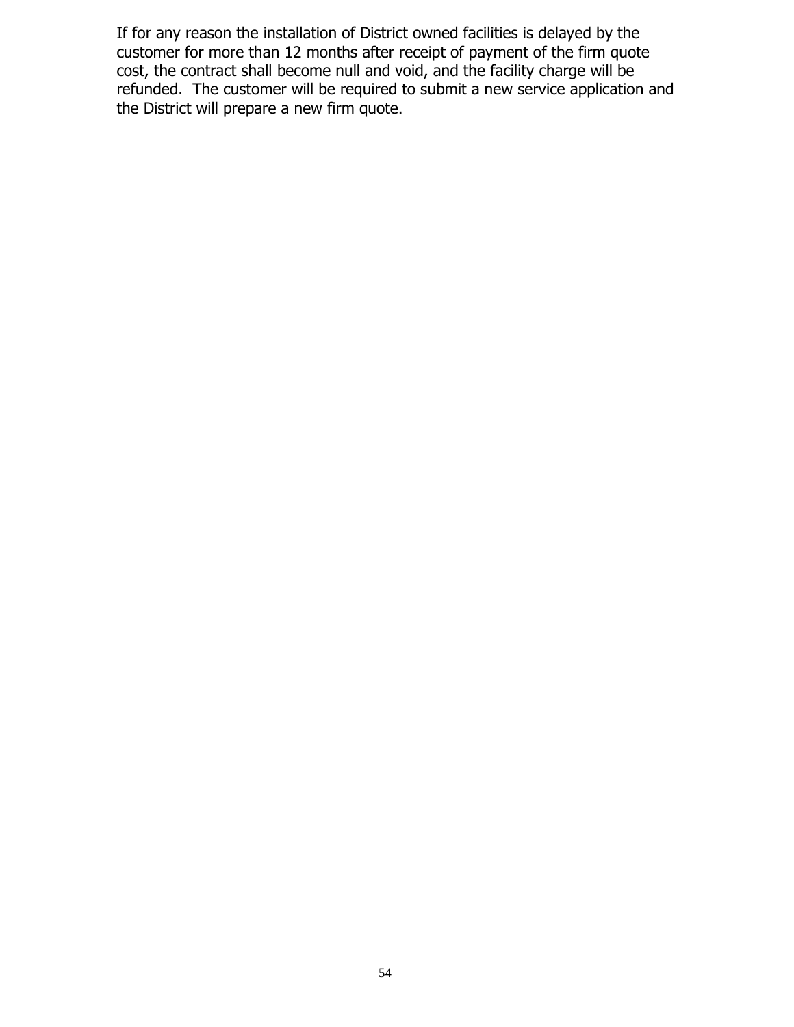If for any reason the installation of District owned facilities is delayed by the customer for more than 12 months after receipt of payment of the firm quote cost, the contract shall become null and void, and the facility charge will be refunded.  The customer will be required to submit a new service application and the District will prepare a new firm quote.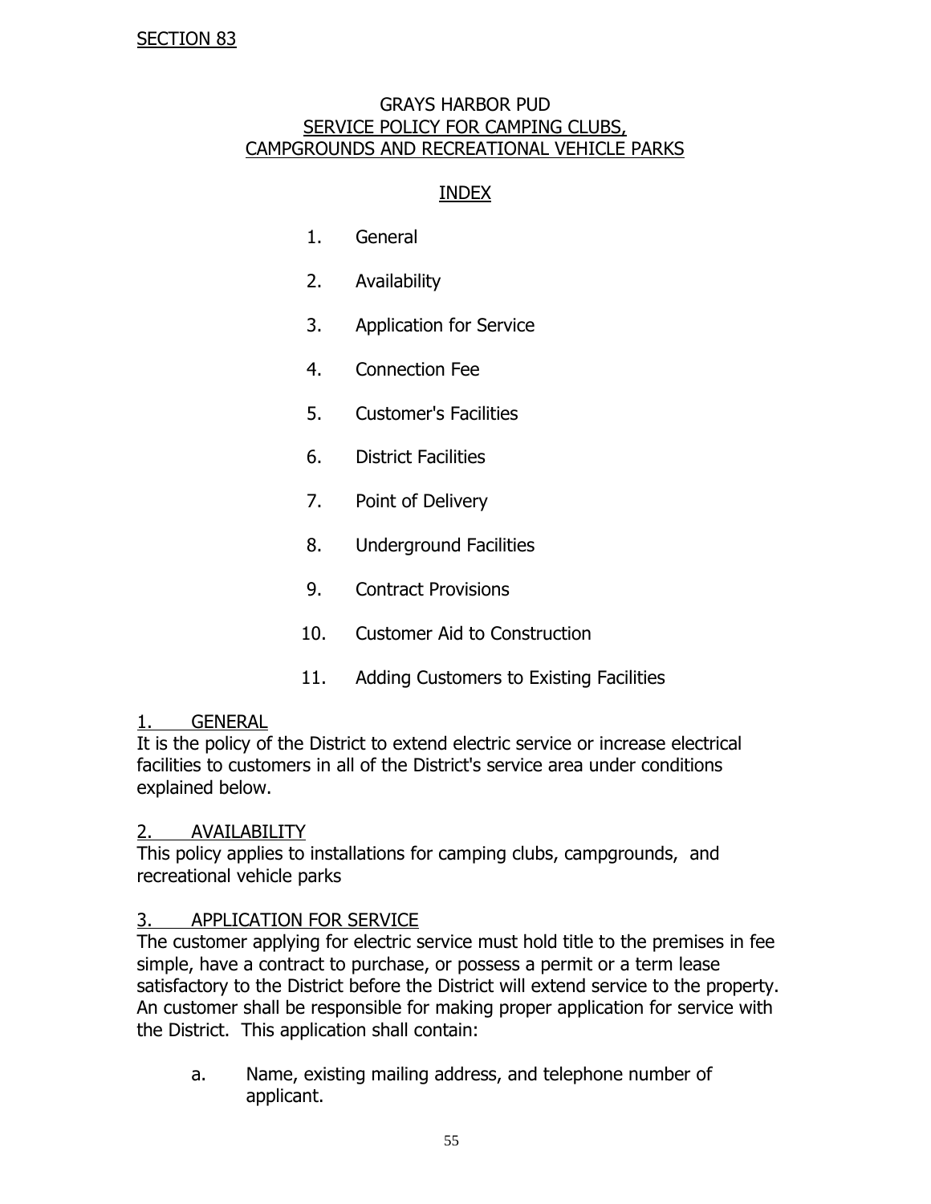SECTION 83

# GRAYS HARBOR PUD
## SERVICE POLICY FOR CAMPING CLUBS, CAMPGROUNDS AND RECREATIONAL VEHICLE PARKS

### INDEX

1. General
2. Availability
3. Application for Service
4. Connection Fee
5. Customer's Facilities
6. District Facilities
7. Point of Delivery
8. Underground Facilities
9. Contract Provisions
10. Customer Aid to Construction
11. Adding Customers to Existing Facilities

### 1. GENERAL

It is the policy of the District to extend electric service or increase electrical facilities to customers in all of the District's service area under conditions explained below.

### 2. AVAILABILITY

This policy applies to installations for camping clubs, campgrounds, and recreational vehicle parks

### 3. APPLICATION FOR SERVICE

The customer applying for electric service must hold title to the premises in fee simple, have a contract to purchase, or possess a permit or a term lease satisfactory to the District before the District will extend service to the property. An customer shall be responsible for making proper application for service with the District. This application shall contain:

a. Name, existing mailing address, and telephone number of applicant.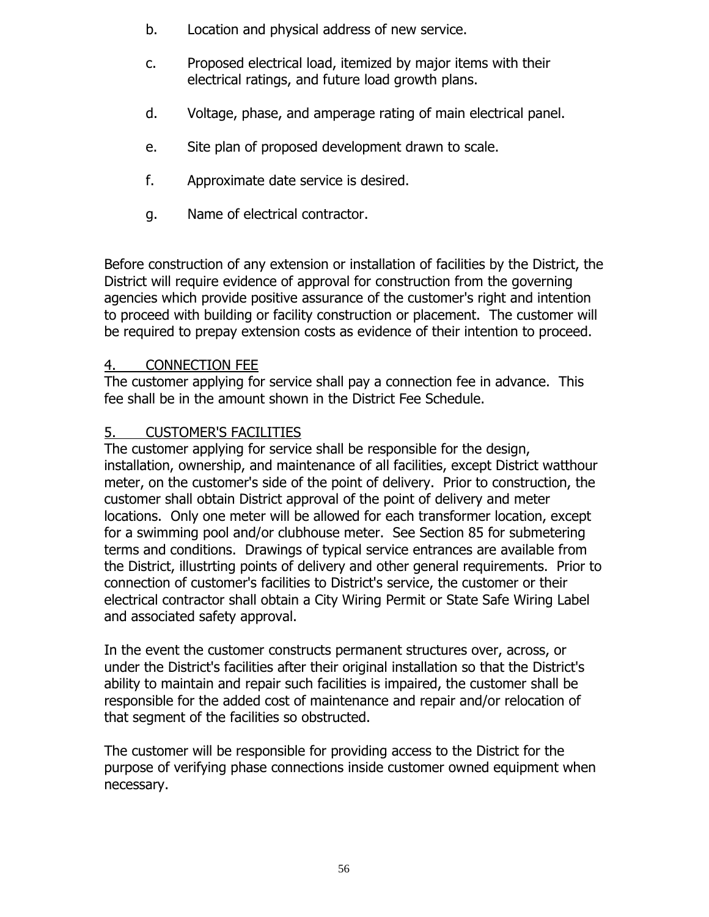b. Location and physical address of new service.

c. Proposed electrical load, itemized by major items with their electrical ratings, and future load growth plans.

d. Voltage, phase, and amperage rating of main electrical panel.

e. Site plan of proposed development drawn to scale.

f. Approximate date service is desired.

g. Name of electrical contractor.

Before construction of any extension or installation of facilities by the District, the District will require evidence of approval for construction from the governing agencies which provide positive assurance of the customer's right and intention to proceed with building or facility construction or placement. The customer will be required to prepay extension costs as evidence of their intention to proceed.

<u>4. CONNECTION FEE</u>

The customer applying for service shall pay a connection fee in advance. This fee shall be in the amount shown in the District Fee Schedule.

<u>5. CUSTOMER'S FACILITIES</u>

The customer applying for service shall be responsible for the design, installation, ownership, and maintenance of all facilities, except District watthour meter, on the customer's side of the point of delivery. Prior to construction, the customer shall obtain District approval of the point of delivery and meter locations. Only one meter will be allowed for each transformer location, except for a swimming pool and/or clubhouse meter. See Section 85 for submetering terms and conditions. Drawings of typical service entrances are available from the District, illustrting points of delivery and other general requirements. Prior to connection of customer's facilities to District's service, the customer or their electrical contractor shall obtain a City Wiring Permit or State Safe Wiring Label and associated safety approval.

In the event the customer constructs permanent structures over, across, or under the District's facilities after their original installation so that the District's ability to maintain and repair such facilities is impaired, the customer shall be responsible for the added cost of maintenance and repair and/or relocation of that segment of the facilities so obstructed.

The customer will be responsible for providing access to the District for the purpose of verifying phase connections inside customer owned equipment when necessary.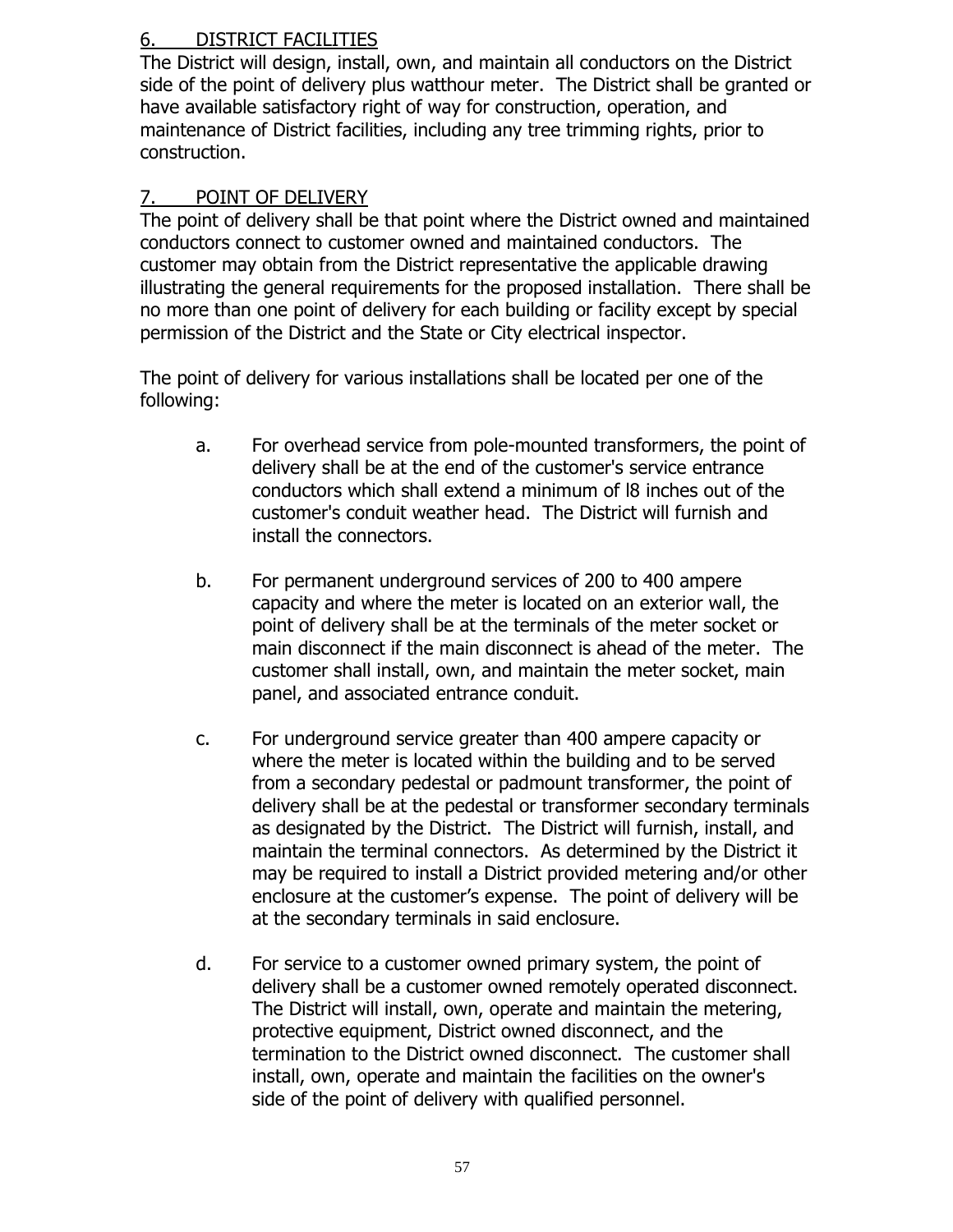## 6. DISTRICT FACILITIES

The District will design, install, own, and maintain all conductors on the District side of the point of delivery plus watthour meter. The District shall be granted or have available satisfactory right of way for construction, operation, and maintenance of District facilities, including any tree trimming rights, prior to construction.

## 7. POINT OF DELIVERY

The point of delivery shall be that point where the District owned and maintained conductors connect to customer owned and maintained conductors. The customer may obtain from the District representative the applicable drawing illustrating the general requirements for the proposed installation. There shall be no more than one point of delivery for each building or facility except by special permission of the District and the State or City electrical inspector.

The point of delivery for various installations shall be located per one of the following:

a. For overhead service from pole-mounted transformers, the point of delivery shall be at the end of the customer's service entrance conductors which shall extend a minimum of l8 inches out of the customer's conduit weather head. The District will furnish and install the connectors.

b. For permanent underground services of 200 to 400 ampere capacity and where the meter is located on an exterior wall, the point of delivery shall be at the terminals of the meter socket or main disconnect if the main disconnect is ahead of the meter. The customer shall install, own, and maintain the meter socket, main panel, and associated entrance conduit.

c. For underground service greater than 400 ampere capacity or where the meter is located within the building and to be served from a secondary pedestal or padmount transformer, the point of delivery shall be at the pedestal or transformer secondary terminals as designated by the District. The District will furnish, install, and maintain the terminal connectors. As determined by the District it may be required to install a District provided metering and/or other enclosure at the customer's expense. The point of delivery will be at the secondary terminals in said enclosure.

d. For service to a customer owned primary system, the point of delivery shall be a customer owned remotely operated disconnect. The District will install, own, operate and maintain the metering, protective equipment, District owned disconnect, and the termination to the District owned disconnect. The customer shall install, own, operate and maintain the facilities on the owner's side of the point of delivery with qualified personnel.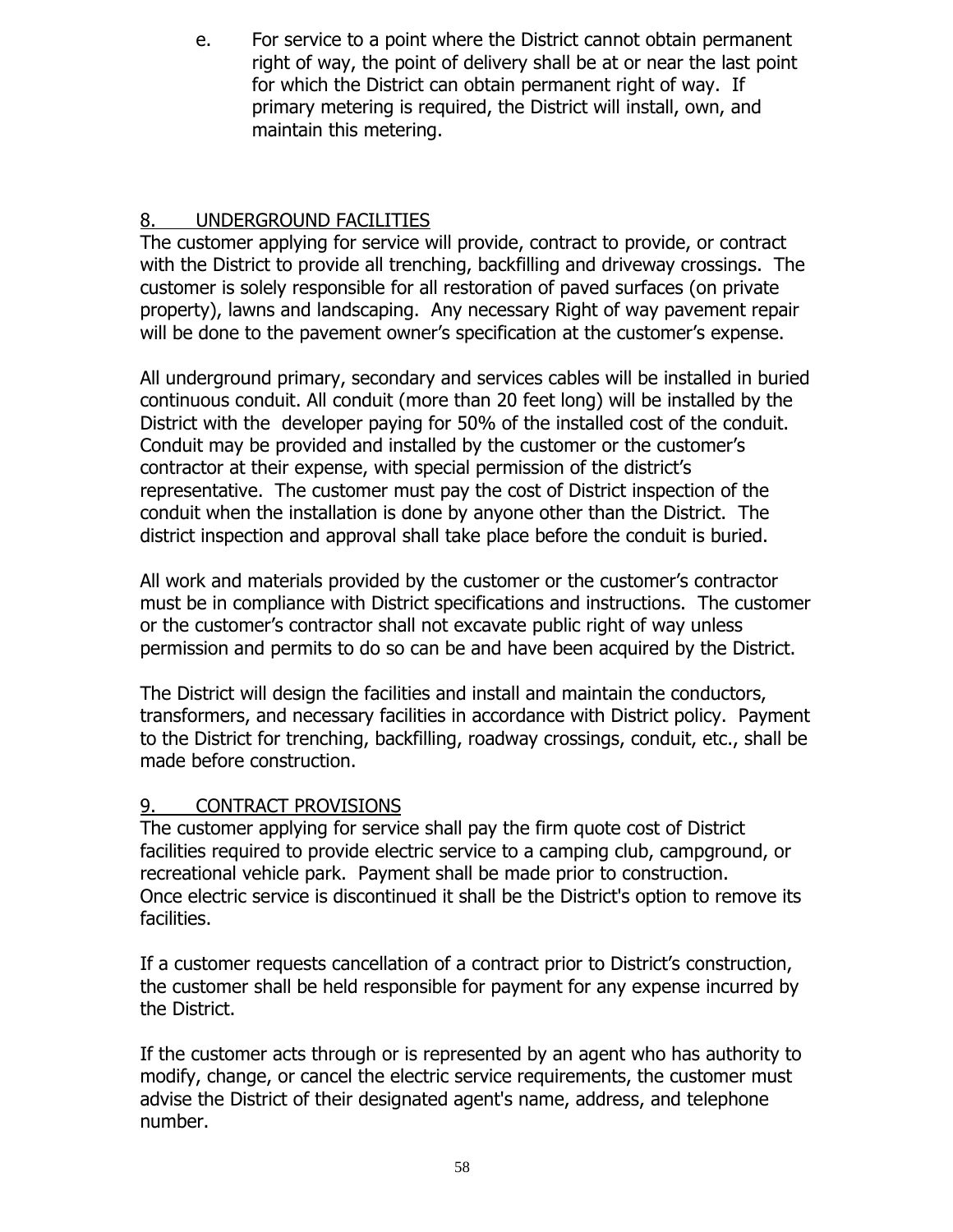e. For service to a point where the District cannot obtain permanent right of way, the point of delivery shall be at or near the last point for which the District can obtain permanent right of way. If primary metering is required, the District will install, own, and maintain this metering.

## 8. UNDERGROUND FACILITIES

The customer applying for service will provide, contract to provide, or contract with the District to provide all trenching, backfilling and driveway crossings. The customer is solely responsible for all restoration of paved surfaces (on private property), lawns and landscaping. Any necessary Right of way pavement repair will be done to the pavement owner's specification at the customer's expense.

All underground primary, secondary and services cables will be installed in buried continuous conduit. All conduit (more than 20 feet long) will be installed by the District with the developer paying for 50% of the installed cost of the conduit. Conduit may be provided and installed by the customer or the customer's contractor at their expense, with special permission of the district's representative. The customer must pay the cost of District inspection of the conduit when the installation is done by anyone other than the District. The district inspection and approval shall take place before the conduit is buried.

All work and materials provided by the customer or the customer's contractor must be in compliance with District specifications and instructions. The customer or the customer's contractor shall not excavate public right of way unless permission and permits to do so can be and have been acquired by the District.

The District will design the facilities and install and maintain the conductors, transformers, and necessary facilities in accordance with District policy. Payment to the District for trenching, backfilling, roadway crossings, conduit, etc., shall be made before construction.

## 9. CONTRACT PROVISIONS

The customer applying for service shall pay the firm quote cost of District facilities required to provide electric service to a camping club, campground, or recreational vehicle park. Payment shall be made prior to construction. Once electric service is discontinued it shall be the District's option to remove its facilities.

If a customer requests cancellation of a contract prior to District's construction, the customer shall be held responsible for payment for any expense incurred by the District.

If the customer acts through or is represented by an agent who has authority to modify, change, or cancel the electric service requirements, the customer must advise the District of their designated agent's name, address, and telephone number.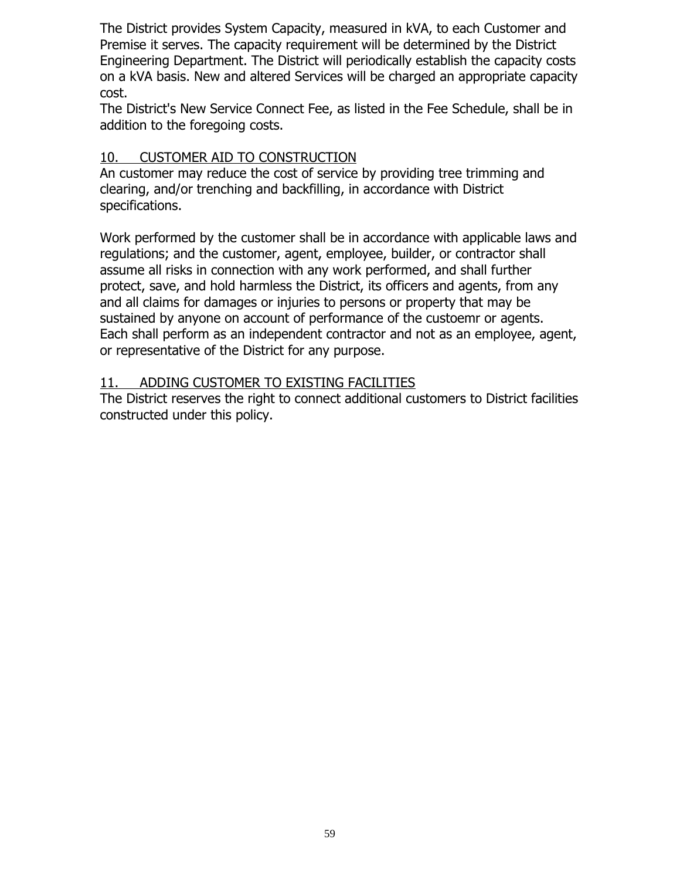The District provides System Capacity, measured in kVA, to each Customer and Premise it serves. The capacity requirement will be determined by the District Engineering Department. The District will periodically establish the capacity costs on a kVA basis. New and altered Services will be charged an appropriate capacity cost.

The District's New Service Connect Fee, as listed in the Fee Schedule, shall be in addition to the foregoing costs.

## 10. CUSTOMER AID TO CONSTRUCTION

An customer may reduce the cost of service by providing tree trimming and clearing, and/or trenching and backfilling, in accordance with District specifications.

Work performed by the customer shall be in accordance with applicable laws and regulations; and the customer, agent, employee, builder, or contractor shall assume all risks in connection with any work performed, and shall further protect, save, and hold harmless the District, its officers and agents, from any and all claims for damages or injuries to persons or property that may be sustained by anyone on account of performance of the custoemr or agents. Each shall perform as an independent contractor and not as an employee, agent, or representative of the District for any purpose.

## 11. ADDING CUSTOMER TO EXISTING FACILITIES

The District reserves the right to connect additional customers to District facilities constructed under this policy.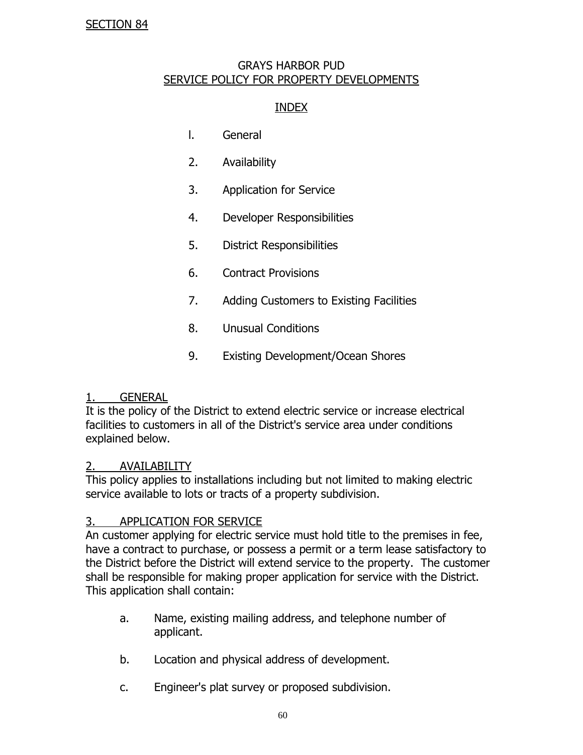SECTION 84

# GRAYS HARBOR PUD
## SERVICE POLICY FOR PROPERTY DEVELOPMENTS

### INDEX

l. General

2. Availability

3. Application for Service

4. Developer Responsibilities

5. District Responsibilities

6. Contract Provisions

7. Adding Customers to Existing Facilities

8. Unusual Conditions

9. Existing Development/Ocean Shores

### 1. GENERAL

It is the policy of the District to extend electric service or increase electrical facilities to customers in all of the District's service area under conditions explained below.

### 2. AVAILABILITY

This policy applies to installations including but not limited to making electric service available to lots or tracts of a property subdivision.

### 3. APPLICATION FOR SERVICE

An customer applying for electric service must hold title to the premises in fee, have a contract to purchase, or possess a permit or a term lease satisfactory to the District before the District will extend service to the property. The customer shall be responsible for making proper application for service with the District. This application shall contain:

a. Name, existing mailing address, and telephone number of applicant.

b. Location and physical address of development.

c. Engineer's plat survey or proposed subdivision.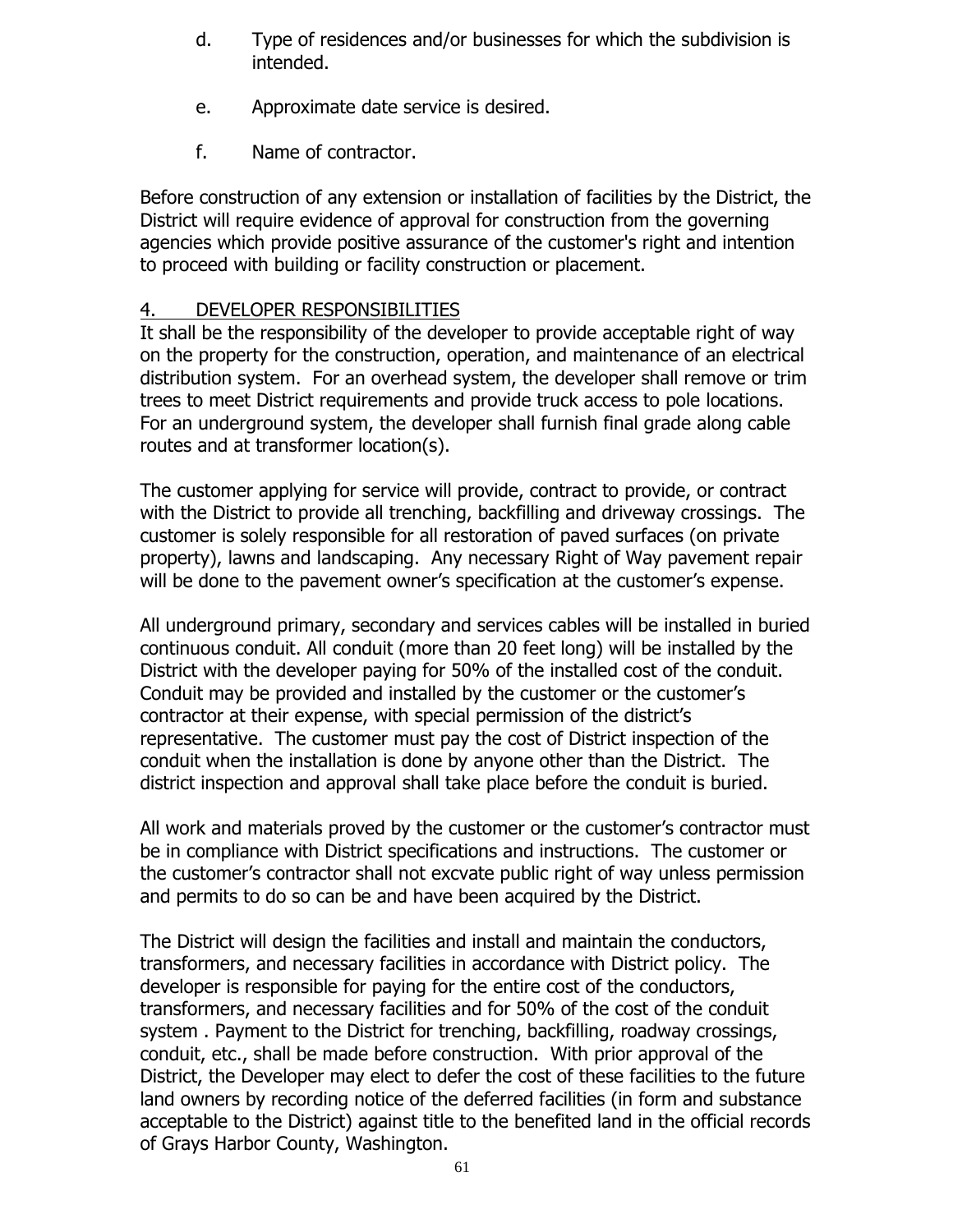d. Type of residences and/or businesses for which the subdivision is intended.

e. Approximate date service is desired.

f. Name of contractor.

Before construction of any extension or installation of facilities by the District, the District will require evidence of approval for construction from the governing agencies which provide positive assurance of the customer's right and intention to proceed with building or facility construction or placement.

## 4. DEVELOPER RESPONSIBILITIES

It shall be the responsibility of the developer to provide acceptable right of way on the property for the construction, operation, and maintenance of an electrical distribution system. For an overhead system, the developer shall remove or trim trees to meet District requirements and provide truck access to pole locations. For an underground system, the developer shall furnish final grade along cable routes and at transformer location(s).

The customer applying for service will provide, contract to provide, or contract with the District to provide all trenching, backfilling and driveway crossings. The customer is solely responsible for all restoration of paved surfaces (on private property), lawns and landscaping. Any necessary Right of Way pavement repair will be done to the pavement owner's specification at the customer's expense.

All underground primary, secondary and services cables will be installed in buried continuous conduit. All conduit (more than 20 feet long) will be installed by the District with the developer paying for 50% of the installed cost of the conduit. Conduit may be provided and installed by the customer or the customer's contractor at their expense, with special permission of the district's representative. The customer must pay the cost of District inspection of the conduit when the installation is done by anyone other than the District. The district inspection and approval shall take place before the conduit is buried.

All work and materials proved by the customer or the customer's contractor must be in compliance with District specifications and instructions. The customer or the customer's contractor shall not excvate public right of way unless permission and permits to do so can be and have been acquired by the District.

The District will design the facilities and install and maintain the conductors, transformers, and necessary facilities in accordance with District policy. The developer is responsible for paying for the entire cost of the conductors, transformers, and necessary facilities and for 50% of the cost of the conduit system . Payment to the District for trenching, backfilling, roadway crossings, conduit, etc., shall be made before construction. With prior approval of the District, the Developer may elect to defer the cost of these facilities to the future land owners by recording notice of the deferred facilities (in form and substance acceptable to the District) against title to the benefited land in the official records of Grays Harbor County, Washington.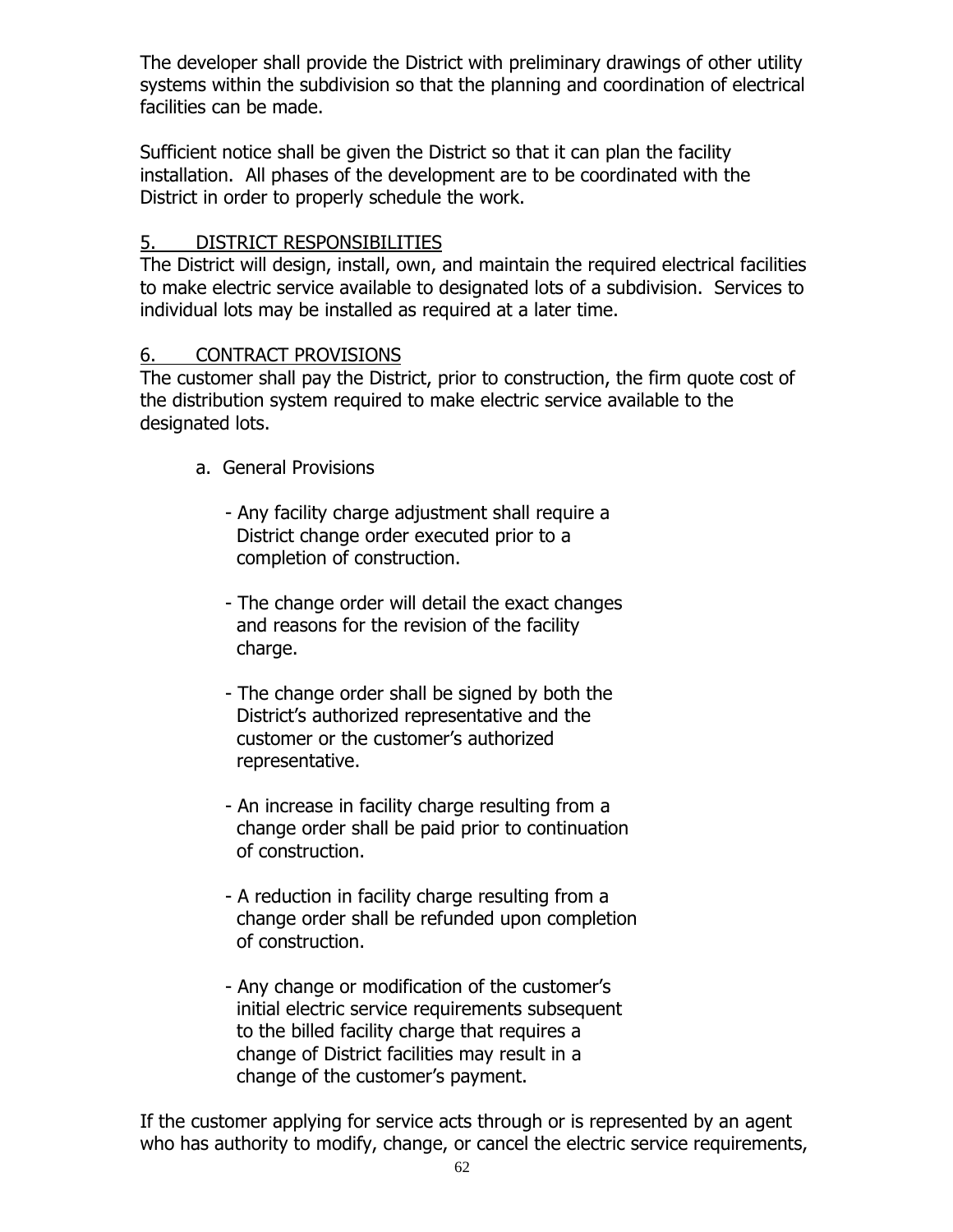The developer shall provide the District with preliminary drawings of other utility systems within the subdivision so that the planning and coordination of electrical facilities can be made.

Sufficient notice shall be given the District so that it can plan the facility installation. All phases of the development are to be coordinated with the District in order to properly schedule the work.

## 5. DISTRICT RESPONSIBILITIES

The District will design, install, own, and maintain the required electrical facilities to make electric service available to designated lots of a subdivision. Services to individual lots may be installed as required at a later time.

## 6. CONTRACT PROVISIONS

The customer shall pay the District, prior to construction, the firm quote cost of the distribution system required to make electric service available to the designated lots.

a. General Provisions

- Any facility charge adjustment shall require a District change order executed prior to a completion of construction.

- The change order will detail the exact changes and reasons for the revision of the facility charge.

- The change order shall be signed by both the District's authorized representative and the customer or the customer's authorized representative.

- An increase in facility charge resulting from a change order shall be paid prior to continuation of construction.

- A reduction in facility charge resulting from a change order shall be refunded upon completion of construction.

- Any change or modification of the customer's initial electric service requirements subsequent to the billed facility charge that requires a change of District facilities may result in a change of the customer's payment.

If the customer applying for service acts through or is represented by an agent who has authority to modify, change, or cancel the electric service requirements,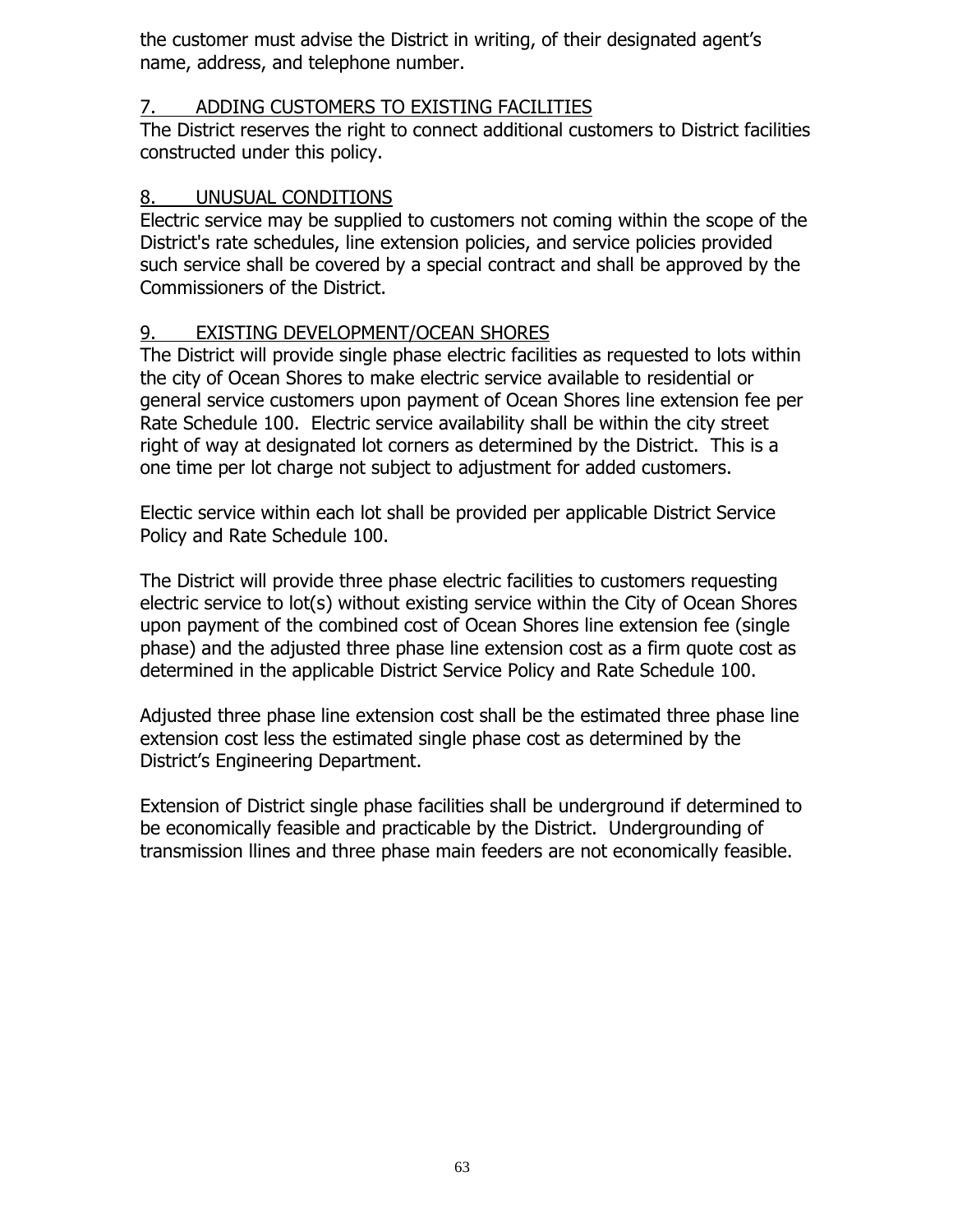the customer must advise the District in writing, of their designated agent's name, address, and telephone number.

## 7. ADDING CUSTOMERS TO EXISTING FACILITIES

The District reserves the right to connect additional customers to District facilities constructed under this policy.

## 8. UNUSUAL CONDITIONS

Electric service may be supplied to customers not coming within the scope of the District's rate schedules, line extension policies, and service policies provided such service shall be covered by a special contract and shall be approved by the Commissioners of the District.

## 9. EXISTING DEVELOPMENT/OCEAN SHORES

The District will provide single phase electric facilities as requested to lots within the city of Ocean Shores to make electric service available to residential or general service customers upon payment of Ocean Shores line extension fee per Rate Schedule 100. Electric service availability shall be within the city street right of way at designated lot corners as determined by the District. This is a one time per lot charge not subject to adjustment for added customers.

Electic service within each lot shall be provided per applicable District Service Policy and Rate Schedule 100.

The District will provide three phase electric facilities to customers requesting electric service to lot(s) without existing service within the City of Ocean Shores upon payment of the combined cost of Ocean Shores line extension fee (single phase) and the adjusted three phase line extension cost as a firm quote cost as determined in the applicable District Service Policy and Rate Schedule 100.

Adjusted three phase line extension cost shall be the estimated three phase line extension cost less the estimated single phase cost as determined by the District's Engineering Department.

Extension of District single phase facilities shall be underground if determined to be economically feasible and practicable by the District. Undergrounding of transmission llines and three phase main feeders are not economically feasible.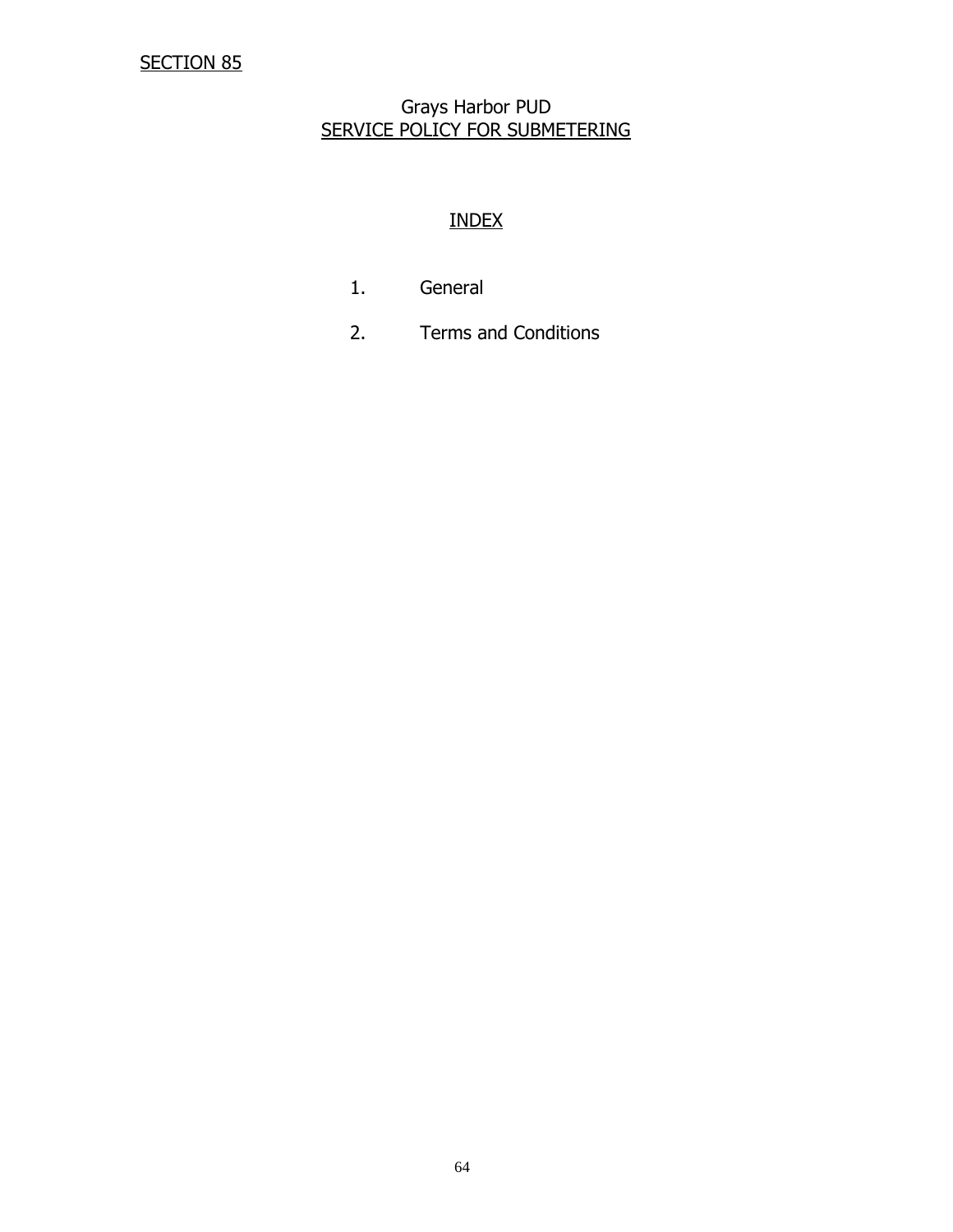SECTION 85

# Grays Harbor PUD

## SERVICE POLICY FOR SUBMETERING

### INDEX

1. General
2. Terms and Conditions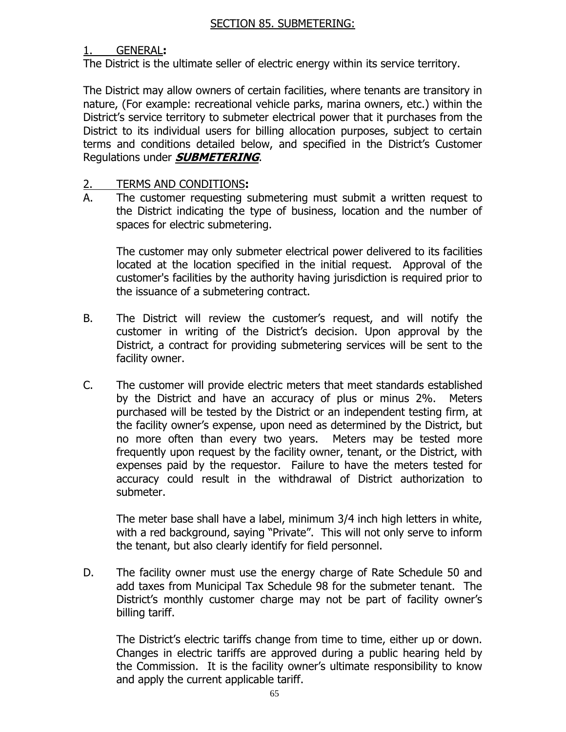## SECTION 85. SUBMETERING:

### 1. GENERAL:

The District is the ultimate seller of electric energy within its service territory.

The District may allow owners of certain facilities, where tenants are transitory in nature, (For example: recreational vehicle parks, marina owners, etc.) within the District's service territory to submeter electrical power that it purchases from the District to its individual users for billing allocation purposes, subject to certain terms and conditions detailed below, and specified in the District's Customer Regulations under ***SUBMETERING***.

### 2. TERMS AND CONDITIONS:

A. The customer requesting submetering must submit a written request to the District indicating the type of business, location and the number of spaces for electric submetering.

   The customer may only submeter electrical power delivered to its facilities located at the location specified in the initial request. Approval of the customer's facilities by the authority having jurisdiction is required prior to the issuance of a submetering contract.

B. The District will review the customer's request, and will notify the customer in writing of the District's decision. Upon approval by the District, a contract for providing submetering services will be sent to the facility owner.

C. The customer will provide electric meters that meet standards established by the District and have an accuracy of plus or minus 2%. Meters purchased will be tested by the District or an independent testing firm, at the facility owner's expense, upon need as determined by the District, but no more often than every two years. Meters may be tested more frequently upon request by the facility owner, tenant, or the District, with expenses paid by the requestor. Failure to have the meters tested for accuracy could result in the withdrawal of District authorization to submeter.

   The meter base shall have a label, minimum 3/4 inch high letters in white, with a red background, saying "Private". This will not only serve to inform the tenant, but also clearly identify for field personnel.

D. The facility owner must use the energy charge of Rate Schedule 50 and add taxes from Municipal Tax Schedule 98 for the submeter tenant. The District's monthly customer charge may not be part of facility owner's billing tariff.

   The District's electric tariffs change from time to time, either up or down. Changes in electric tariffs are approved during a public hearing held by the Commission. It is the facility owner's ultimate responsibility to know and apply the current applicable tariff.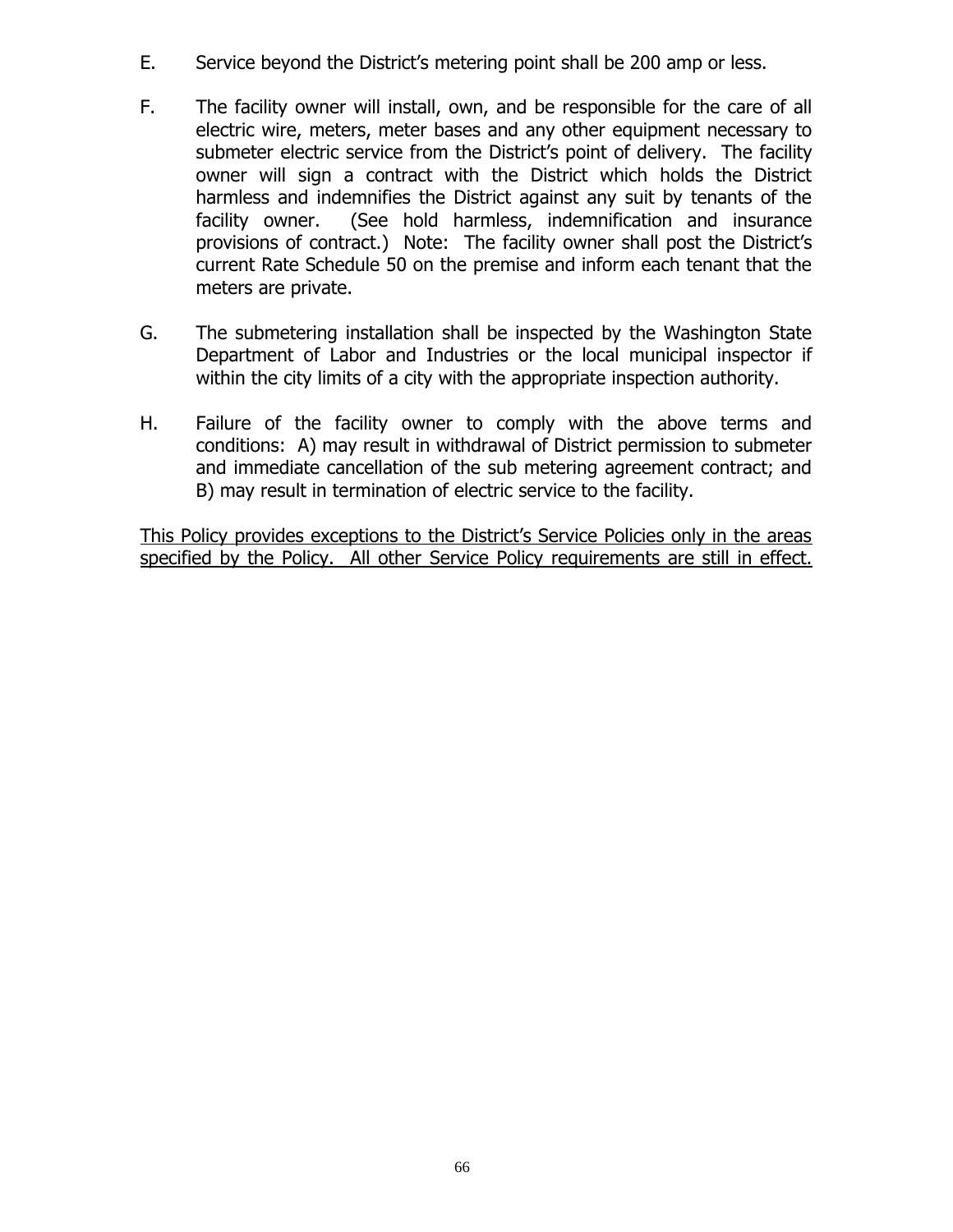E. Service beyond the District's metering point shall be 200 amp or less.

F. The facility owner will install, own, and be responsible for the care of all electric wire, meters, meter bases and any other equipment necessary to submeter electric service from the District's point of delivery. The facility owner will sign a contract with the District which holds the District harmless and indemnifies the District against any suit by tenants of the facility owner. (See hold harmless, indemnification and insurance provisions of contract.) Note: The facility owner shall post the District's current Rate Schedule 50 on the premise and inform each tenant that the meters are private.

G. The submetering installation shall be inspected by the Washington State Department of Labor and Industries or the local municipal inspector if within the city limits of a city with the appropriate inspection authority.

H. Failure of the facility owner to comply with the above terms and conditions: A) may result in withdrawal of District permission to submeter and immediate cancellation of the sub metering agreement contract; and B) may result in termination of electric service to the facility.

<u>This Policy provides exceptions to the District's Service Policies only in the areas specified by the Policy. All other Service Policy requirements are still in effect.</u>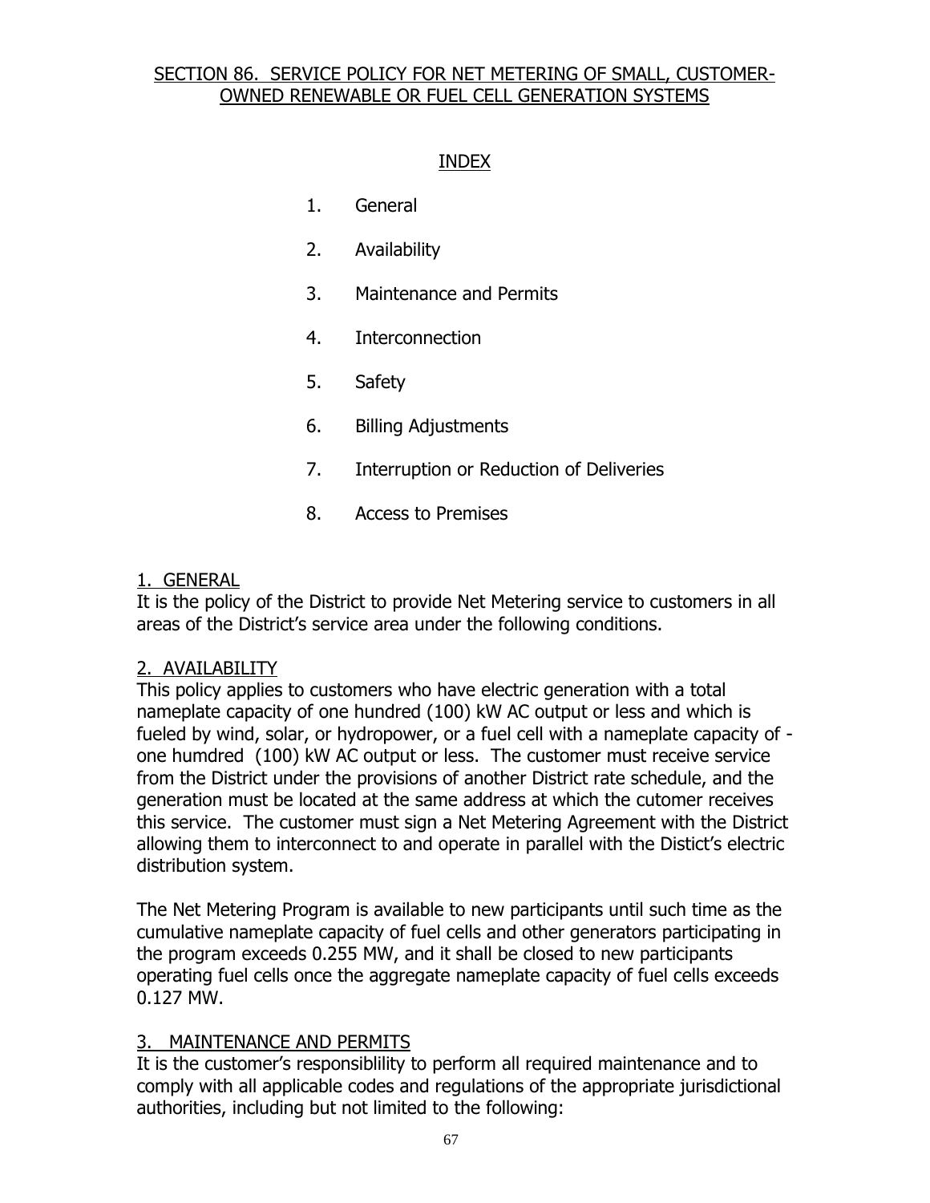SECTION 86. SERVICE POLICY FOR NET METERING OF SMALL, CUSTOMER-OWNED RENEWABLE OR FUEL CELL GENERATION SYSTEMS

INDEX

1. General
2. Availability
3. Maintenance and Permits
4. Interconnection
5. Safety
6. Billing Adjustments
7. Interruption or Reduction of Deliveries
8. Access to Premises

1. GENERAL

It is the policy of the District to provide Net Metering service to customers in all areas of the District's service area under the following conditions.

2. AVAILABILITY

This policy applies to customers who have electric generation with a total nameplate capacity of one hundred (100) kW AC output or less and which is fueled by wind, solar, or hydropower, or a fuel cell with a nameplate capacity of - one humdred (100) kW AC output or less. The customer must receive service from the District under the provisions of another District rate schedule, and the generation must be located at the same address at which the cutomer receives this service. The customer must sign a Net Metering Agreement with the District allowing them to interconnect to and operate in parallel with the Distict's electric distribution system.

The Net Metering Program is available to new participants until such time as the cumulative nameplate capacity of fuel cells and other generators participating in the program exceeds 0.255 MW, and it shall be closed to new participants operating fuel cells once the aggregate nameplate capacity of fuel cells exceeds 0.127 MW.

3. MAINTENANCE AND PERMITS

It is the customer's responsiblility to perform all required maintenance and to comply with all applicable codes and regulations of the appropriate jurisdictional authorities, including but not limited to the following: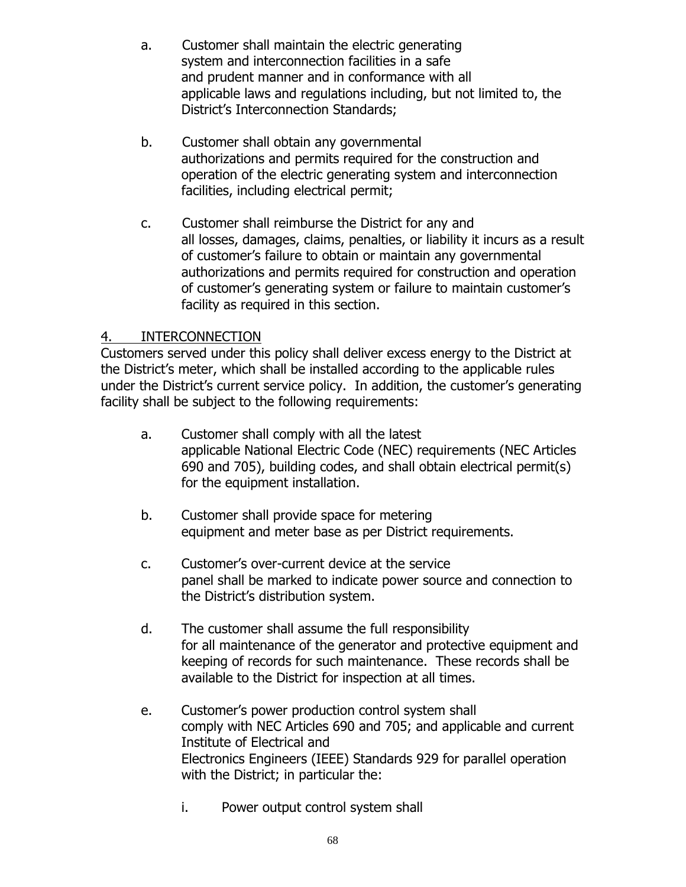a. Customer shall maintain the electric generating system and interconnection facilities in a safe and prudent manner and in conformance with all applicable laws and regulations including, but not limited to, the District's Interconnection Standards;

b. Customer shall obtain any governmental authorizations and permits required for the construction and operation of the electric generating system and interconnection facilities, including electrical permit;

c. Customer shall reimburse the District for any and all losses, damages, claims, penalties, or liability it incurs as a result of customer's failure to obtain or maintain any governmental authorizations and permits required for construction and operation of customer's generating system or failure to maintain customer's facility as required in this section.

## 4. INTERCONNECTION

Customers served under this policy shall deliver excess energy to the District at the District's meter, which shall be installed according to the applicable rules under the District's current service policy. In addition, the customer's generating facility shall be subject to the following requirements:

a. Customer shall comply with all the latest applicable National Electric Code (NEC) requirements (NEC Articles 690 and 705), building codes, and shall obtain electrical permit(s) for the equipment installation.

b. Customer shall provide space for metering equipment and meter base as per District requirements.

c. Customer's over-current device at the service panel shall be marked to indicate power source and connection to the District's distribution system.

d. The customer shall assume the full responsibility for all maintenance of the generator and protective equipment and keeping of records for such maintenance. These records shall be available to the District for inspection at all times.

e. Customer's power production control system shall comply with NEC Articles 690 and 705; and applicable and current Institute of Electrical and Electronics Engineers (IEEE) Standards 929 for parallel operation with the District; in particular the:

   i. Power output control system shall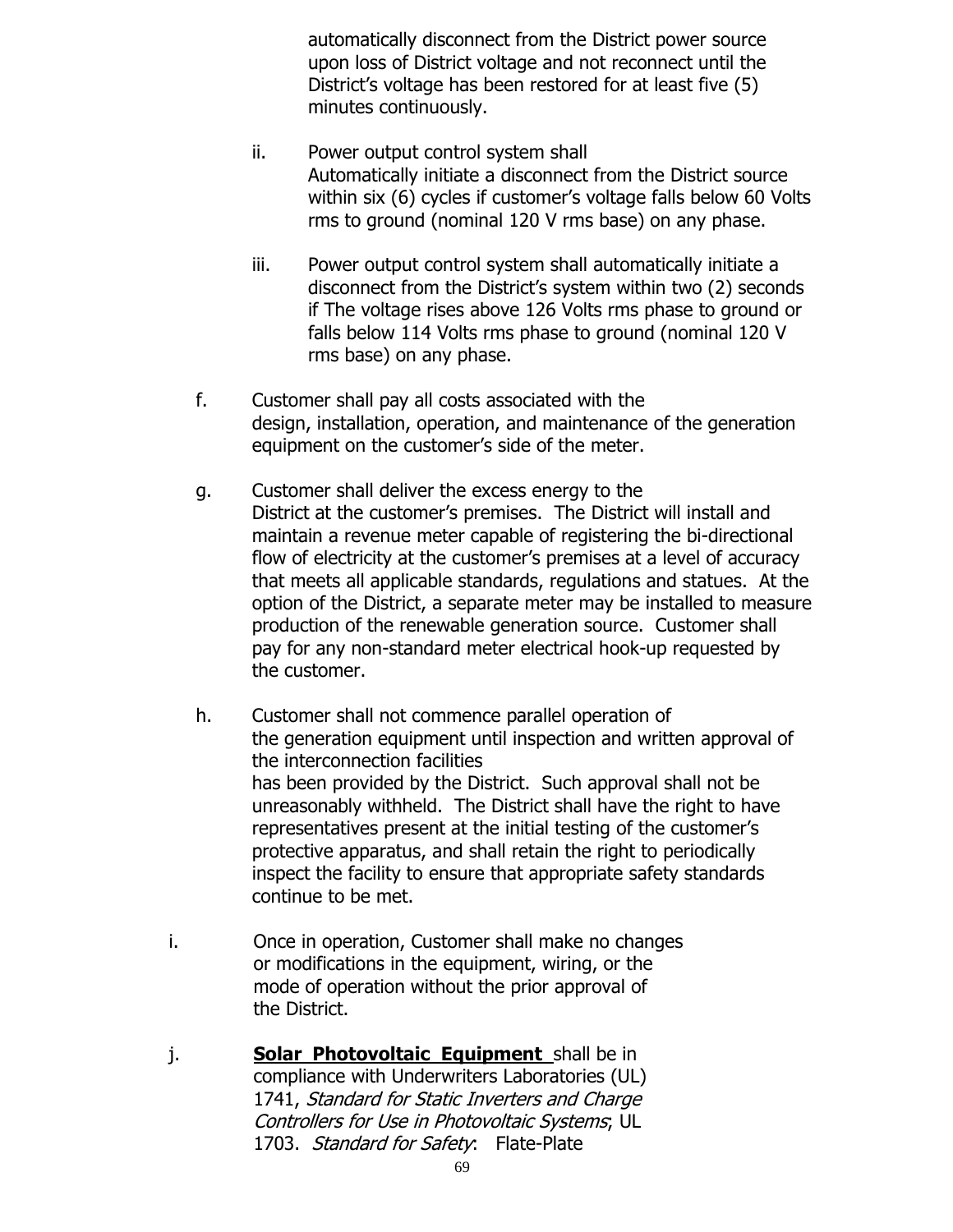automatically disconnect from the District power source upon loss of District voltage and not reconnect until the District's voltage has been restored for at least five (5) minutes continuously.

ii. Power output control system shall Automatically initiate a disconnect from the District source within six (6) cycles if customer's voltage falls below 60 Volts rms to ground (nominal 120 V rms base) on any phase.

iii. Power output control system shall automatically initiate a disconnect from the District's system within two (2) seconds if The voltage rises above 126 Volts rms phase to ground or falls below 114 Volts rms phase to ground (nominal 120 V rms base) on any phase.

f. Customer shall pay all costs associated with the design, installation, operation, and maintenance of the generation equipment on the customer's side of the meter.

g. Customer shall deliver the excess energy to the District at the customer's premises. The District will install and maintain a revenue meter capable of registering the bi-directional flow of electricity at the customer's premises at a level of accuracy that meets all applicable standards, regulations and statues. At the option of the District, a separate meter may be installed to measure production of the renewable generation source. Customer shall pay for any non-standard meter electrical hook-up requested by the customer.

h. Customer shall not commence parallel operation of the generation equipment until inspection and written approval of the interconnection facilities has been provided by the District. Such approval shall not be unreasonably withheld. The District shall have the right to have representatives present at the initial testing of the customer's protective apparatus, and shall retain the right to periodically inspect the facility to ensure that appropriate safety standards continue to be met.

i. Once in operation, Customer shall make no changes or modifications in the equipment, wiring, or the mode of operation without the prior approval of the District.

j. **Solar Photovoltaic Equipment** shall be in compliance with Underwriters Laboratories (UL) 1741, *Standard for Static Inverters and Charge Controllers for Use in Photovoltaic Systems*; UL 1703. *Standard for Safety*: Flate-Plate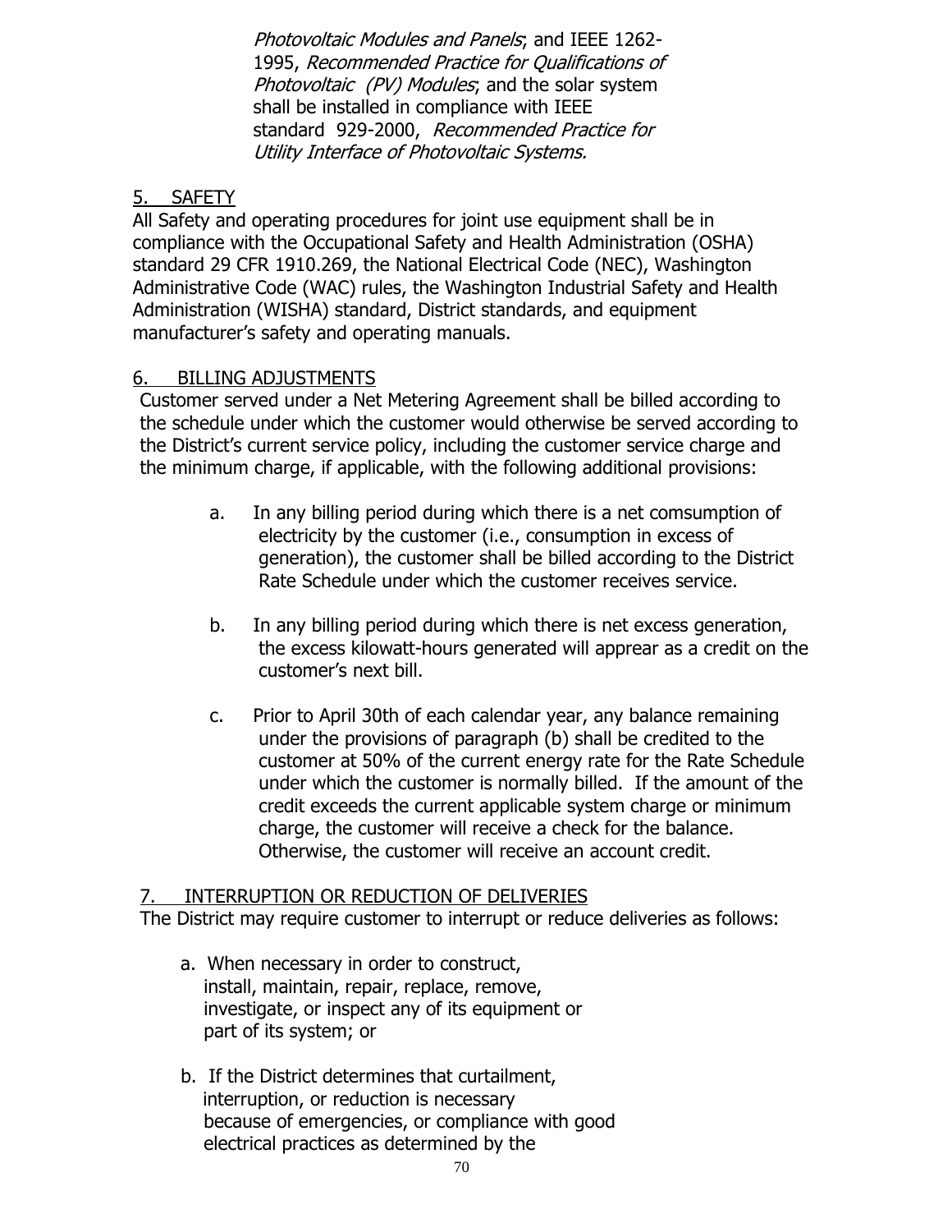*Photovoltaic Modules and Panels*; and IEEE 1262-1995, *Recommended Practice for Qualifications of Photovoltaic (PV) Modules*; and the solar system shall be installed in compliance with IEEE standard 929-2000, *Recommended Practice for Utility Interface of Photovoltaic Systems.*

## 5. SAFETY

All Safety and operating procedures for joint use equipment shall be in compliance with the Occupational Safety and Health Administration (OSHA) standard 29 CFR 1910.269, the National Electrical Code (NEC), Washington Administrative Code (WAC) rules, the Washington Industrial Safety and Health Administration (WISHA) standard, District standards, and equipment manufacturer's safety and operating manuals.

## 6. BILLING ADJUSTMENTS

Customer served under a Net Metering Agreement shall be billed according to the schedule under which the customer would otherwise be served according to the District's current service policy, including the customer service charge and the minimum charge, if applicable, with the following additional provisions:

a. In any billing period during which there is a net comsumption of electricity by the customer (i.e., consumption in excess of generation), the customer shall be billed according to the District Rate Schedule under which the customer receives service.

b. In any billing period during which there is net excess generation, the excess kilowatt-hours generated will apprear as a credit on the customer's next bill.

c. Prior to April 30th of each calendar year, any balance remaining under the provisions of paragraph (b) shall be credited to the customer at 50% of the current energy rate for the Rate Schedule under which the customer is normally billed. If the amount of the credit exceeds the current applicable system charge or minimum charge, the customer will receive a check for the balance. Otherwise, the customer will receive an account credit.

## 7. INTERRUPTION OR REDUCTION OF DELIVERIES

The District may require customer to interrupt or reduce deliveries as follows:

a. When necessary in order to construct, install, maintain, repair, replace, remove, investigate, or inspect any of its equipment or part of its system; or

b. If the District determines that curtailment, interruption, or reduction is necessary because of emergencies, or compliance with good electrical practices as determined by the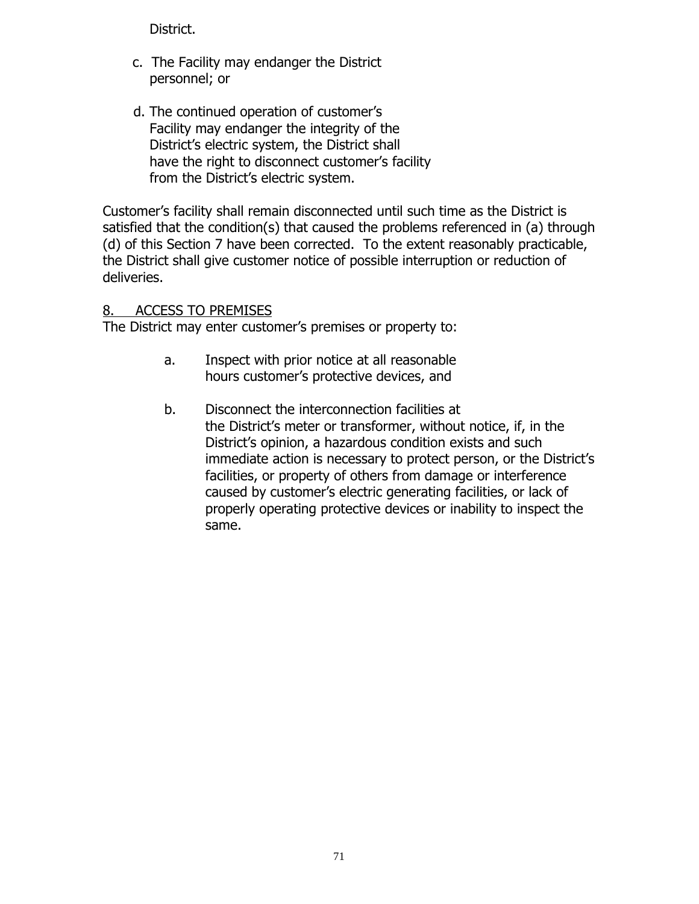District.

c. The Facility may endanger the District personnel; or

d. The continued operation of customer's Facility may endanger the integrity of the District's electric system, the District shall have the right to disconnect customer's facility from the District's electric system.

Customer's facility shall remain disconnected until such time as the District is satisfied that the condition(s) that caused the problems referenced in (a) through (d) of this Section 7 have been corrected. To the extent reasonably practicable, the District shall give customer notice of possible interruption or reduction of deliveries.

## 8. ACCESS TO PREMISES

The District may enter customer's premises or property to:

a. Inspect with prior notice at all reasonable hours customer's protective devices, and

b. Disconnect the interconnection facilities at the District's meter or transformer, without notice, if, in the District's opinion, a hazardous condition exists and such immediate action is necessary to protect person, or the District's facilities, or property of others from damage or interference caused by customer's electric generating facilities, or lack of properly operating protective devices or inability to inspect the same.